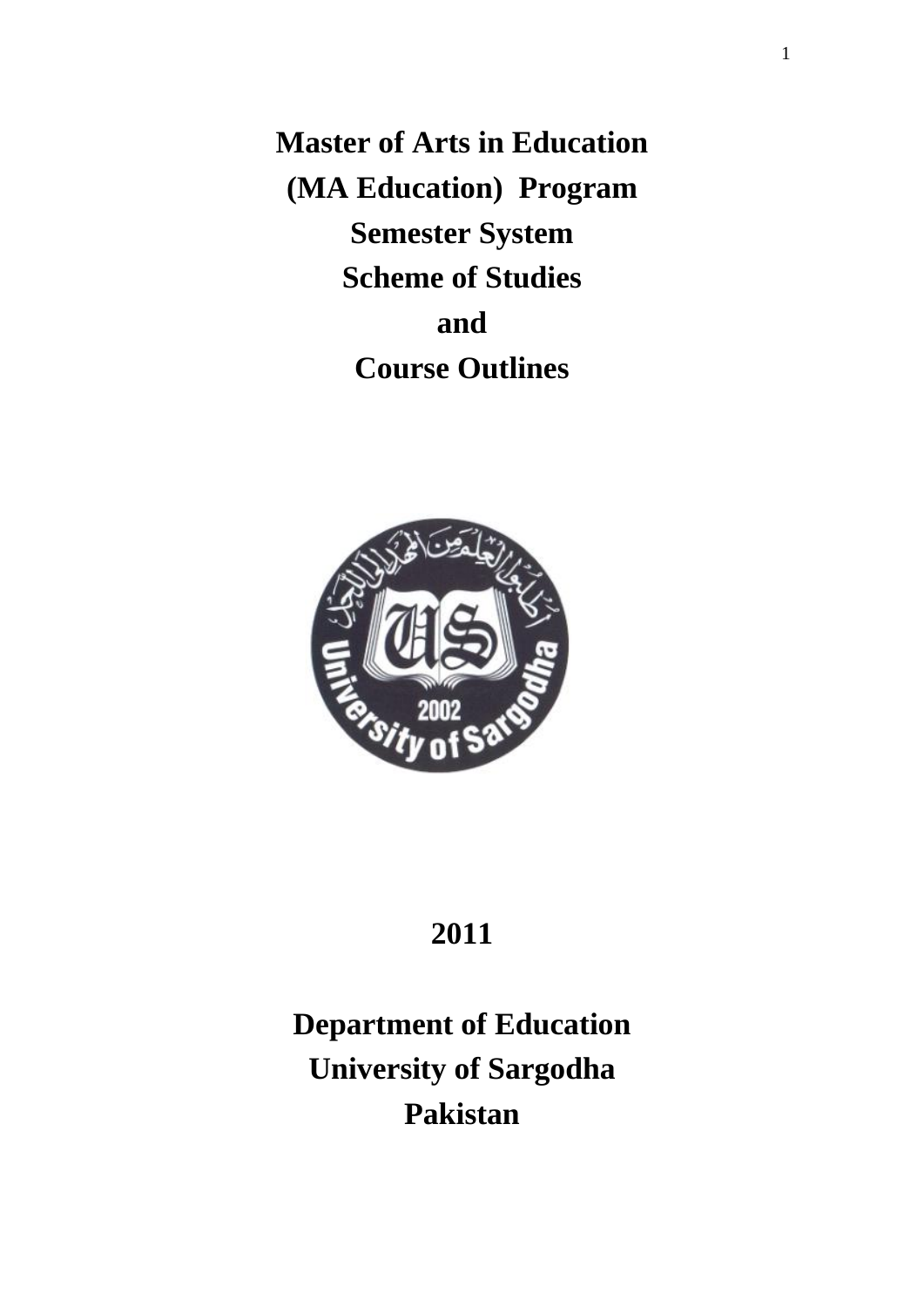# Master of Arts in Education

## (MA Education) Program

## Semester System

## Scheme of Studies

## and

## Course Outlines

**2011**

**Department of Education**

**University of Sargodha**

**Pakistan**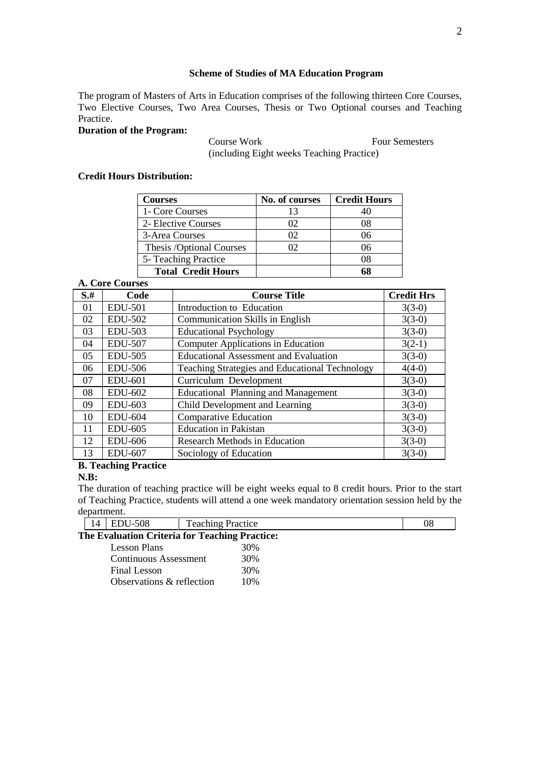### Scheme of Studies of MA Education Program

The program of Masters of Arts in Education comprises of the following thirteen Core Courses, Two Elective Courses, Two Area Courses, Thesis or Two Optional courses and Teaching Practice.

**Duration of the Program:**

Course Work Four Semesters
(including Eight weeks Teaching Practice)

**Credit Hours Distribution:**

| Courses | No. of courses | Credit Hours |
|---|---|---|
| 1- Core Courses | 13 | 40 |
| 2- Elective Courses | 02 | 08 |
| 3-Area Courses | 02 | 06 |
| Thesis /Optional Courses | 02 | 06 |
| 5- Teaching Practice | | 08 |
| **Total Credit Hours** | | **68** |

**A. Core Courses**

| S.# | Code | Course Title | Credit Hrs |
|---|---|---|---|
| 01 | EDU-501 | Introduction to Education | 3(3-0) |
| 02 | EDU-502 | Communication Skills in English | 3(3-0) |
| 03 | EDU-503 | Educational Psychology | 3(3-0) |
| 04 | EDU-507 | Computer Applications in Education | 3(2-1) |
| 05 | EDU-505 | Educational Assessment and Evaluation | 3(3-0) |
| 06 | EDU-506 | Teaching Strategies and Educational Technology | 4(4-0) |
| 07 | EDU-601 | Curriculum Development | 3(3-0) |
| 08 | EDU-602 | Educational Planning and Management | 3(3-0) |
| 09 | EDU-603 | Child Development and Learning | 3(3-0) |
| 10 | EDU-604 | Comparative Education | 3(3-0) |
| 11 | EDU-605 | Education in Pakistan | 3(3-0) |
| 12 | EDU-606 | Research Methods in Education | 3(3-0) |
| 13 | EDU-607 | Sociology of Education | 3(3-0) |

**B. Teaching Practice**

**N.B:**

The duration of teaching practice will be eight weeks equal to 8 credit hours. Prior to the start of Teaching Practice, students will attend a one week mandatory orientation session held by the department.

| 14 | EDU-508 | Teaching Practice | 08 |
|---|---|---|---|

**The Evaluation Criteria for Teaching Practice:**

| | |
|---|---|
| Lesson Plans | 30% |
| Continuous Assessment | 30% |
| Final Lesson | 30% |
| Observations & reflection | 10% |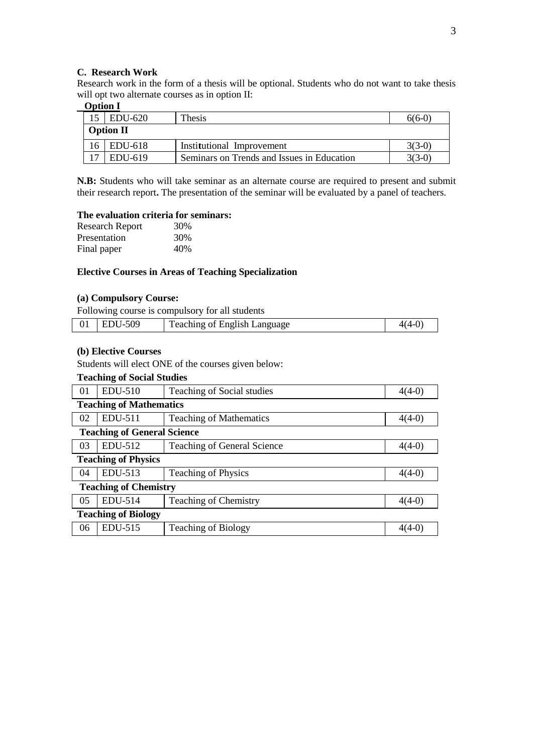### C. Research Work

Research work in the form of a thesis will be optional. Students who do not want to take thesis will opt two alternate courses as in option II:

**Option I**

| | | | |
|---|---|---|---|
| 15 | EDU-620 | Thesis | 6(6-0) |
| **Option II** | | | |
| 16 | EDU-618 | Institutional Improvement | 3(3-0) |
| 17 | EDU-619 | Seminars on Trends and Issues in Education | 3(3-0) |

**N.B:** Students who will take seminar as an alternate course are required to present and submit their research report**.** The presentation of the seminar will be evaluated by a panel of teachers.

**The evaluation criteria for seminars:**

| | |
|---|---|
| Research Report | 30% |
| Presentation | 30% |
| Final paper | 40% |

### Elective Courses in Areas of Teaching Specialization

**(a) Compulsory Course:**

Following course is compulsory for all students

| | | | |
|---|---|---|---|
| 01 | EDU-509 | Teaching of English Language | 4(4-0) |

**(b) Elective Courses**

Students will elect ONE of the courses given below:

| | | | |
|---|---|---|---|
| **Teaching of Social Studies** | | | |
| 01 | EDU-510 | Teaching of Social studies | 4(4-0) |
| **Teaching of Mathematics** | | | |
| 02 | EDU-511 | Teaching of Mathematics | 4(4-0) |
| **Teaching of General Science** | | | |
| 03 | EDU-512 | Teaching of General Science | 4(4-0) |
| **Teaching of Physics** | | | |
| 04 | EDU-513 | Teaching of Physics | 4(4-0) |
| **Teaching of Chemistry** | | | |
| 05 | EDU-514 | Teaching of Chemistry | 4(4-0) |
| **Teaching of Biology** | | | |
| 06 | EDU-515 | Teaching of Biology | 4(4-0) |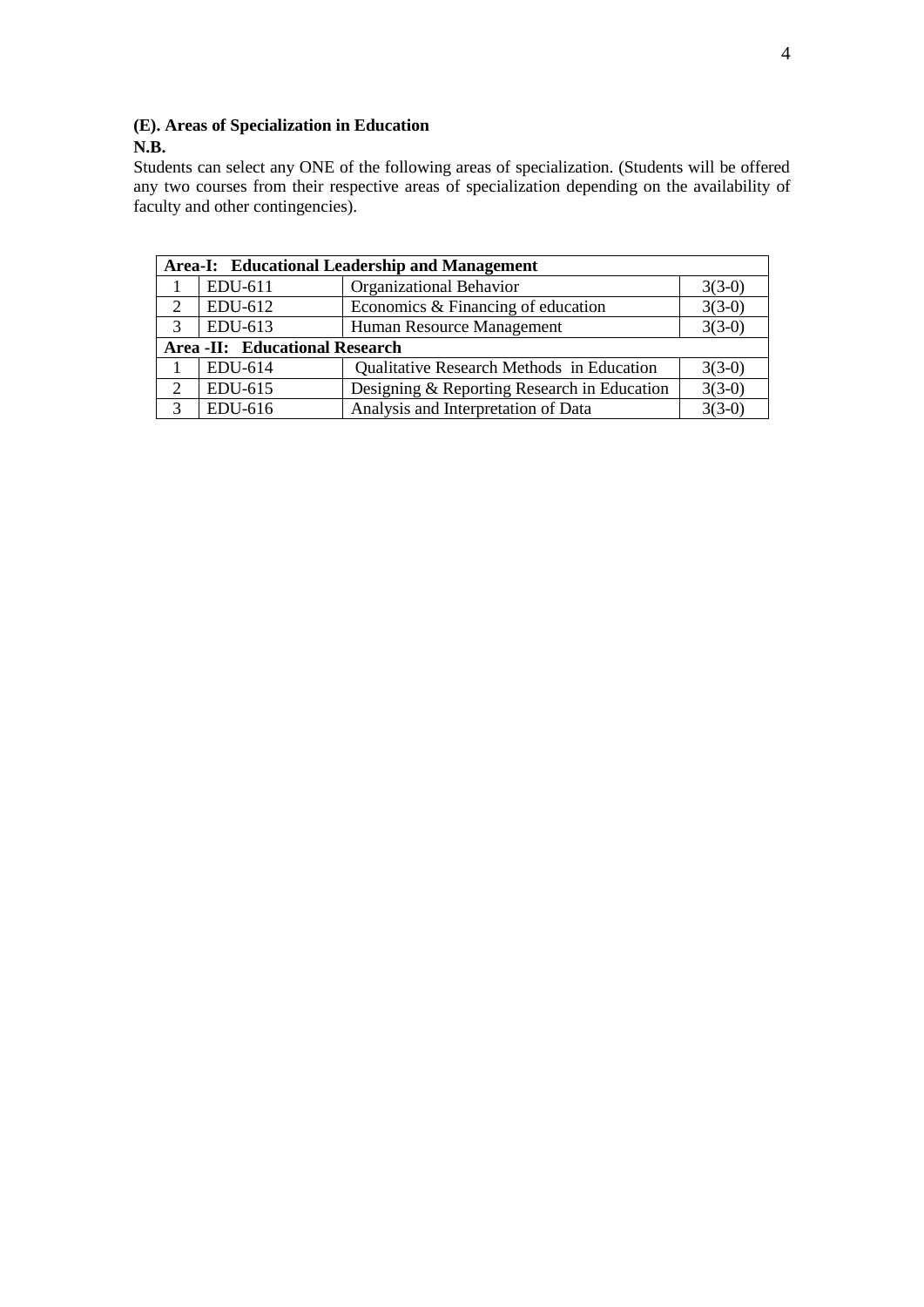### (E). Areas of Specialization in Education

**N.B.**

Students can select any ONE of the following areas of specialization. (Students will be offered any two courses from their respective areas of specialization depending on the availability of faculty and other contingencies).

| **Area-I: Educational Leadership and Management** | | | |
|---|---|---|---|
| 1 | EDU-611 | Organizational Behavior | 3(3-0) |
| 2 | EDU-612 | Economics & Financing of education | 3(3-0) |
| 3 | EDU-613 | Human Resource Management | 3(3-0) |
| **Area -II: Educational Research** | | | |
| 1 | EDU-614 | Qualitative Research Methods in Education | 3(3-0) |
| 2 | EDU-615 | Designing & Reporting Research in Education | 3(3-0) |
| 3 | EDU-616 | Analysis and Interpretation of Data | 3(3-0) |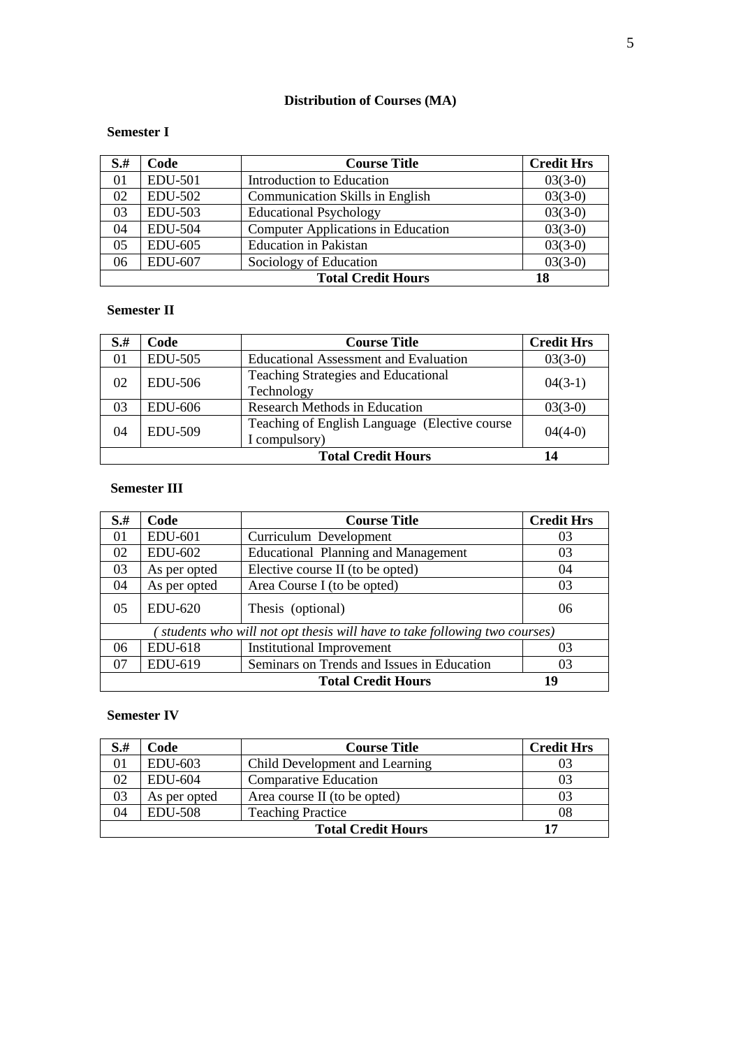## Distribution of Courses (MA)

### Semester I

| S.# | Code | Course Title | Credit Hrs |
|---|---|---|---|
| 01 | EDU-501 | Introduction to Education | 03(3-0) |
| 02 | EDU-502 | Communication Skills in English | 03(3-0) |
| 03 | EDU-503 | Educational Psychology | 03(3-0) |
| 04 | EDU-504 | Computer Applications in Education | 03(3-0) |
| 05 | EDU-605 | Education in Pakistan | 03(3-0) |
| 06 | EDU-607 | Sociology of Education | 03(3-0) |
| | | **Total Credit Hours** | **18** |

### Semester II

| S.# | Code | Course Title | Credit Hrs |
|---|---|---|---|
| 01 | EDU-505 | Educational Assessment and Evaluation | 03(3-0) |
| 02 | EDU-506 | Teaching Strategies and Educational Technology | 04(3-1) |
| 03 | EDU-606 | Research Methods in Education | 03(3-0) |
| 04 | EDU-509 | Teaching of English Language (Elective course I compulsory) | 04(4-0) |
| | | **Total Credit Hours** | **14** |

### Semester III

| S.# | Code | Course Title | Credit Hrs |
|---|---|---|---|
| 01 | EDU-601 | Curriculum Development | 03 |
| 02 | EDU-602 | Educational Planning and Management | 03 |
| 03 | As per opted | Elective course II (to be opted) | 04 |
| 04 | As per opted | Area Course I (to be opted) | 03 |
| 05 | EDU-620 | Thesis (optional) | 06 |
| *( students who will not opt thesis will have to take following two courses)* | | | |
| 06 | EDU-618 | Institutional Improvement | 03 |
| 07 | EDU-619 | Seminars on Trends and Issues in Education | 03 |
| | | **Total Credit Hours** | **19** |

### Semester IV

| S.# | Code | Course Title | Credit Hrs |
|---|---|---|---|
| 01 | EDU-603 | Child Development and Learning | 03 |
| 02 | EDU-604 | Comparative Education | 03 |
| 03 | As per opted | Area course II (to be opted) | 03 |
| 04 | EDU-508 | Teaching Practice | 08 |
| | | **Total Credit Hours** | **17** |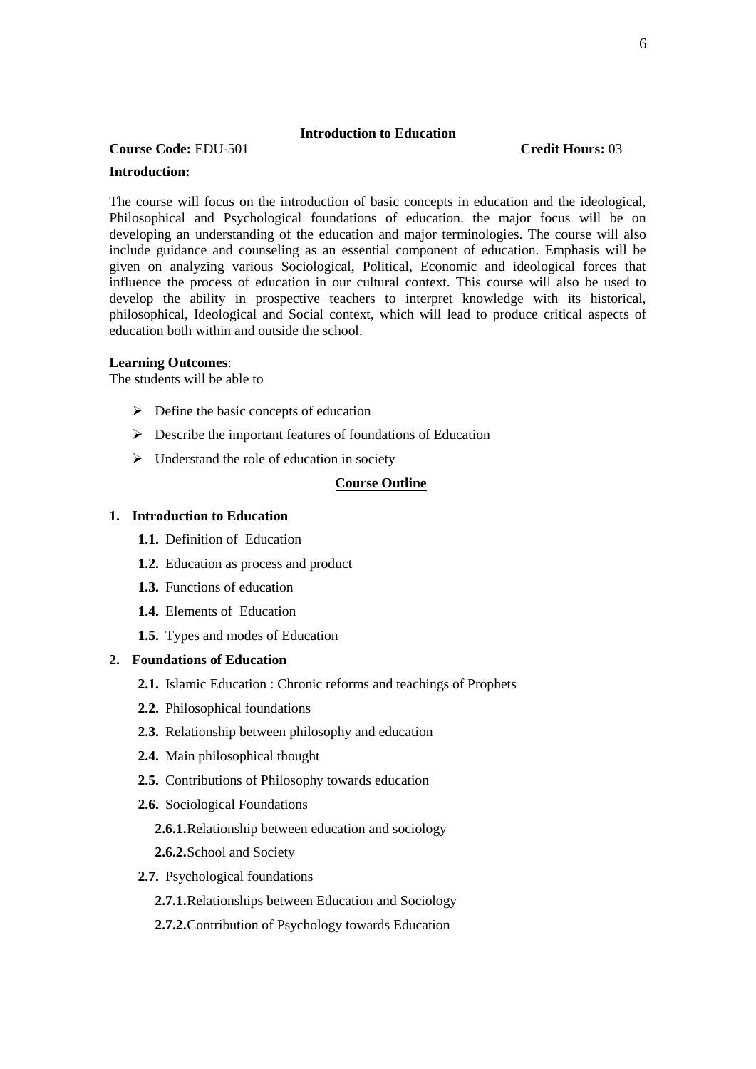## Introduction to Education

**Course Code:** EDU-501 **Credit Hours:** 03

**Introduction:**

The course will focus on the introduction of basic concepts in education and the ideological, Philosophical and Psychological foundations of education. the major focus will be on developing an understanding of the education and major terminologies. The course will also include guidance and counseling as an essential component of education. Emphasis will be given on analyzing various Sociological, Political, Economic and ideological forces that influence the process of education in our cultural context. This course will also be used to develop the ability in prospective teachers to interpret knowledge with its historical, philosophical, Ideological and Social context, which will lead to produce critical aspects of education both within and outside the school.

**Learning Outcomes**:
The students will be able to

- Define the basic concepts of education
- Describe the important features of foundations of Education
- Understand the role of education in society

**Course Outline**

**1. Introduction to Education**

- **1.1.** Definition of Education
- **1.2.** Education as process and product
- **1.3.** Functions of education
- **1.4.** Elements of Education
- **1.5.** Types and modes of Education

**2. Foundations of Education**

- **2.1.** Islamic Education : Chronic reforms and teachings of Prophets
- **2.2.** Philosophical foundations
- **2.3.** Relationship between philosophy and education
- **2.4.** Main philosophical thought
- **2.5.** Contributions of Philosophy towards education
- **2.6.** Sociological Foundations
  - **2.6.1.** Relationship between education and sociology
  - **2.6.2.** School and Society
- **2.7.** Psychological foundations
  - **2.7.1.** Relationships between Education and Sociology
  - **2.7.2.** Contribution of Psychology towards Education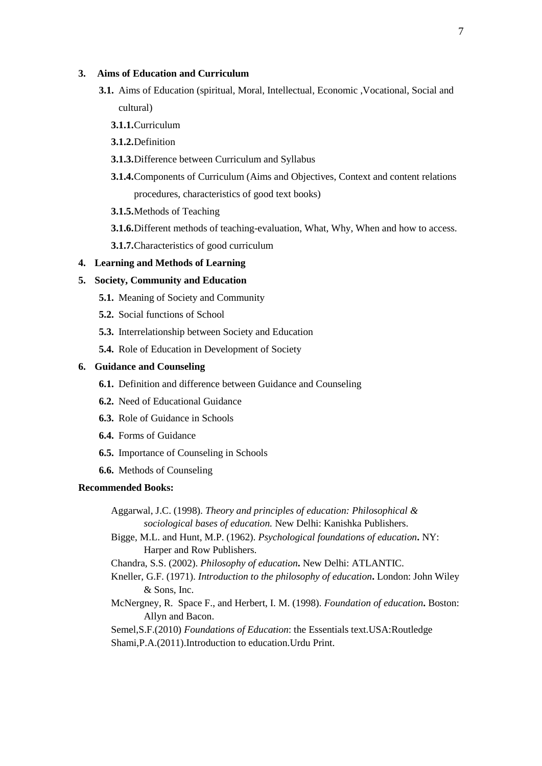**3. Aims of Education and Curriculum**

- **3.1.** Aims of Education (spiritual, Moral, Intellectual, Economic ,Vocational, Social and cultural)
  - **3.1.1.** Curriculum
  - **3.1.2.** Definition
  - **3.1.3.** Difference between Curriculum and Syllabus
  - **3.1.4.** Components of Curriculum (Aims and Objectives, Context and content relations procedures, characteristics of good text books)
  - **3.1.5.** Methods of Teaching
  - **3.1.6.** Different methods of teaching-evaluation, What, Why, When and how to access.
  - **3.1.7.** Characteristics of good curriculum

**4. Learning and Methods of Learning**

**5. Society, Community and Education**

- **5.1.** Meaning of Society and Community
- **5.2.** Social functions of School
- **5.3.** Interrelationship between Society and Education
- **5.4.** Role of Education in Development of Society

**6. Guidance and Counseling**

- **6.1.** Definition and difference between Guidance and Counseling
- **6.2.** Need of Educational Guidance
- **6.3.** Role of Guidance in Schools
- **6.4.** Forms of Guidance
- **6.5.** Importance of Counseling in Schools
- **6.6.** Methods of Counseling

**Recommended Books:**

Aggarwal, J.C. (1998). *Theory and principles of education: Philosophical & sociological bases of education.* New Delhi: Kanishka Publishers.

Bigge, M.L. and Hunt, M.P. (1962). *Psychological foundations of education***.** NY: Harper and Row Publishers.

Chandra, S.S. (2002). *Philosophy of education***.** New Delhi: ATLANTIC.

Kneller, G.F. (1971). *Introduction to the philosophy of education***.** London: John Wiley & Sons, Inc.

McNergney, R. Space F., and Herbert, I. M. (1998). *Foundation of education***.** Boston: Allyn and Bacon.

Semel,S.F.(2010) *Foundations of Education*: the Essentials text.USA:Routledge

Shami,P.A.(2011).Introduction to education.Urdu Print.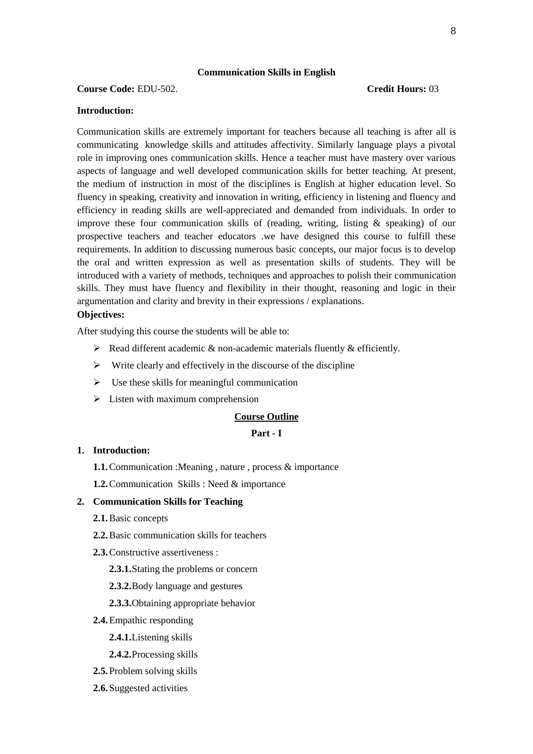## Communication Skills in English

**Course Code:** EDU-502. **Credit Hours:** 03

**Introduction:**

Communication skills are extremely important for teachers because all teaching is after all is communicating knowledge skills and attitudes affectivity. Similarly language plays a pivotal role in improving ones communication skills. Hence a teacher must have mastery over various aspects of language and well developed communication skills for better teaching. At present, the medium of instruction in most of the disciplines is English at higher education level. So fluency in speaking, creativity and innovation in writing, efficiency in listening and fluency and efficiency in reading skills are well-appreciated and demanded from individuals. In order to improve these four communication skills of (reading, writing, listing & speaking) of our prospective teachers and teacher educators .we have designed this course to fulfill these requirements. In addition to discussing numerous basic concepts, our major focus is to develop the oral and written expression as well as presentation skills of students. They will be introduced with a variety of methods, techniques and approaches to polish their communication skills. They must have fluency and flexibility in their thought, reasoning and logic in their argumentation and clarity and brevity in their expressions / explanations.

**Objectives:**

After studying this course the students will be able to:

- Read different academic & non-academic materials fluently & efficiently.
- Write clearly and effectively in the discourse of the discipline
- Use these skills for meaningful communication
- Listen with maximum comprehension

**Course Outline**

**Part - I**

1. **Introduction:**
   - **1.1.** Communication :Meaning , nature , process & importance
   - **1.2.** Communication Skills : Need & importance
2. **Communication Skills for Teaching**
   - **2.1.** Basic concepts
   - **2.2.** Basic communication skills for teachers
   - **2.3.** Constructive assertiveness :
     - **2.3.1.** Stating the problems or concern
     - **2.3.2.** Body language and gestures
     - **2.3.3.** Obtaining appropriate behavior
   - **2.4.** Empathic responding
     - **2.4.1.** Listening skills
     - **2.4.2.** Processing skills
   - **2.5.** Problem solving skills
   - **2.6.** Suggested activities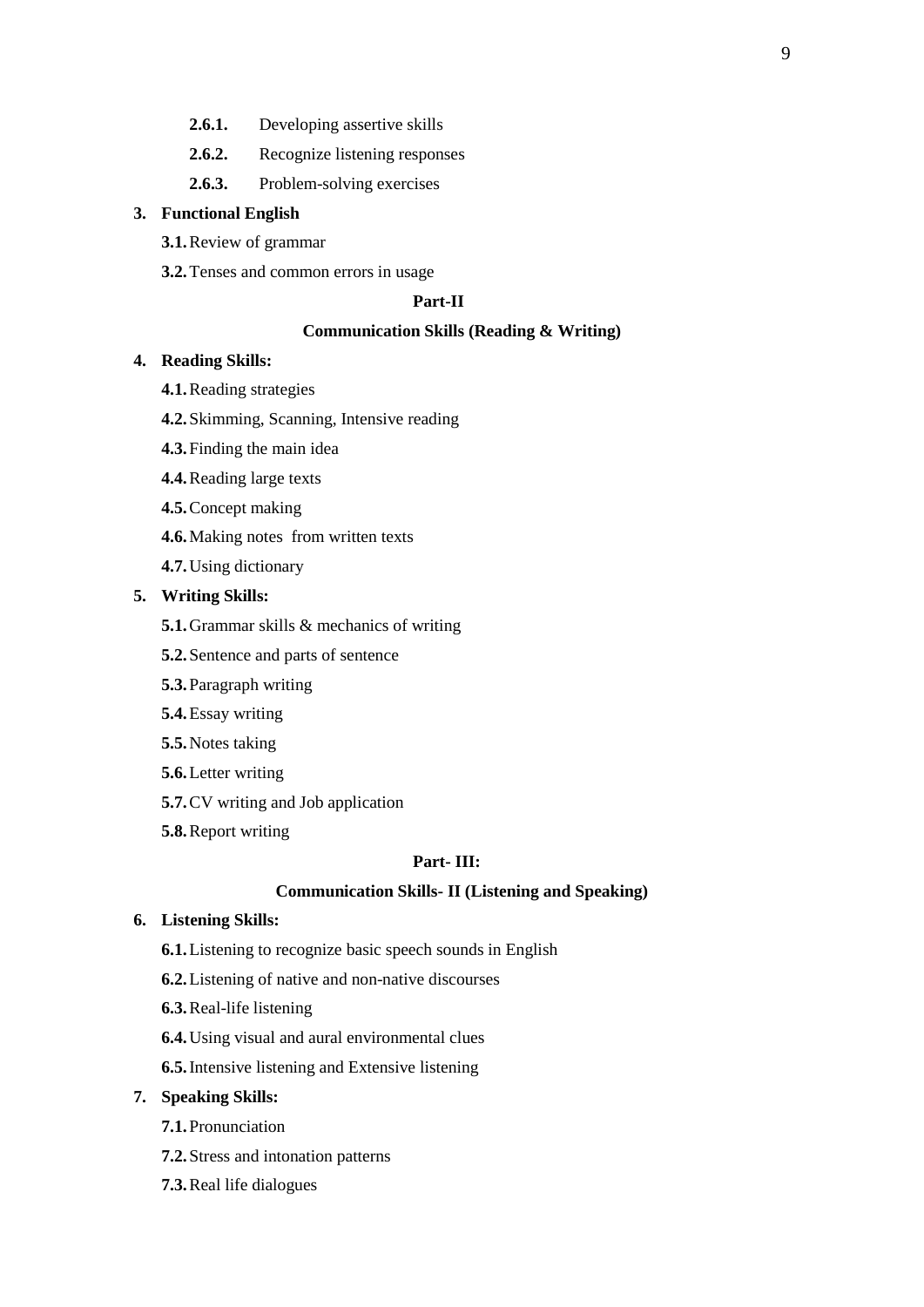- **2.6.1.** Developing assertive skills
- **2.6.2.** Recognize listening responses
- **2.6.3.** Problem-solving exercises

**3. Functional English**

- **3.1.** Review of grammar
- **3.2.** Tenses and common errors in usage

### Part-II

### Communication Skills (Reading & Writing)

**4. Reading Skills:**

- **4.1.** Reading strategies
- **4.2.** Skimming, Scanning, Intensive reading
- **4.3.** Finding the main idea
- **4.4.** Reading large texts
- **4.5.** Concept making
- **4.6.** Making notes from written texts
- **4.7.** Using dictionary

**5. Writing Skills:**

- **5.1.** Grammar skills & mechanics of writing
- **5.2.** Sentence and parts of sentence
- **5.3.** Paragraph writing
- **5.4.** Essay writing
- **5.5.** Notes taking
- **5.6.** Letter writing
- **5.7.** CV writing and Job application
- **5.8.** Report writing

### Part- III:

### Communication Skills- II (Listening and Speaking)

**6. Listening Skills:**

- **6.1.** Listening to recognize basic speech sounds in English
- **6.2.** Listening of native and non-native discourses
- **6.3.** Real-life listening
- **6.4.** Using visual and aural environmental clues
- **6.5.** Intensive listening and Extensive listening

**7. Speaking Skills:**

- **7.1.** Pronunciation
- **7.2.** Stress and intonation patterns
- **7.3.** Real life dialogues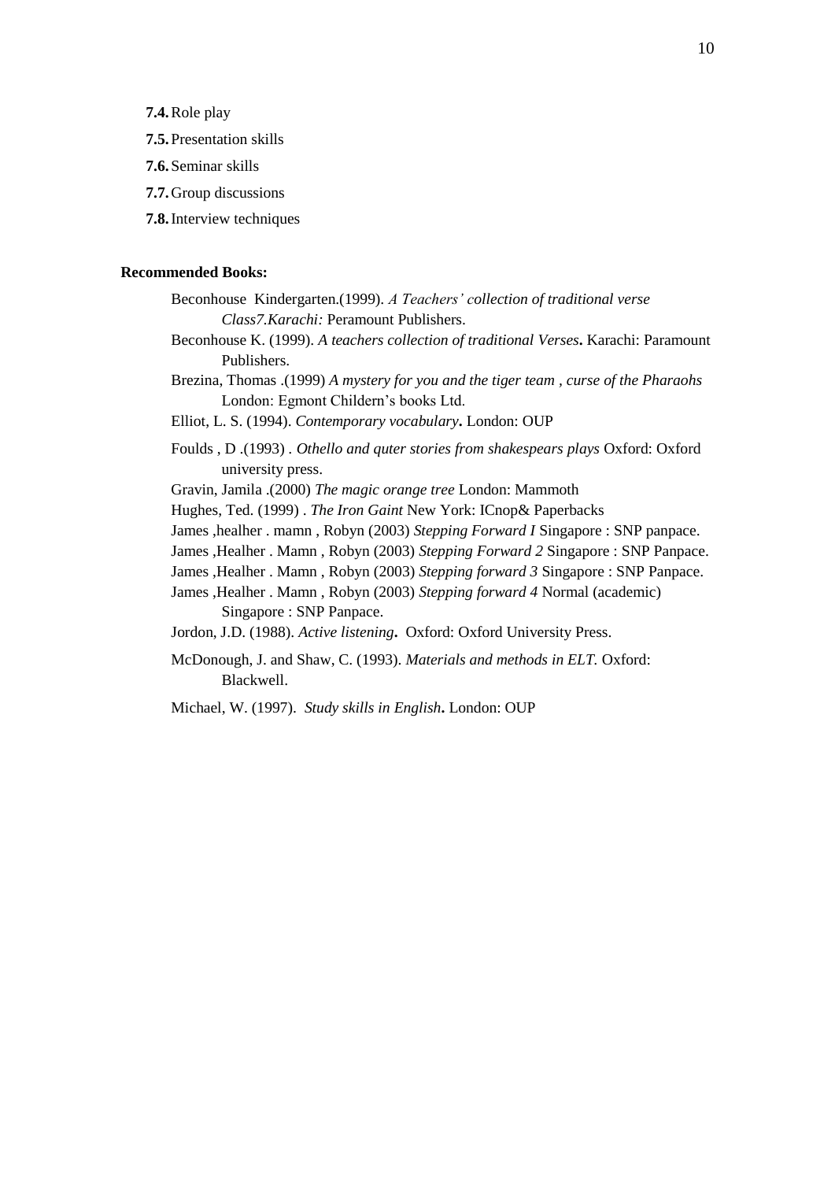**7.4.** Role play

**7.5.** Presentation skills

**7.6.** Seminar skills

**7.7.** Group discussions

**7.8.** Interview techniques

**Recommended Books:**

Beconhouse Kindergarten.(1999). *A Teachers' collection of traditional verse Class7.Karachi:* Peramount Publishers.

Beconhouse K. (1999). *A teachers collection of traditional Verses***.** Karachi: Paramount Publishers.

Brezina, Thomas .(1999) *A mystery for you and the tiger team , curse of the Pharaohs* London: Egmont Childern's books Ltd.

Elliot, L. S. (1994). *Contemporary vocabulary***.** London: OUP

Foulds , D .(1993) . *Othello and quter stories from shakespears plays* Oxford: Oxford university press.

Gravin, Jamila .(2000) *The magic orange tree* London: Mammoth

Hughes, Ted. (1999) . *The Iron Gaint* New York: ICnop& Paperbacks

James ,healher . mamn , Robyn (2003) *Stepping Forward I* Singapore : SNP panpace.

James ,Healher . Mamn , Robyn (2003) *Stepping Forward 2* Singapore : SNP Panpace.

James ,Healher . Mamn , Robyn (2003) *Stepping forward 3* Singapore : SNP Panpace.

James ,Healher . Mamn , Robyn (2003) *Stepping forward 4* Normal (academic) Singapore : SNP Panpace.

Jordon, J.D. (1988). *Active listening***.** Oxford: Oxford University Press.

McDonough, J. and Shaw, C. (1993). *Materials and methods in ELT.* Oxford: Blackwell.

Michael, W. (1997). *Study skills in English***.** London: OUP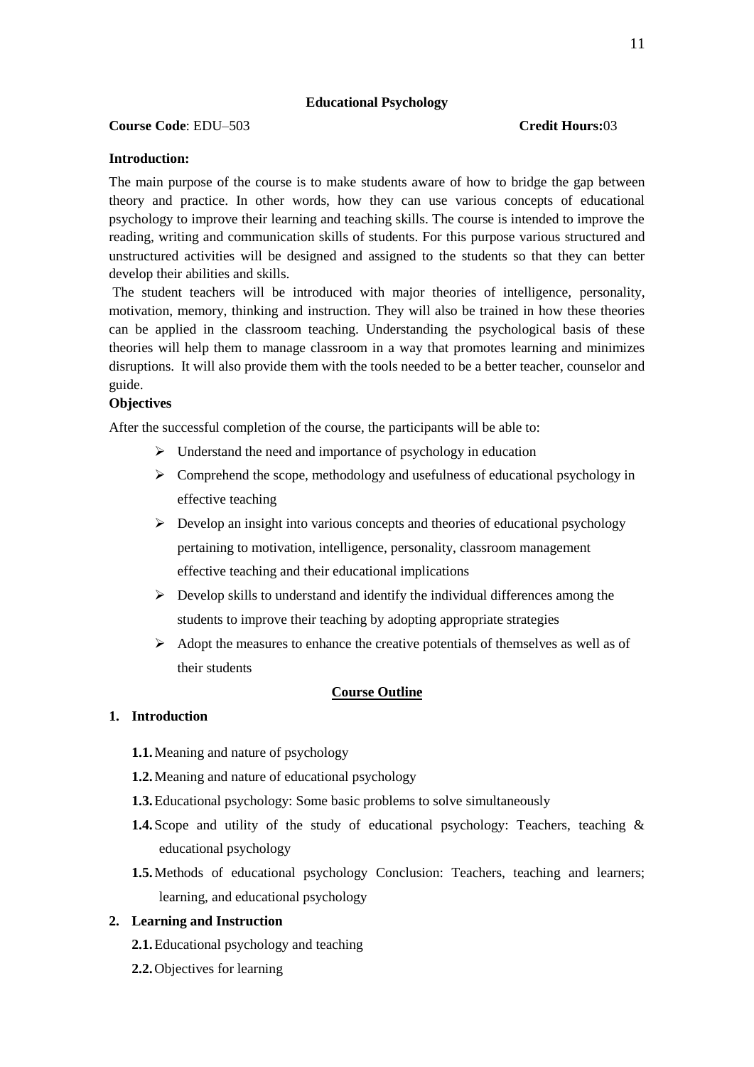## Educational Psychology

**Course Code**: EDU–503 **Credit Hours:**03

**Introduction:**

The main purpose of the course is to make students aware of how to bridge the gap between theory and practice. In other words, how they can use various concepts of educational psychology to improve their learning and teaching skills. The course is intended to improve the reading, writing and communication skills of students. For this purpose various structured and unstructured activities will be designed and assigned to the students so that they can better develop their abilities and skills.

The student teachers will be introduced with major theories of intelligence, personality, motivation, memory, thinking and instruction. They will also be trained in how these theories can be applied in the classroom teaching. Understanding the psychological basis of these theories will help them to manage classroom in a way that promotes learning and minimizes disruptions. It will also provide them with the tools needed to be a better teacher, counselor and guide.

**Objectives**

After the successful completion of the course, the participants will be able to:

- Understand the need and importance of psychology in education
- Comprehend the scope, methodology and usefulness of educational psychology in effective teaching
- Develop an insight into various concepts and theories of educational psychology pertaining to motivation, intelligence, personality, classroom management effective teaching and their educational implications
- Develop skills to understand and identify the individual differences among the students to improve their teaching by adopting appropriate strategies
- Adopt the measures to enhance the creative potentials of themselves as well as of their students

### Course Outline

**1. Introduction**

- **1.1.** Meaning and nature of psychology
- **1.2.** Meaning and nature of educational psychology
- **1.3.** Educational psychology: Some basic problems to solve simultaneously
- **1.4.** Scope and utility of the study of educational psychology: Teachers, teaching & educational psychology
- **1.5.** Methods of educational psychology Conclusion: Teachers, teaching and learners; learning, and educational psychology

**2. Learning and Instruction**

- **2.1.** Educational psychology and teaching
- **2.2.** Objectives for learning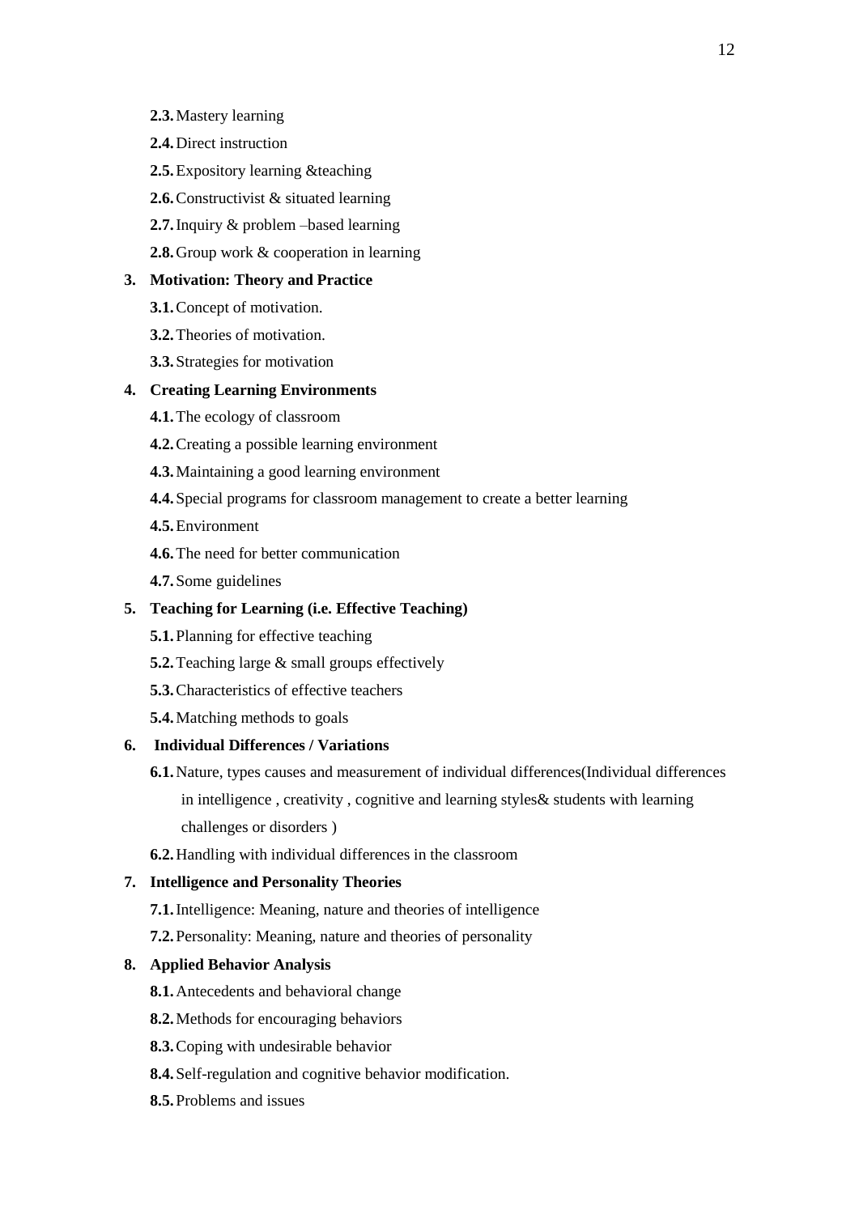- **2.3.** Mastery learning
- **2.4.** Direct instruction
- **2.5.** Expository learning &teaching
- **2.6.** Constructivist & situated learning
- **2.7.** Inquiry & problem –based learning
- **2.8.** Group work & cooperation in learning

**3. Motivation: Theory and Practice**

- **3.1.** Concept of motivation.
- **3.2.** Theories of motivation.
- **3.3.** Strategies for motivation

**4. Creating Learning Environments**

- **4.1.** The ecology of classroom
- **4.2.** Creating a possible learning environment
- **4.3.** Maintaining a good learning environment
- **4.4.** Special programs for classroom management to create a better learning
- **4.5.** Environment
- **4.6.** The need for better communication
- **4.7.** Some guidelines

**5. Teaching for Learning (i.e. Effective Teaching)**

- **5.1.** Planning for effective teaching
- **5.2.** Teaching large & small groups effectively
- **5.3.** Characteristics of effective teachers
- **5.4.** Matching methods to goals

**6. Individual Differences / Variations**

- **6.1.** Nature, types causes and measurement of individual differences(Individual differences in intelligence , creativity , cognitive and learning styles& students with learning challenges or disorders )
- **6.2.** Handling with individual differences in the classroom

**7. Intelligence and Personality Theories**

- **7.1.** Intelligence: Meaning, nature and theories of intelligence
- **7.2.** Personality: Meaning, nature and theories of personality

**8. Applied Behavior Analysis**

- **8.1.** Antecedents and behavioral change
- **8.2.** Methods for encouraging behaviors
- **8.3.** Coping with undesirable behavior
- **8.4.** Self-regulation and cognitive behavior modification.
- **8.5.** Problems and issues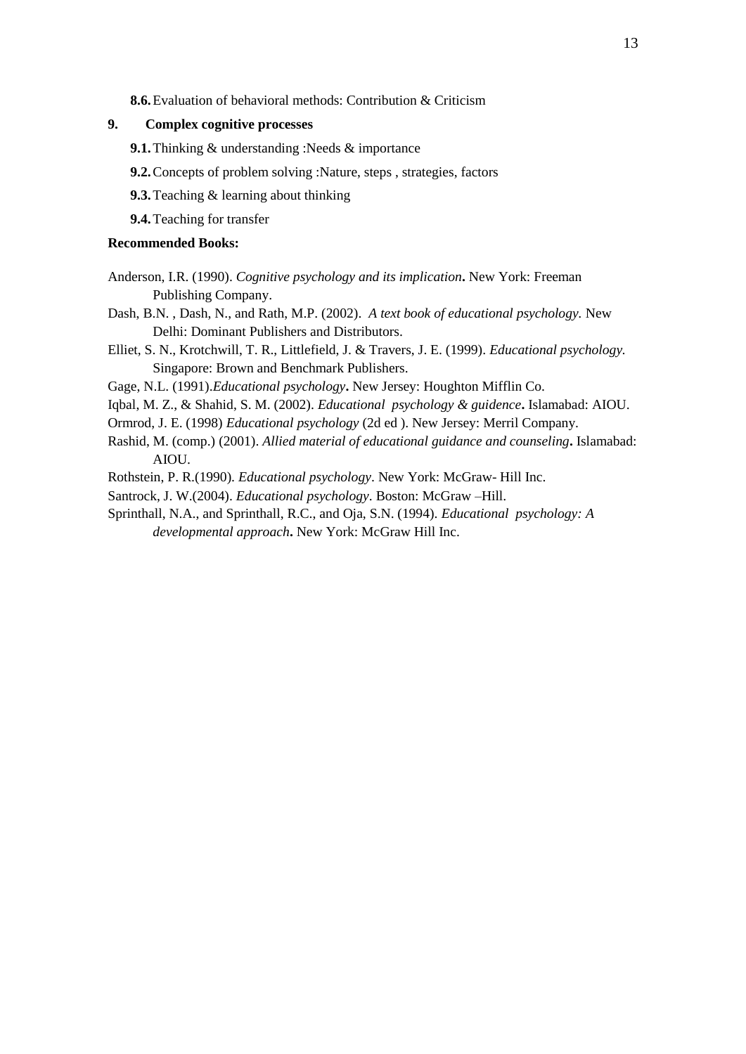**8.6.** Evaluation of behavioral methods: Contribution & Criticism

**9. Complex cognitive processes**

**9.1.** Thinking & understanding :Needs & importance

**9.2.** Concepts of problem solving :Nature, steps , strategies, factors

**9.3.** Teaching & learning about thinking

**9.4.** Teaching for transfer

**Recommended Books:**

Anderson, I.R. (1990). *Cognitive psychology and its implication***.** New York: Freeman Publishing Company.

Dash, B.N. , Dash, N., and Rath, M.P. (2002). *A text book of educational psychology.* New Delhi: Dominant Publishers and Distributors.

Elliet, S. N., Krotchwill, T. R., Littlefield, J. & Travers, J. E. (1999). *Educational psychology.* Singapore: Brown and Benchmark Publishers.

Gage, N.L. (1991).*Educational psychology***.** New Jersey: Houghton Mifflin Co.

Iqbal, M. Z., & Shahid, S. M. (2002). *Educational psychology & guidence***.** Islamabad: AIOU.

Ormrod, J. E. (1998) *Educational psychology* (2d ed ). New Jersey: Merril Company.

Rashid, M. (comp.) (2001). *Allied material of educational guidance and counseling***.** Islamabad: AIOU.

Rothstein, P. R.(1990). *Educational psychology*. New York: McGraw- Hill Inc.

Santrock, J. W.(2004). *Educational psychology*. Boston: McGraw –Hill.

Sprinthall, N.A., and Sprinthall, R.C., and Oja, S.N. (1994). *Educational psychology: A developmental approach***.** New York: McGraw Hill Inc.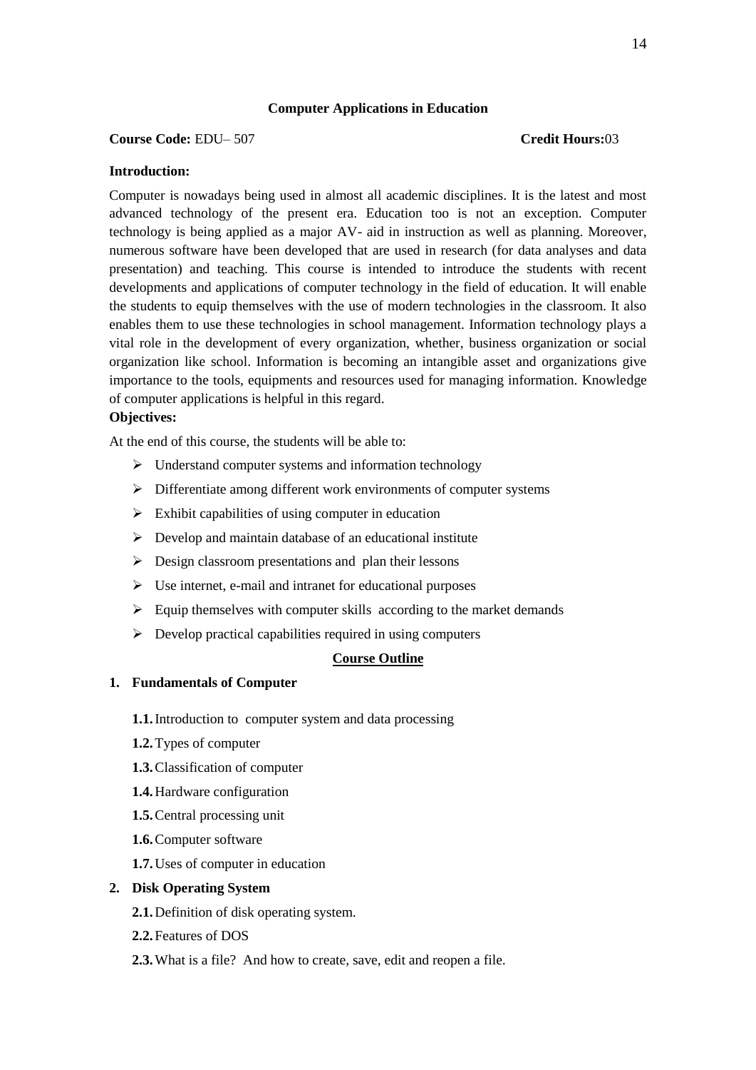## Computer Applications in Education

**Course Code:** EDU– 507 **Credit Hours:**03

**Introduction:**

Computer is nowadays being used in almost all academic disciplines. It is the latest and most advanced technology of the present era. Education too is not an exception. Computer technology is being applied as a major AV- aid in instruction as well as planning. Moreover, numerous software have been developed that are used in research (for data analyses and data presentation) and teaching. This course is intended to introduce the students with recent developments and applications of computer technology in the field of education. It will enable the students to equip themselves with the use of modern technologies in the classroom. It also enables them to use these technologies in school management. Information technology plays a vital role in the development of every organization, whether, business organization or social organization like school. Information is becoming an intangible asset and organizations give importance to the tools, equipments and resources used for managing information. Knowledge of computer applications is helpful in this regard.

**Objectives:**

At the end of this course, the students will be able to:

- Understand computer systems and information technology
- Differentiate among different work environments of computer systems
- Exhibit capabilities of using computer in education
- Develop and maintain database of an educational institute
- Design classroom presentations and plan their lessons
- Use internet, e-mail and intranet for educational purposes
- Equip themselves with computer skills according to the market demands
- Develop practical capabilities required in using computers

### Course Outline

**1. Fundamentals of Computer**

- **1.1.** Introduction to computer system and data processing
- **1.2.** Types of computer
- **1.3.** Classification of computer
- **1.4.** Hardware configuration
- **1.5.** Central processing unit
- **1.6.** Computer software
- **1.7.** Uses of computer in education

**2. Disk Operating System**

- **2.1.** Definition of disk operating system.
- **2.2.** Features of DOS
- **2.3.** What is a file? And how to create, save, edit and reopen a file.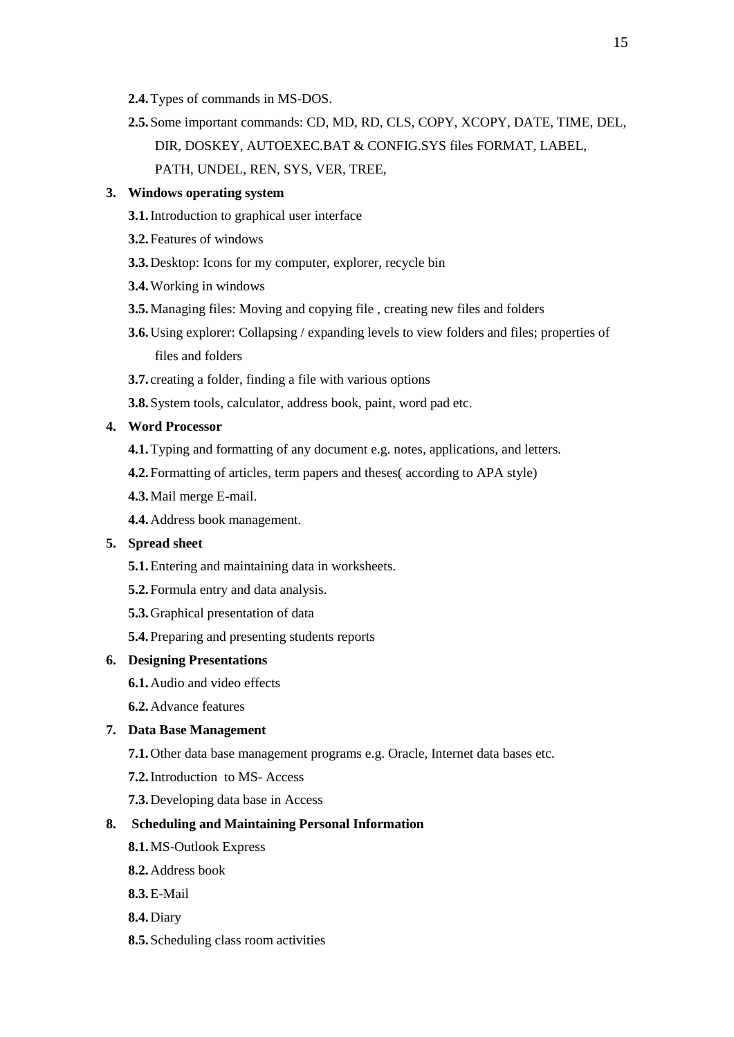**2.4.** Types of commands in MS-DOS.

**2.5.** Some important commands: CD, MD, RD, CLS, COPY, XCOPY, DATE, TIME, DEL, DIR, DOSKEY, AUTOEXEC.BAT & CONFIG.SYS files FORMAT, LABEL, PATH, UNDEL, REN, SYS, VER, TREE,

**3. Windows operating system**

**3.1.** Introduction to graphical user interface

**3.2.** Features of windows

**3.3.** Desktop: Icons for my computer, explorer, recycle bin

**3.4.** Working in windows

**3.5.** Managing files: Moving and copying file , creating new files and folders

**3.6.** Using explorer: Collapsing / expanding levels to view folders and files; properties of files and folders

**3.7.** creating a folder, finding a file with various options

**3.8.** System tools, calculator, address book, paint, word pad etc.

**4. Word Processor**

**4.1.** Typing and formatting of any document e.g. notes, applications, and letters.

**4.2.** Formatting of articles, term papers and theses( according to APA style)

**4.3.** Mail merge E-mail.

**4.4.** Address book management.

**5. Spread sheet**

**5.1.** Entering and maintaining data in worksheets.

**5.2.** Formula entry and data analysis.

**5.3.** Graphical presentation of data

**5.4.** Preparing and presenting students reports

**6. Designing Presentations**

**6.1.** Audio and video effects

**6.2.** Advance features

**7. Data Base Management**

**7.1.** Other data base management programs e.g. Oracle, Internet data bases etc.

**7.2.** Introduction to MS- Access

**7.3.** Developing data base in Access

**8. Scheduling and Maintaining Personal Information**

**8.1.** MS-Outlook Express

**8.2.** Address book

**8.3.** E-Mail

**8.4.** Diary

**8.5.** Scheduling class room activities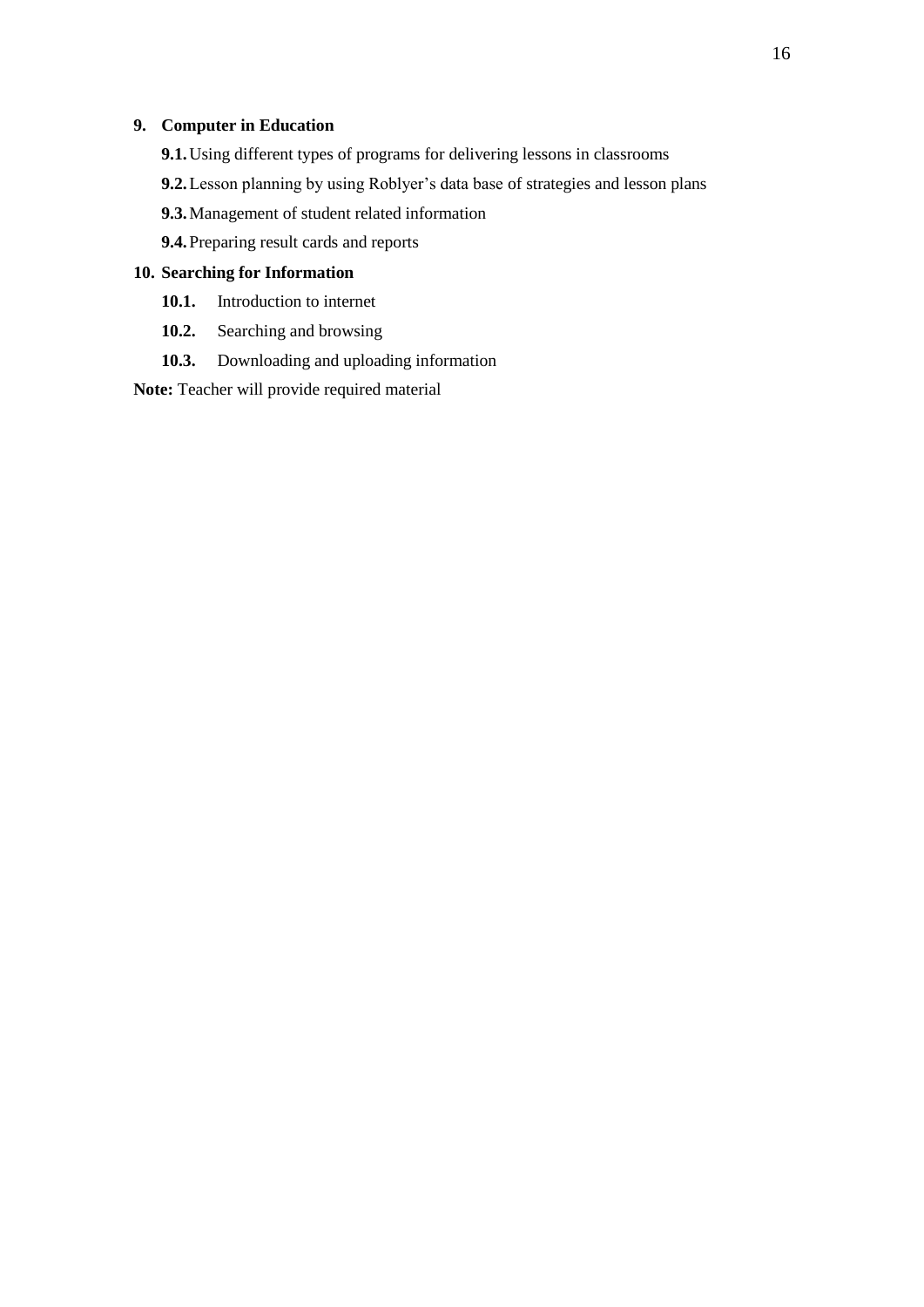**9. Computer in Education**

**9.1.** Using different types of programs for delivering lessons in classrooms

**9.2.** Lesson planning by using Roblyer's data base of strategies and lesson plans

**9.3.** Management of student related information

**9.4.** Preparing result cards and reports

**10. Searching for Information**

**10.1.** Introduction to internet

**10.2.** Searching and browsing

**10.3.** Downloading and uploading information

**Note:** Teacher will provide required material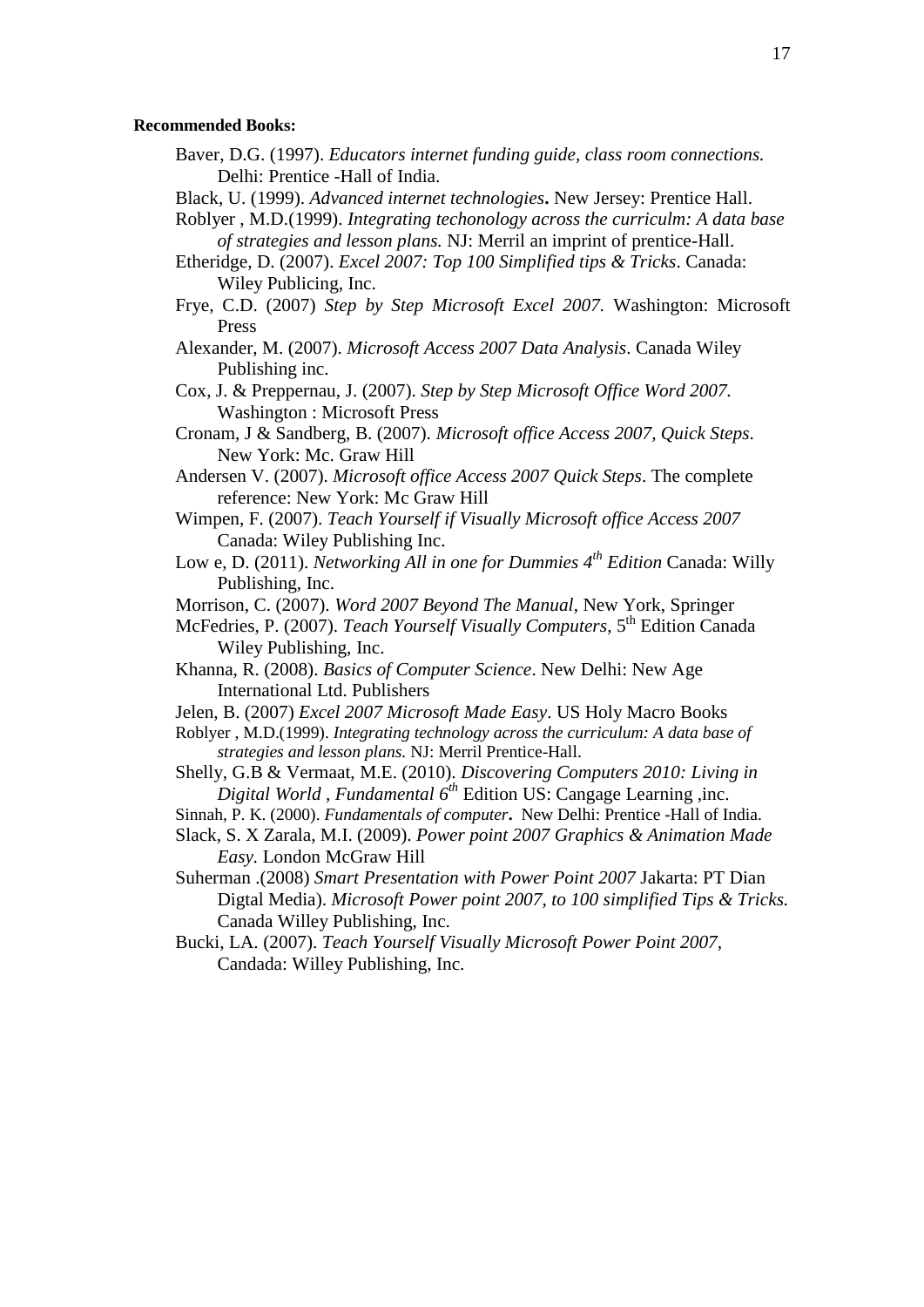**Recommended Books:**

Baver, D.G. (1997). *Educators internet funding guide, class room connections.* Delhi: Prentice -Hall of India.

Black, U. (1999). *Advanced internet technologies***.** New Jersey: Prentice Hall.

Roblyer , M.D.(1999). *Integrating techonology across the curriculm: A data base of strategies and lesson plans.* NJ: Merril an imprint of prentice-Hall.

Etheridge, D. (2007). *Excel 2007: Top 100 Simplified tips & Tricks*. Canada: Wiley Publicing, Inc.

Frye, C.D. (2007) *Step by Step Microsoft Excel 2007.* Washington: Microsoft Press

Alexander, M. (2007). *Microsoft Access 2007 Data Analysis*. Canada Wiley Publishing inc.

Cox, J. & Preppernau, J. (2007). *Step by Step Microsoft Office Word 2007.* Washington : Microsoft Press

Cronam, J & Sandberg, B. (2007). *Microsoft office Access 2007, Quick Steps*. New York: Mc. Graw Hill

Andersen V. (2007). *Microsoft office Access 2007 Quick Steps*. The complete reference: New York: Mc Graw Hill

Wimpen, F. (2007). *Teach Yourself if Visually Microsoft office Access 2007* Canada: Wiley Publishing Inc.

Low e, D. (2011). *Networking All in one for Dummies 4th Edition* Canada: Willy Publishing, Inc.

Morrison, C. (2007). *Word 2007 Beyond The Manual*, New York, Springer

McFedries, P. (2007). *Teach Yourself Visually Computers*, 5th Edition Canada Wiley Publishing, Inc.

Khanna, R. (2008). *Basics of Computer Science*. New Delhi: New Age International Ltd. Publishers

Jelen, B. (2007) *Excel 2007 Microsoft Made Easy*. US Holy Macro Books

Roblyer , M.D.(1999). *Integrating technology across the curriculum: A data base of strategies and lesson plans.* NJ: Merril Prentice-Hall.

Shelly, G.B & Vermaat, M.E. (2010). *Discovering Computers 2010: Living in Digital World , Fundamental 6th* Edition US: Cangage Learning ,inc.

Sinnah, P. K. (2000). *Fundamentals of computer***.** New Delhi: Prentice -Hall of India.

Slack, S. X Zarala, M.I. (2009). *Power point 2007 Graphics & Animation Made Easy.* London McGraw Hill

Suherman .(2008) *Smart Presentation with Power Point 2007* Jakarta: PT Dian Digtal Media). *Microsoft Power point 2007, to 100 simplified Tips & Tricks.* Canada Willey Publishing, Inc.

Bucki, LA. (2007). *Teach Yourself Visually Microsoft Power Point 2007,* Candada: Willey Publishing, Inc.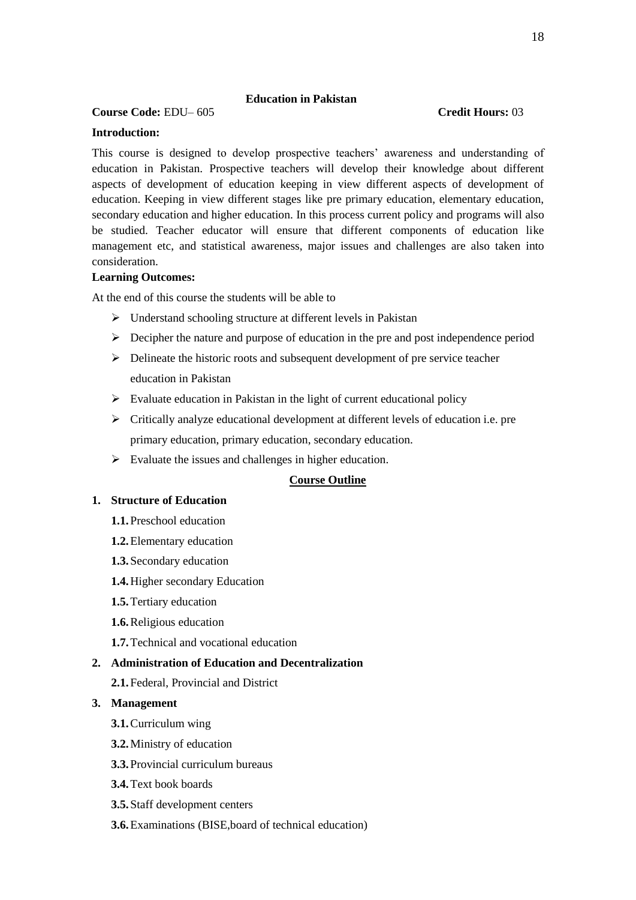## Education in Pakistan

**Course Code:** EDU– 605 **Credit Hours:** 03

**Introduction:**

This course is designed to develop prospective teachers' awareness and understanding of education in Pakistan. Prospective teachers will develop their knowledge about different aspects of development of education keeping in view different aspects of development of education. Keeping in view different stages like pre primary education, elementary education, secondary education and higher education. In this process current policy and programs will also be studied. Teacher educator will ensure that different components of education like management etc, and statistical awareness, major issues and challenges are also taken into consideration.

**Learning Outcomes:**

At the end of this course the students will be able to

- Understand schooling structure at different levels in Pakistan
- Decipher the nature and purpose of education in the pre and post independence period
- Delineate the historic roots and subsequent development of pre service teacher education in Pakistan
- Evaluate education in Pakistan in the light of current educational policy
- Critically analyze educational development at different levels of education i.e. pre primary education, primary education, secondary education.
- Evaluate the issues and challenges in higher education.

### Course Outline

1. **Structure of Education**
   - **1.1.** Preschool education
   - **1.2.** Elementary education
   - **1.3.** Secondary education
   - **1.4.** Higher secondary Education
   - **1.5.** Tertiary education
   - **1.6.** Religious education
   - **1.7.** Technical and vocational education
2. **Administration of Education and Decentralization**
   - **2.1.** Federal, Provincial and District
3. **Management**
   - **3.1.** Curriculum wing
   - **3.2.** Ministry of education
   - **3.3.** Provincial curriculum bureaus
   - **3.4.** Text book boards
   - **3.5.** Staff development centers
   - **3.6.** Examinations (BISE,board of technical education)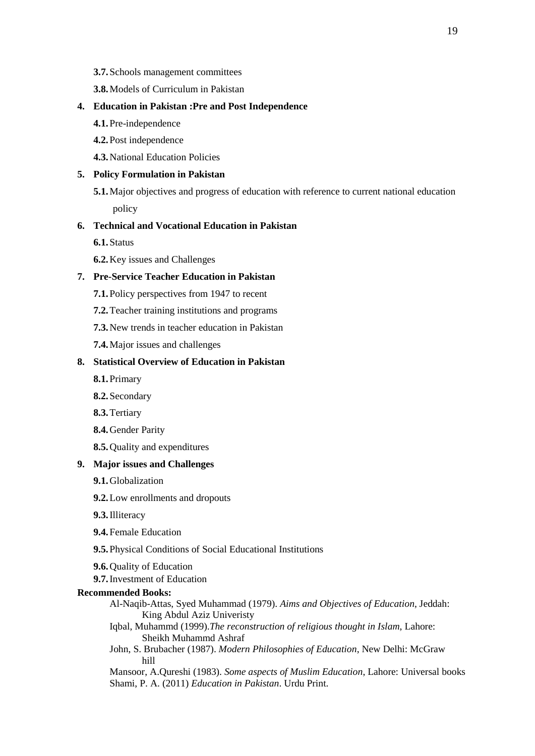- **3.7.** Schools management committees
- **3.8.** Models of Curriculum in Pakistan

**4. Education in Pakistan :Pre and Post Independence**

- **4.1.** Pre-independence
- **4.2.** Post independence
- **4.3.** National Education Policies

**5. Policy Formulation in Pakistan**

- **5.1.** Major objectives and progress of education with reference to current national education policy

**6. Technical and Vocational Education in Pakistan**

- **6.1.** Status
- **6.2.** Key issues and Challenges

**7. Pre-Service Teacher Education in Pakistan**

- **7.1.** Policy perspectives from 1947 to recent
- **7.2.** Teacher training institutions and programs
- **7.3.** New trends in teacher education in Pakistan
- **7.4.** Major issues and challenges

**8. Statistical Overview of Education in Pakistan**

- **8.1.** Primary
- **8.2.** Secondary
- **8.3.** Tertiary
- **8.4.** Gender Parity
- **8.5.** Quality and expenditures

**9. Major issues and Challenges**

- **9.1.** Globalization
- **9.2.** Low enrollments and dropouts
- **9.3.** Illiteracy
- **9.4.** Female Education
- **9.5.** Physical Conditions of Social Educational Institutions
- **9.6.** Quality of Education
- **9.7.** Investment of Education

**Recommended Books:**

Al-Naqib-Attas, Syed Muhammad (1979). *Aims and Objectives of Education*, Jeddah: King Abdul Aziz Univeristy

Iqbal, Muhammd (1999).*The reconstruction of religious thought in Islam*, Lahore: Sheikh Muhammd Ashraf

John, S. Brubacher (1987). *Modern Philosophies of Education*, New Delhi: McGraw hill

Mansoor, A.Qureshi (1983). *Some aspects of Muslim Education*, Lahore: Universal books

Shami, P. A. (2011) *Education in Pakistan*. Urdu Print.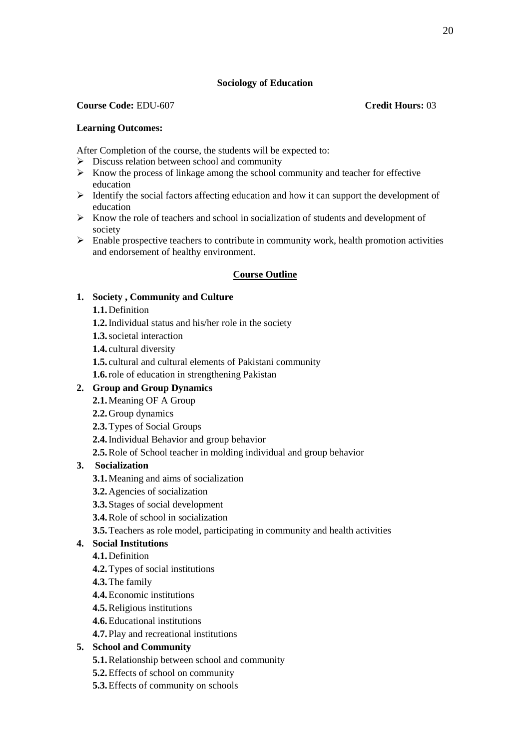# Sociology of Education

**Course Code:** EDU-607 **Credit Hours:** 03

**Learning Outcomes:**

After Completion of the course, the students will be expected to:

- Discuss relation between school and community
- Know the process of linkage among the school community and teacher for effective education
- Identify the social factors affecting education and how it can support the development of education
- Know the role of teachers and school in socialization of students and development of society
- Enable prospective teachers to contribute in community work, health promotion activities and endorsement of healthy environment.

## Course Outline

**1. Society , Community and Culture**

- **1.1.** Definition
- **1.2.** Individual status and his/her role in the society
- **1.3.** societal interaction
- **1.4.** cultural diversity
- **1.5.** cultural and cultural elements of Pakistani community
- **1.6.** role of education in strengthening Pakistan

**2. Group and Group Dynamics**

- **2.1.** Meaning OF A Group
- **2.2.** Group dynamics
- **2.3.** Types of Social Groups
- **2.4.** Individual Behavior and group behavior
- **2.5.** Role of School teacher in molding individual and group behavior

**3. Socialization**

- **3.1.** Meaning and aims of socialization
- **3.2.** Agencies of socialization
- **3.3.** Stages of social development
- **3.4.** Role of school in socialization
- **3.5.** Teachers as role model, participating in community and health activities

**4. Social Institutions**

- **4.1.** Definition
- **4.2.** Types of social institutions
- **4.3.** The family
- **4.4.** Economic institutions
- **4.5.** Religious institutions
- **4.6.** Educational institutions
- **4.7.** Play and recreational institutions

**5. School and Community**

- **5.1.** Relationship between school and community
- **5.2.** Effects of school on community
- **5.3.** Effects of community on schools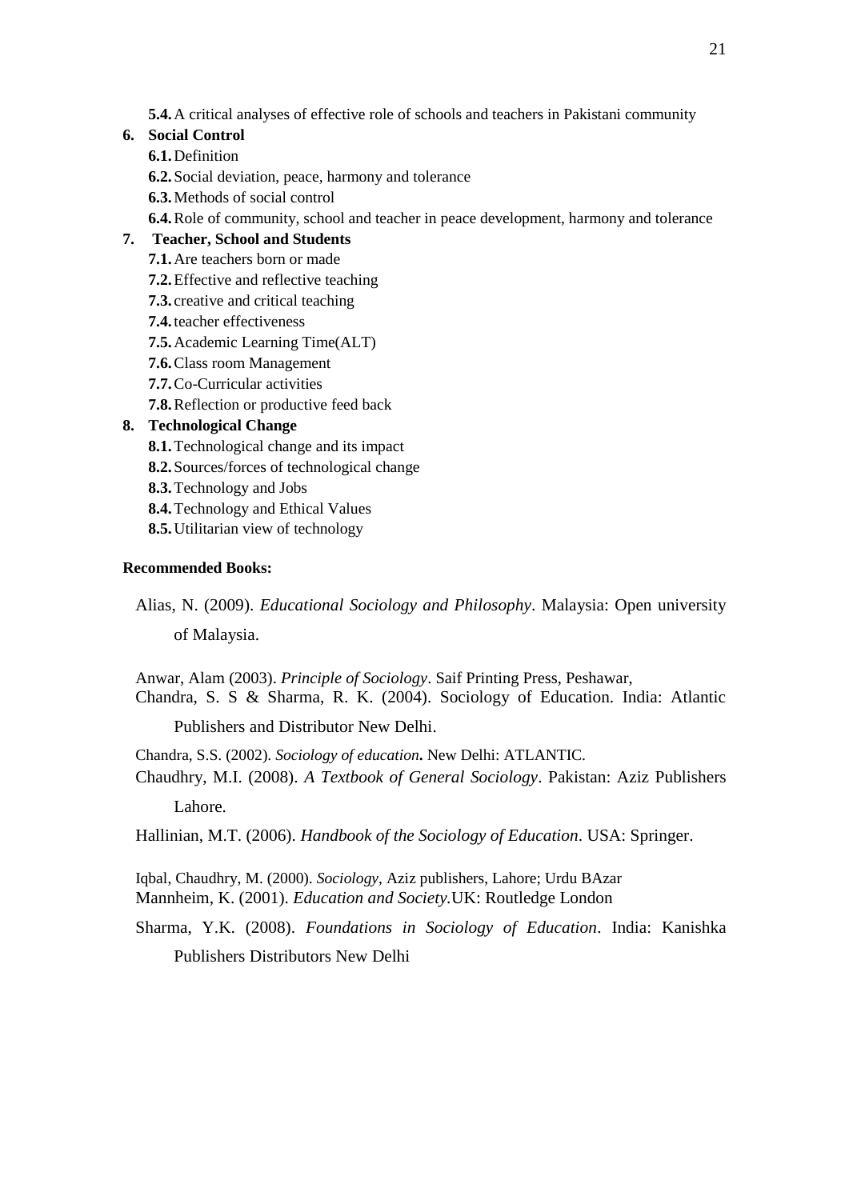**5.4.** A critical analyses of effective role of schools and teachers in Pakistani community

6. **Social Control**
   - **6.1.** Definition
   - **6.2.** Social deviation, peace, harmony and tolerance
   - **6.3.** Methods of social control
   - **6.4.** Role of community, school and teacher in peace development, harmony and tolerance
7. **Teacher, School and Students**
   - **7.1.** Are teachers born or made
   - **7.2.** Effective and reflective teaching
   - **7.3.** creative and critical teaching
   - **7.4.** teacher effectiveness
   - **7.5.** Academic Learning Time(ALT)
   - **7.6.** Class room Management
   - **7.7.** Co-Curricular activities
   - **7.8.** Reflection or productive feed back
8. **Technological Change**
   - **8.1.** Technological change and its impact
   - **8.2.** Sources/forces of technological change
   - **8.3.** Technology and Jobs
   - **8.4.** Technology and Ethical Values
   - **8.5.** Utilitarian view of technology

**Recommended Books:**

Alias, N. (2009). *Educational Sociology and Philosophy*. Malaysia: Open university of Malaysia.

Anwar, Alam (2003). *Principle of Sociology*. Saif Printing Press, Peshawar,

Chandra, S. S & Sharma, R. K. (2004). Sociology of Education. India: Atlantic Publishers and Distributor New Delhi.

Chandra, S.S. (2002). *Sociology of education*. New Delhi: ATLANTIC.

Chaudhry, M.I. (2008). *A Textbook of General Sociology*. Pakistan: Aziz Publishers Lahore.

Hallinian, M.T. (2006). *Handbook of the Sociology of Education*. USA: Springer.

Iqbal, Chaudhry, M. (2000). *Sociology*, Aziz publishers, Lahore; Urdu BAzar

Mannheim, K. (2001). *Education and Society.*UK: Routledge London

Sharma, Y.K. (2008). *Foundations in Sociology of Education*. India: Kanishka Publishers Distributors New Delhi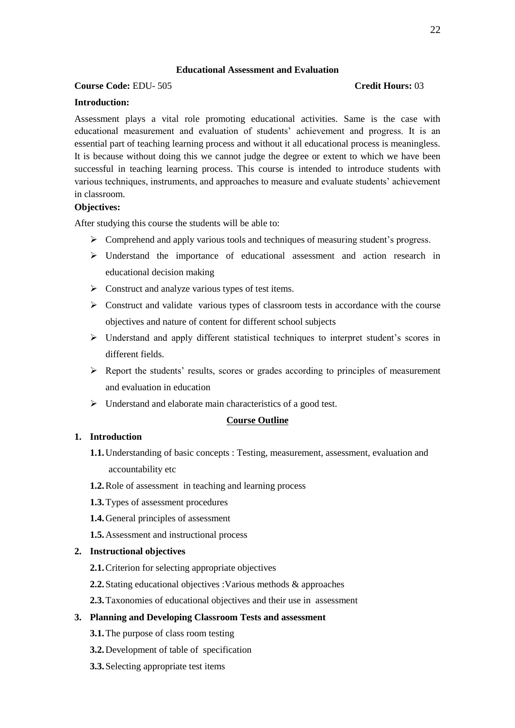## Educational Assessment and Evaluation

**Course Code:** EDU- 505 **Credit Hours:** 03

**Introduction:**

Assessment plays a vital role promoting educational activities. Same is the case with educational measurement and evaluation of students' achievement and progress. It is an essential part of teaching learning process and without it all educational process is meaningless. It is because without doing this we cannot judge the degree or extent to which we have been successful in teaching learning process. This course is intended to introduce students with various techniques, instruments, and approaches to measure and evaluate students' achievement in classroom.

**Objectives:**

After studying this course the students will be able to:

- Comprehend and apply various tools and techniques of measuring student's progress.
- Understand the importance of educational assessment and action research in educational decision making
- Construct and analyze various types of test items.
- Construct and validate various types of classroom tests in accordance with the course objectives and nature of content for different school subjects
- Understand and apply different statistical techniques to interpret student's scores in different fields.
- Report the students' results, scores or grades according to principles of measurement and evaluation in education
- Understand and elaborate main characteristics of a good test.

**Course Outline**

**1. Introduction**

- **1.1.** Understanding of basic concepts : Testing, measurement, assessment, evaluation and accountability etc
- **1.2.** Role of assessment in teaching and learning process
- **1.3.** Types of assessment procedures
- **1.4.** General principles of assessment
- **1.5.** Assessment and instructional process

**2. Instructional objectives**

- **2.1.** Criterion for selecting appropriate objectives
- **2.2.** Stating educational objectives :Various methods & approaches
- **2.3.** Taxonomies of educational objectives and their use in assessment

**3. Planning and Developing Classroom Tests and assessment**

- **3.1.** The purpose of class room testing
- **3.2.** Development of table of specification
- **3.3.** Selecting appropriate test items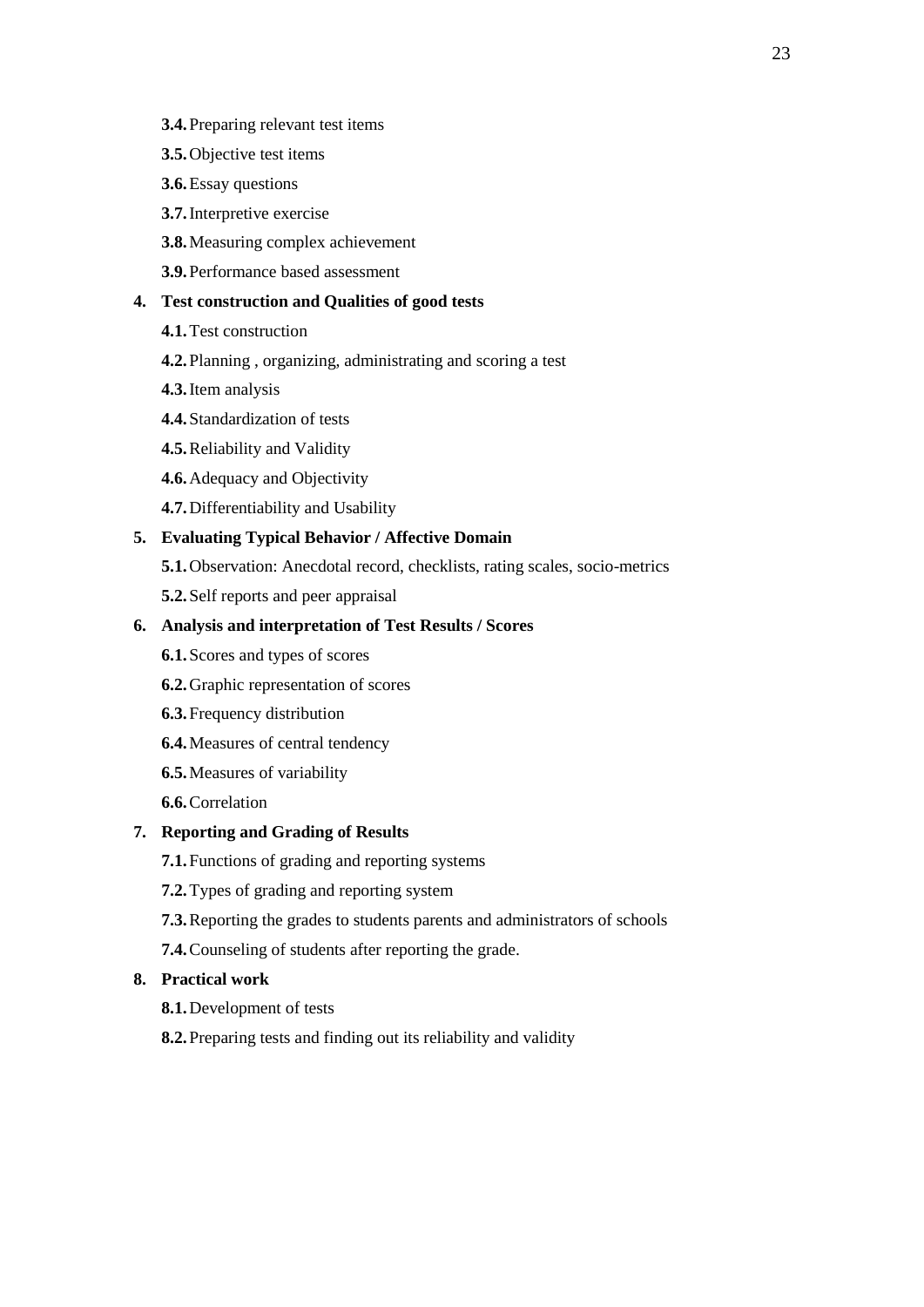- **3.4.** Preparing relevant test items
- **3.5.** Objective test items
- **3.6.** Essay questions
- **3.7.** Interpretive exercise
- **3.8.** Measuring complex achievement
- **3.9.** Performance based assessment

**4. Test construction and Qualities of good tests**

- **4.1.** Test construction
- **4.2.** Planning , organizing, administrating and scoring a test
- **4.3.** Item analysis
- **4.4.** Standardization of tests
- **4.5.** Reliability and Validity
- **4.6.** Adequacy and Objectivity
- **4.7.** Differentiability and Usability

**5. Evaluating Typical Behavior / Affective Domain**

- **5.1.** Observation: Anecdotal record, checklists, rating scales, socio-metrics
- **5.2.** Self reports and peer appraisal

**6. Analysis and interpretation of Test Results / Scores**

- **6.1.** Scores and types of scores
- **6.2.** Graphic representation of scores
- **6.3.** Frequency distribution
- **6.4.** Measures of central tendency
- **6.5.** Measures of variability
- **6.6.** Correlation

**7. Reporting and Grading of Results**

- **7.1.** Functions of grading and reporting systems
- **7.2.** Types of grading and reporting system
- **7.3.** Reporting the grades to students parents and administrators of schools
- **7.4.** Counseling of students after reporting the grade.

**8. Practical work**

- **8.1.** Development of tests
- **8.2.** Preparing tests and finding out its reliability and validity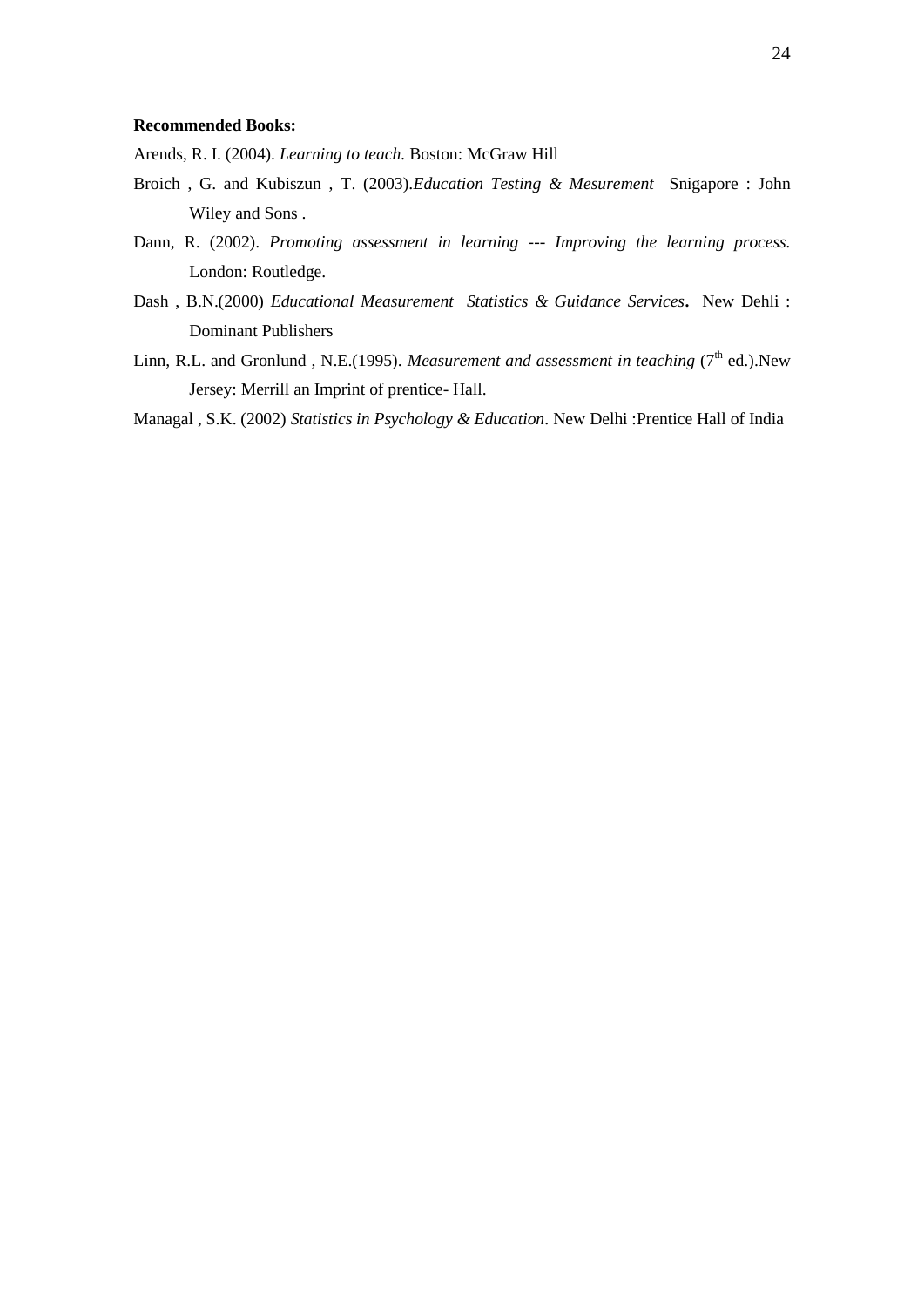**Recommended Books:**

Arends, R. I. (2004). *Learning to teach*. Boston: McGraw Hill

Broich , G. and Kubiszun , T. (2003).*Education Testing & Mesurement* Snigapore : John Wiley and Sons .

Dann, R. (2002). *Promoting assessment in learning --- Improving the learning process.* London: Routledge.

Dash , B.N.(2000) *Educational Measurement Statistics & Guidance Services*. New Dehli : Dominant Publishers

Linn, R.L. and Gronlund , N.E.(1995). *Measurement and assessment in teaching* ($7^{th}$ ed.).New Jersey: Merrill an Imprint of prentice- Hall.

Managal , S.K. (2002) *Statistics in Psychology & Education*. New Delhi :Prentice Hall of India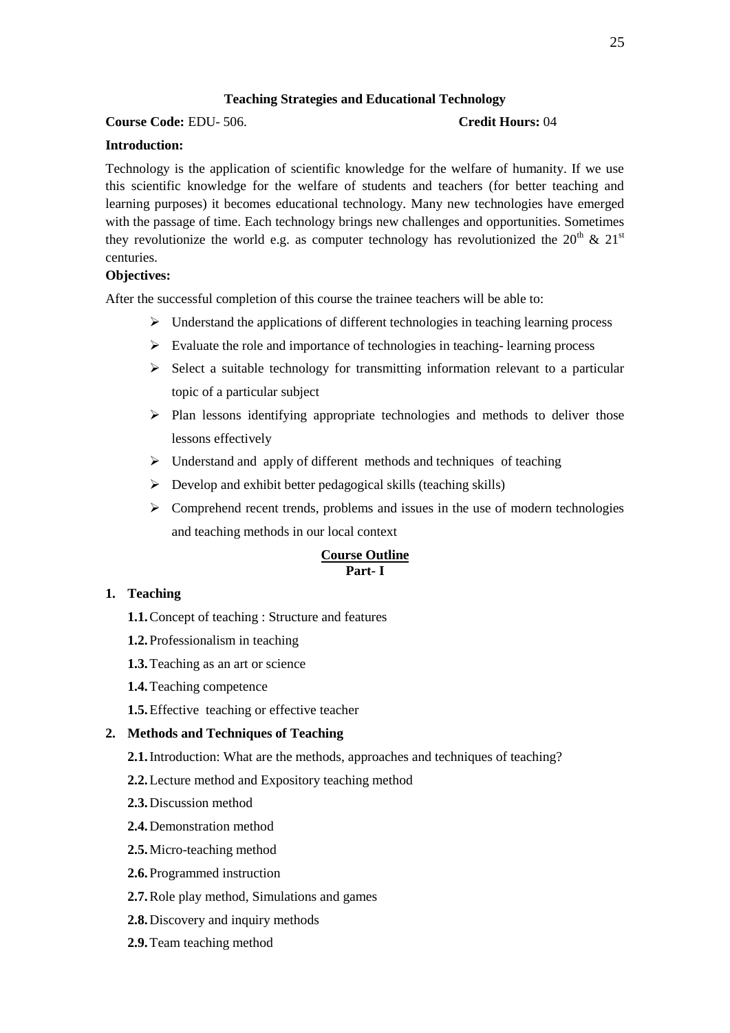## Teaching Strategies and Educational Technology

**Course Code:** EDU- 506. **Credit Hours:** 04

**Introduction:**

Technology is the application of scientific knowledge for the welfare of humanity. If we use this scientific knowledge for the welfare of students and teachers (for better teaching and learning purposes) it becomes educational technology. Many new technologies have emerged with the passage of time. Each technology brings new challenges and opportunities. Sometimes they revolutionize the world e.g. as computer technology has revolutionized the $20^{th}$ & $21^{st}$ centuries.

**Objectives:**

After the successful completion of this course the trainee teachers will be able to:

- Understand the applications of different technologies in teaching learning process
- Evaluate the role and importance of technologies in teaching- learning process
- Select a suitable technology for transmitting information relevant to a particular topic of a particular subject
- Plan lessons identifying appropriate technologies and methods to deliver those lessons effectively
- Understand and apply of different methods and techniques of teaching
- Develop and exhibit better pedagogical skills (teaching skills)
- Comprehend recent trends, problems and issues in the use of modern technologies and teaching methods in our local context

### Course Outline
### Part- I

**1. Teaching**

**1.1.** Concept of teaching : Structure and features

**1.2.** Professionalism in teaching

**1.3.** Teaching as an art or science

**1.4.** Teaching competence

**1.5.** Effective teaching or effective teacher

**2. Methods and Techniques of Teaching**

**2.1.** Introduction: What are the methods, approaches and techniques of teaching?

**2.2.** Lecture method and Expository teaching method

**2.3.** Discussion method

**2.4.** Demonstration method

**2.5.** Micro-teaching method

**2.6.** Programmed instruction

**2.7.** Role play method, Simulations and games

**2.8.** Discovery and inquiry methods

**2.9.** Team teaching method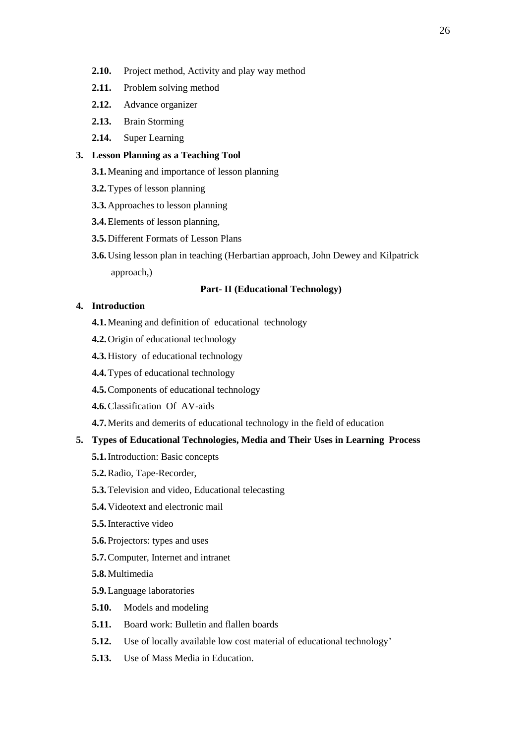- **2.10.** Project method, Activity and play way method
- **2.11.** Problem solving method
- **2.12.** Advance organizer
- **2.13.** Brain Storming
- **2.14.** Super Learning

**3. Lesson Planning as a Teaching Tool**

- **3.1.** Meaning and importance of lesson planning
- **3.2.** Types of lesson planning
- **3.3.** Approaches to lesson planning
- **3.4.** Elements of lesson planning,
- **3.5.** Different Formats of Lesson Plans
- **3.6.** Using lesson plan in teaching (Herbartian approach, John Dewey and Kilpatrick approach,)

**Part- II (Educational Technology)**

**4. Introduction**

- **4.1.** Meaning and definition of educational technology
- **4.2.** Origin of educational technology
- **4.3.** History of educational technology
- **4.4.** Types of educational technology
- **4.5.** Components of educational technology
- **4.6.** Classification Of AV-aids
- **4.7.** Merits and demerits of educational technology in the field of education

**5. Types of Educational Technologies, Media and Their Uses in Learning Process**

- **5.1.** Introduction: Basic concepts
- **5.2.** Radio, Tape-Recorder,
- **5.3.** Television and video, Educational telecasting
- **5.4.** Videotext and electronic mail
- **5.5.** Interactive video
- **5.6.** Projectors: types and uses
- **5.7.** Computer, Internet and intranet
- **5.8.** Multimedia
- **5.9.** Language laboratories
- **5.10.** Models and modeling
- **5.11.** Board work: Bulletin and flallen boards
- **5.12.** Use of locally available low cost material of educational technology'
- **5.13.** Use of Mass Media in Education.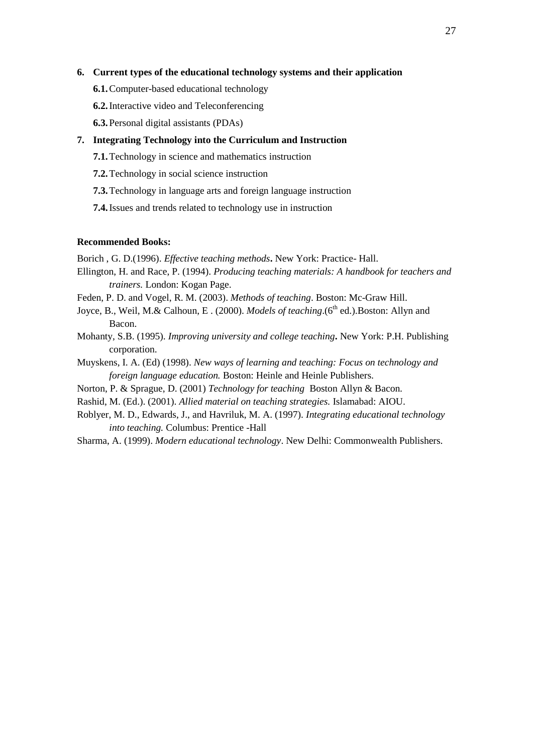6. **Current types of the educational technology systems and their application**
    - **6.1.** Computer-based educational technology
    - **6.2.** Interactive video and Teleconferencing
    - **6.3.** Personal digital assistants (PDAs)

7. **Integrating Technology into the Curriculum and Instruction**
    - **7.1.** Technology in science and mathematics instruction
    - **7.2.** Technology in social science instruction
    - **7.3.** Technology in language arts and foreign language instruction
    - **7.4.** Issues and trends related to technology use in instruction

**Recommended Books:**

Borich , G. D.(1996). *Effective teaching methods*. New York: Practice- Hall.

Ellington, H. and Race, P. (1994). *Producing teaching materials: A handbook for teachers and trainers.* London: Kogan Page.

Feden, P. D. and Vogel, R. M. (2003). *Methods of teaching*. Boston: Mc-Graw Hill.

Joyce, B., Weil, M.& Calhoun, E . (2000). *Models of teaching*.(6th ed.).Boston: Allyn and Bacon.

Mohanty, S.B. (1995). *Improving university and college teaching*. New York: P.H. Publishing corporation.

Muyskens, I. A. (Ed) (1998). *New ways of learning and teaching: Focus on technology and foreign language education.* Boston: Heinle and Heinle Publishers.

Norton, P. & Sprague, D. (2001) *Technology for teaching* Boston Allyn & Bacon.

Rashid, M. (Ed.). (2001). *Allied material on teaching strategies.* Islamabad: AIOU.

Roblyer, M. D., Edwards, J., and Havriluk, M. A. (1997). *Integrating educational technology into teaching.* Columbus: Prentice -Hall

Sharma, A. (1999). *Modern educational technology*. New Delhi: Commonwealth Publishers.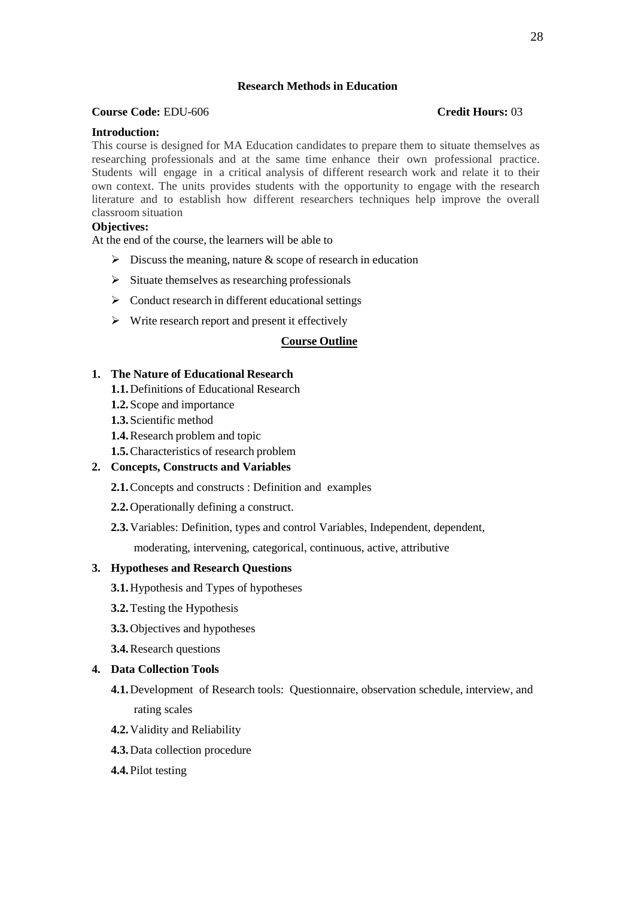## Research Methods in Education

**Course Code:** EDU-606 **Credit Hours:** 03

**Introduction:**

This course is designed for MA Education candidates to prepare them to situate themselves as researching professionals and at the same time enhance their own professional practice. Students will engage in a critical analysis of different research work and relate it to their own context. The units provides students with the opportunity to engage with the research literature and to establish how different researchers techniques help improve the overall classroom situation

**Objectives:**

At the end of the course, the learners will be able to

- Discuss the meaning, nature & scope of research in education
- Situate themselves as researching professionals
- Conduct research in different educational settings
- Write research report and present it effectively

### Course Outline

1. **The Nature of Educational Research**
   - **1.1.** Definitions of Educational Research
   - **1.2.** Scope and importance
   - **1.3.** Scientific method
   - **1.4.** Research problem and topic
   - **1.5.** Characteristics of research problem
2. **Concepts, Constructs and Variables**
   - **2.1.** Concepts and constructs : Definition and examples
   - **2.2.** Operationally defining a construct.
   - **2.3.** Variables: Definition, types and control Variables, Independent, dependent, moderating, intervening, categorical, continuous, active, attributive
3. **Hypotheses and Research Questions**
   - **3.1.** Hypothesis and Types of hypotheses
   - **3.2.** Testing the Hypothesis
   - **3.3.** Objectives and hypotheses
   - **3.4.** Research questions
4. **Data Collection Tools**
   - **4.1.** Development of Research tools: Questionnaire, observation schedule, interview, and rating scales
   - **4.2.** Validity and Reliability
   - **4.3.** Data collection procedure
   - **4.4.** Pilot testing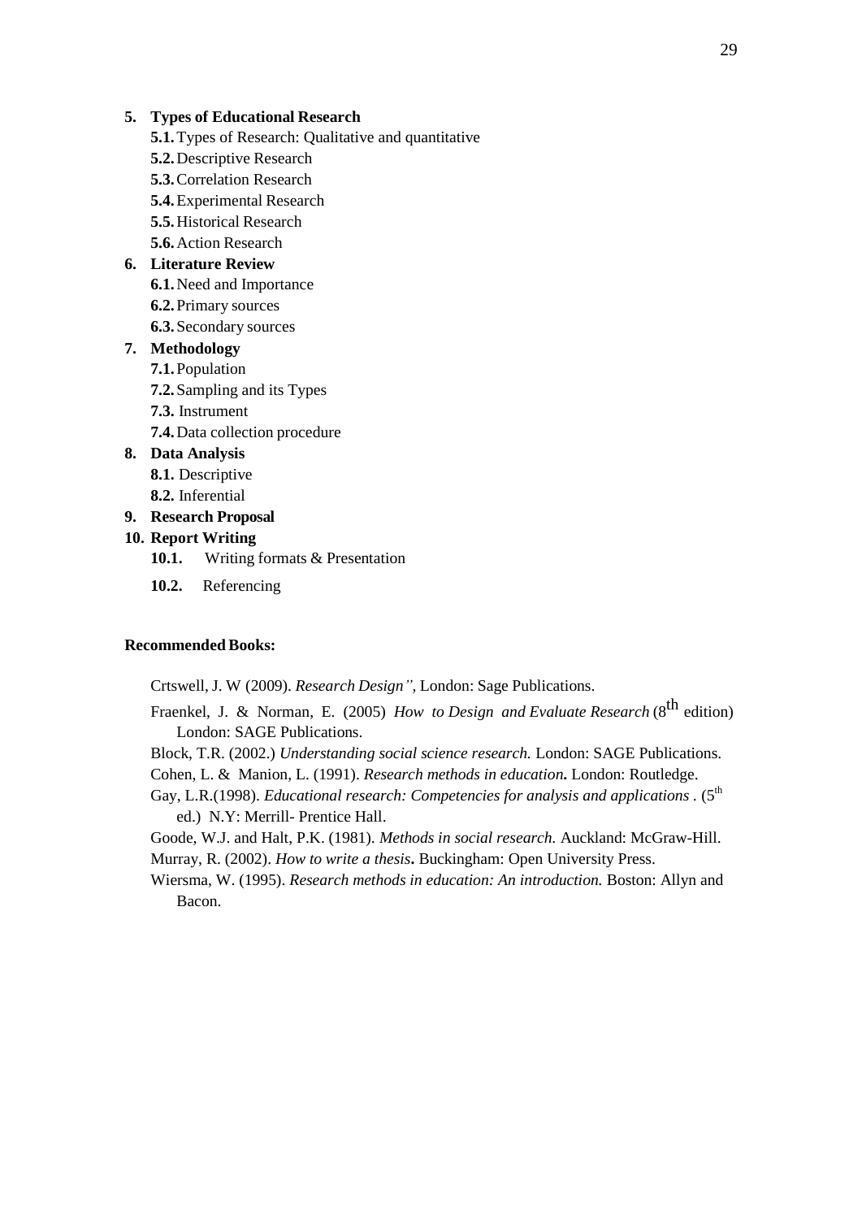5. **Types of Educational Research**
   - **5.1.** Types of Research: Qualitative and quantitative
   - **5.2.** Descriptive Research
   - **5.3.** Correlation Research
   - **5.4.** Experimental Research
   - **5.5.** Historical Research
   - **5.6.** Action Research
6. **Literature Review**
   - **6.1.** Need and Importance
   - **6.2.** Primary sources
   - **6.3.** Secondary sources
7. **Methodology**
   - **7.1.** Population
   - **7.2.** Sampling and its Types
   - **7.3.** Instrument
   - **7.4.** Data collection procedure
8. **Data Analysis**
   - **8.1.** Descriptive
   - **8.2.** Inferential
9. **Research Proposal**
10. **Report Writing**
    - **10.1.** Writing formats & Presentation
    - **10.2.** Referencing

**Recommended Books:**

Crtswell, J. W (2009). *Research Design",* London: Sage Publications.

Fraenkel, J. & Norman, E. (2005) *How to Design and Evaluate Research* (8th edition) London: SAGE Publications.

Block, T.R. (2002.) *Understanding social science research.* London: SAGE Publications.

Cohen, L. & Manion, L. (1991). *Research methods in education***.** London: Routledge.

Gay, L.R.(1998). *Educational research: Competencies for analysis and applications* . (5th ed.) N.Y: Merrill- Prentice Hall.

Goode, W.J. and Halt, P.K. (1981). *Methods in social research.* Auckland: McGraw-Hill.

Murray, R. (2002). *How to write a thesis***.** Buckingham: Open University Press.

Wiersma, W. (1995). *Research methods in education: An introduction.* Boston: Allyn and Bacon.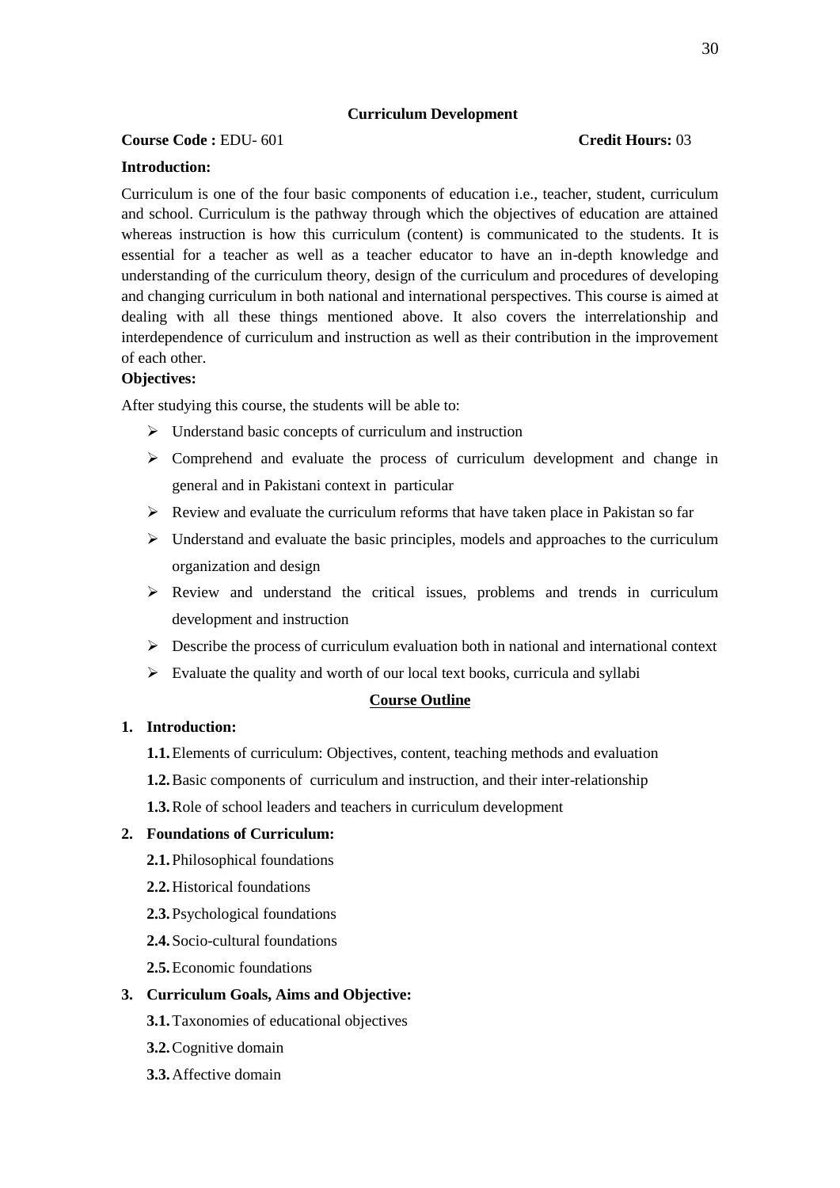## Curriculum Development

**Course Code :** EDU- 601 **Credit Hours:** 03

**Introduction:**

Curriculum is one of the four basic components of education i.e., teacher, student, curriculum and school. Curriculum is the pathway through which the objectives of education are attained whereas instruction is how this curriculum (content) is communicated to the students. It is essential for a teacher as well as a teacher educator to have an in-depth knowledge and understanding of the curriculum theory, design of the curriculum and procedures of developing and changing curriculum in both national and international perspectives. This course is aimed at dealing with all these things mentioned above. It also covers the interrelationship and interdependence of curriculum and instruction as well as their contribution in the improvement of each other.

**Objectives:**

After studying this course, the students will be able to:

- Understand basic concepts of curriculum and instruction
- Comprehend and evaluate the process of curriculum development and change in general and in Pakistani context in particular
- Review and evaluate the curriculum reforms that have taken place in Pakistan so far
- Understand and evaluate the basic principles, models and approaches to the curriculum organization and design
- Review and understand the critical issues, problems and trends in curriculum development and instruction
- Describe the process of curriculum evaluation both in national and international context
- Evaluate the quality and worth of our local text books, curricula and syllabi

### Course Outline

**1. Introduction:**

- **1.1.** Elements of curriculum: Objectives, content, teaching methods and evaluation
- **1.2.** Basic components of curriculum and instruction, and their inter-relationship
- **1.3.** Role of school leaders and teachers in curriculum development

**2. Foundations of Curriculum:**

- **2.1.** Philosophical foundations
- **2.2.** Historical foundations
- **2.3.** Psychological foundations
- **2.4.** Socio-cultural foundations
- **2.5.** Economic foundations

**3. Curriculum Goals, Aims and Objective:**

- **3.1.** Taxonomies of educational objectives
- **3.2.** Cognitive domain
- **3.3.** Affective domain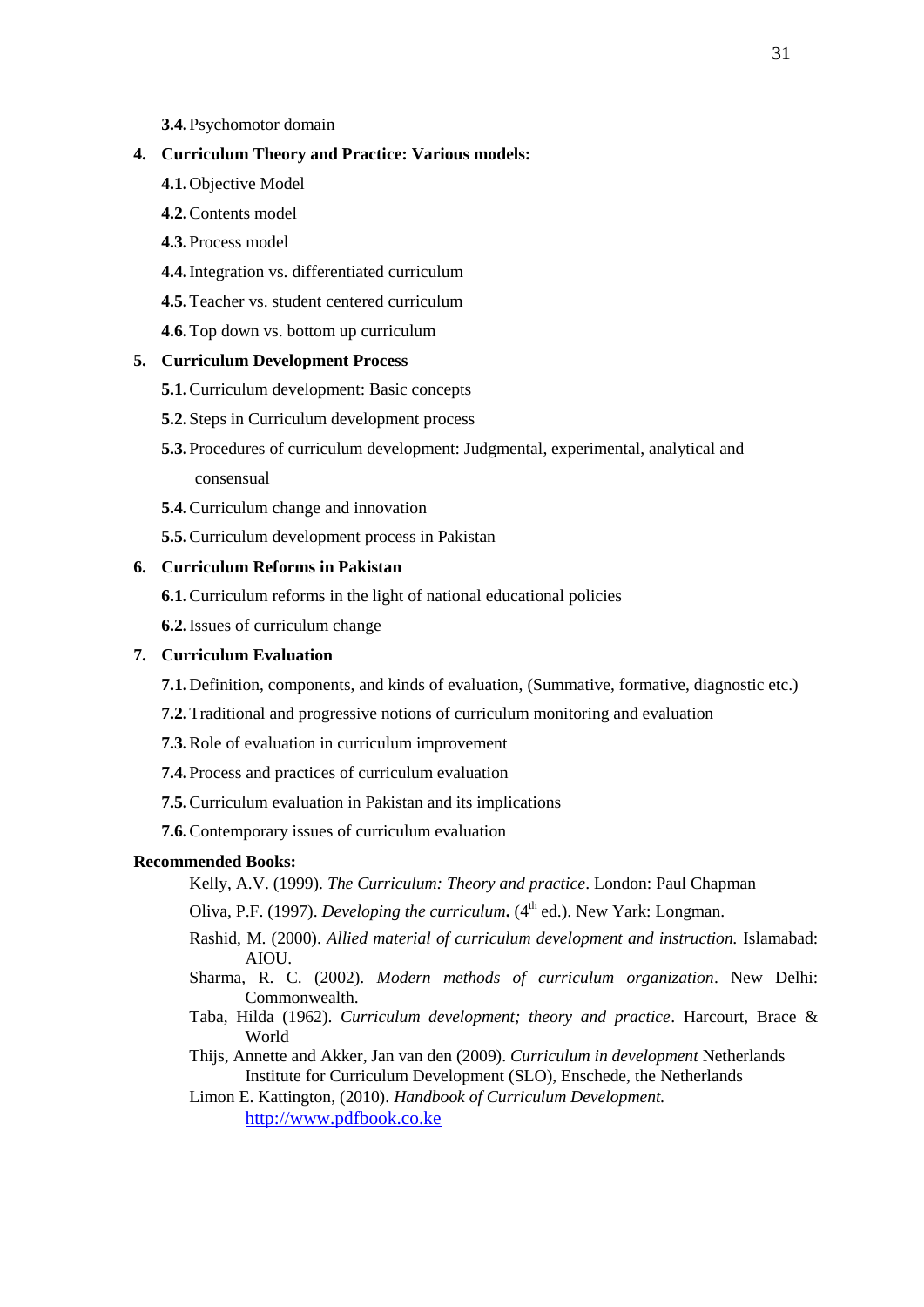**3.4.** Psychomotor domain

**4. Curriculum Theory and Practice: Various models:**

**4.1.** Objective Model

**4.2.** Contents model

**4.3.** Process model

**4.4.** Integration vs. differentiated curriculum

**4.5.** Teacher vs. student centered curriculum

**4.6.** Top down vs. bottom up curriculum

**5. Curriculum Development Process**

**5.1.** Curriculum development: Basic concepts

**5.2.** Steps in Curriculum development process

**5.3.** Procedures of curriculum development: Judgmental, experimental, analytical and consensual

**5.4.** Curriculum change and innovation

**5.5.** Curriculum development process in Pakistan

**6. Curriculum Reforms in Pakistan**

**6.1.** Curriculum reforms in the light of national educational policies

**6.2.** Issues of curriculum change

**7. Curriculum Evaluation**

**7.1.** Definition, components, and kinds of evaluation, (Summative, formative, diagnostic etc.)

**7.2.** Traditional and progressive notions of curriculum monitoring and evaluation

**7.3.** Role of evaluation in curriculum improvement

**7.4.** Process and practices of curriculum evaluation

**7.5.** Curriculum evaluation in Pakistan and its implications

**7.6.** Contemporary issues of curriculum evaluation

**Recommended Books:**

Kelly, A.V. (1999). *The Curriculum: Theory and practice*. London: Paul Chapman

Oliva, P.F. (1997). ***Developing the curriculum*.** (4th ed.). New Yark: Longman.

Rashid, M. (2000). *Allied material of curriculum development and instruction.* Islamabad: AIOU.

Sharma, R. C. (2002). *Modern methods of curriculum organization*. New Delhi: Commonwealth.

Taba, Hilda (1962). *Curriculum development; theory and practice*. Harcourt, Brace & World

Thijs, Annette and Akker, Jan van den (2009). *Curriculum in development* Netherlands Institute for Curriculum Development (SLO), Enschede, the Netherlands

Limon E. Kattington, (2010). *Handbook of Curriculum Development.* http://www.pdfbook.co.ke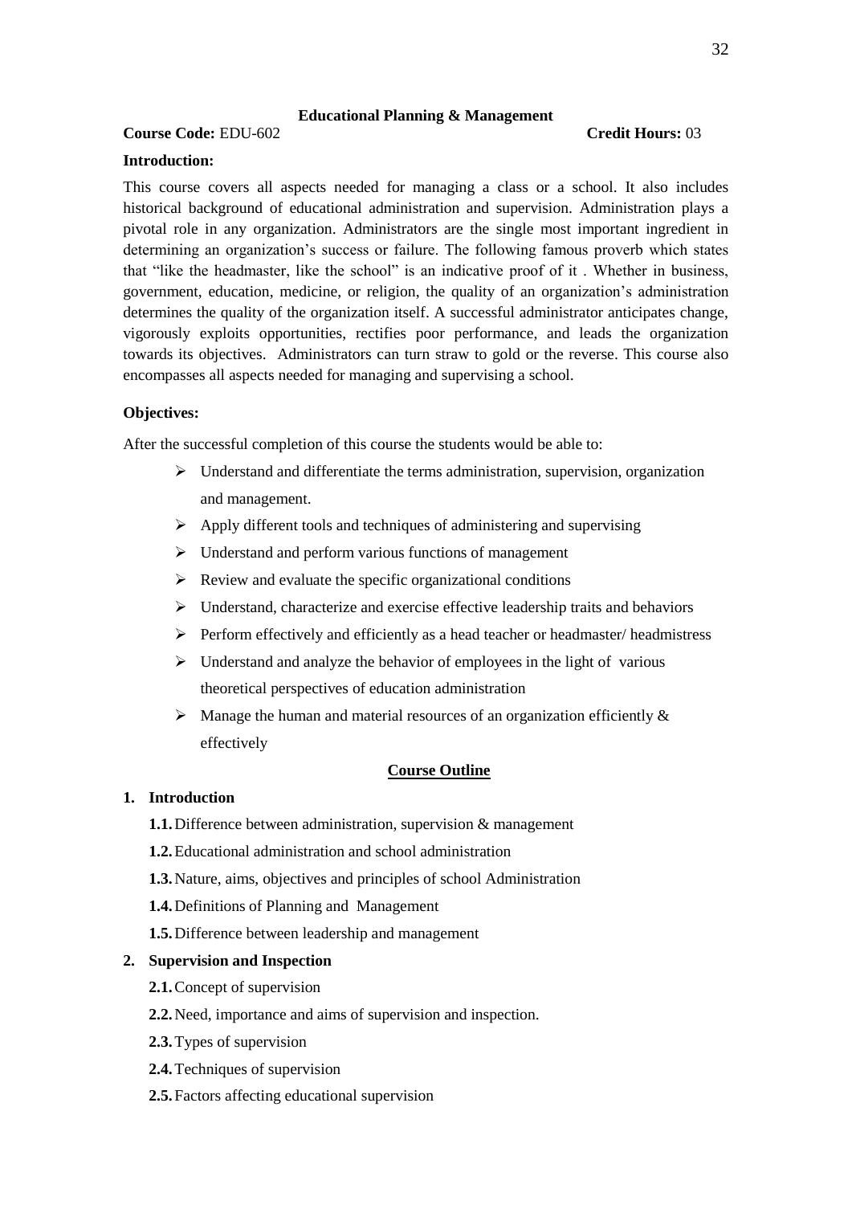## Educational Planning & Management

**Course Code:** EDU-602 **Credit Hours:** 03

**Introduction:**

This course covers all aspects needed for managing a class or a school. It also includes historical background of educational administration and supervision. Administration plays a pivotal role in any organization. Administrators are the single most important ingredient in determining an organization's success or failure. The following famous proverb which states that "like the headmaster, like the school" is an indicative proof of it . Whether in business, government, education, medicine, or religion, the quality of an organization's administration determines the quality of the organization itself. A successful administrator anticipates change, vigorously exploits opportunities, rectifies poor performance, and leads the organization towards its objectives. Administrators can turn straw to gold or the reverse. This course also encompasses all aspects needed for managing and supervising a school.

**Objectives:**

After the successful completion of this course the students would be able to:

- Understand and differentiate the terms administration, supervision, organization and management.
- Apply different tools and techniques of administering and supervising
- Understand and perform various functions of management
- Review and evaluate the specific organizational conditions
- Understand, characterize and exercise effective leadership traits and behaviors
- Perform effectively and efficiently as a head teacher or headmaster/ headmistress
- Understand and analyze the behavior of employees in the light of various theoretical perspectives of education administration
- Manage the human and material resources of an organization efficiently & effectively

### Course Outline

**1. Introduction**

- **1.1.** Difference between administration, supervision & management
- **1.2.** Educational administration and school administration
- **1.3.** Nature, aims, objectives and principles of school Administration
- **1.4.** Definitions of Planning and Management
- **1.5.** Difference between leadership and management

**2. Supervision and Inspection**

- **2.1.** Concept of supervision
- **2.2.** Need, importance and aims of supervision and inspection.
- **2.3.** Types of supervision
- **2.4.** Techniques of supervision
- **2.5.** Factors affecting educational supervision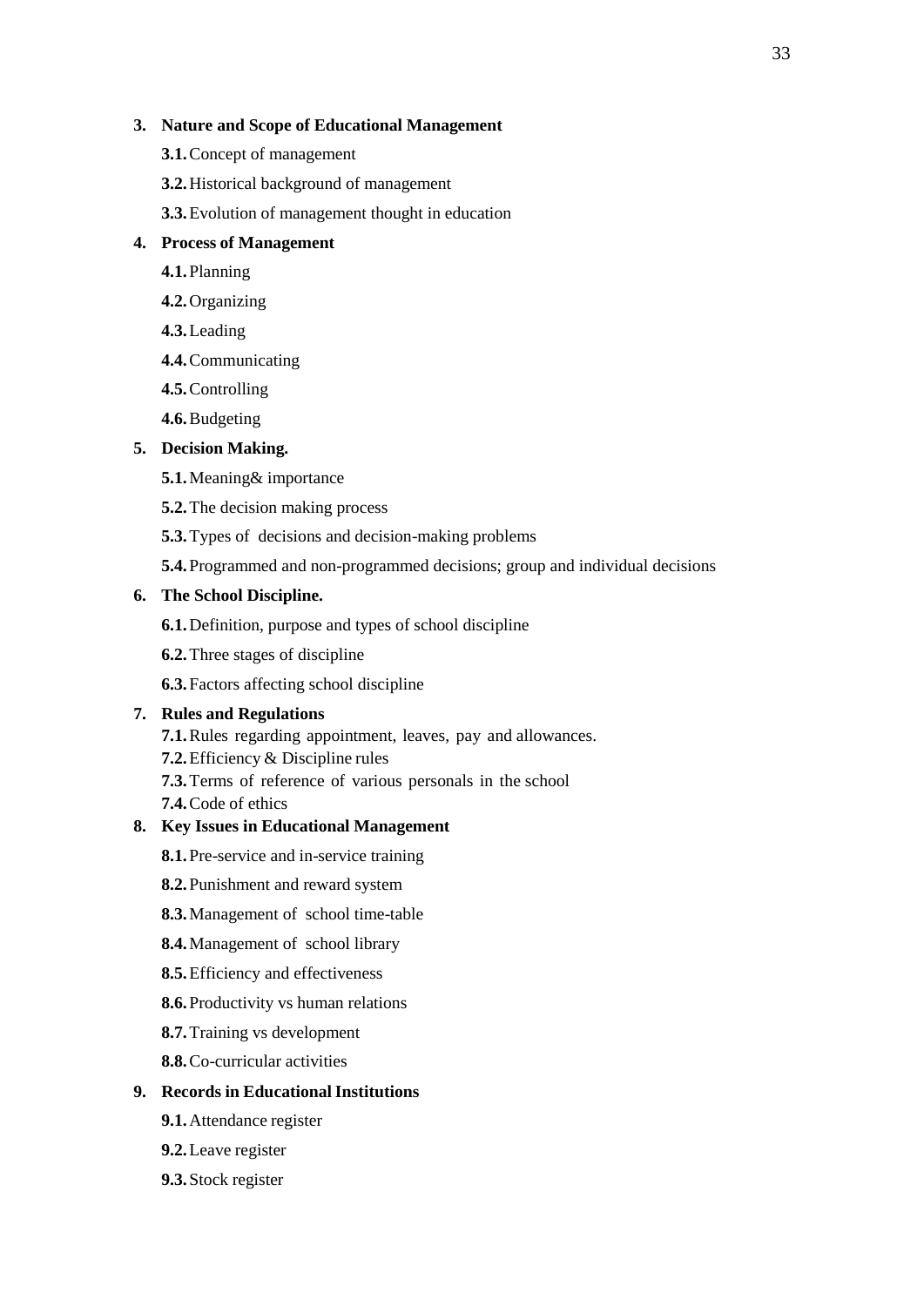3. **Nature and Scope of Educational Management**
   - **3.1.** Concept of management
   - **3.2.** Historical background of management
   - **3.3.** Evolution of management thought in education
4. **Process of Management**
   - **4.1.** Planning
   - **4.2.** Organizing
   - **4.3.** Leading
   - **4.4.** Communicating
   - **4.5.** Controlling
   - **4.6.** Budgeting
5. **Decision Making.**
   - **5.1.** Meaning& importance
   - **5.2.** The decision making process
   - **5.3.** Types of decisions and decision-making problems
   - **5.4.** Programmed and non-programmed decisions; group and individual decisions
6. **The School Discipline.**
   - **6.1.** Definition, purpose and types of school discipline
   - **6.2.** Three stages of discipline
   - **6.3.** Factors affecting school discipline
7. **Rules and Regulations**
   - **7.1.** Rules regarding appointment, leaves, pay and allowances.
   - **7.2.** Efficiency & Discipline rules
   - **7.3.** Terms of reference of various personals in the school
   - **7.4.** Code of ethics
8. **Key Issues in Educational Management**
   - **8.1.** Pre-service and in-service training
   - **8.2.** Punishment and reward system
   - **8.3.** Management of school time-table
   - **8.4.** Management of school library
   - **8.5.** Efficiency and effectiveness
   - **8.6.** Productivity vs human relations
   - **8.7.** Training vs development
   - **8.8.** Co-curricular activities
9. **Records in Educational Institutions**
   - **9.1.** Attendance register
   - **9.2.** Leave register
   - **9.3.** Stock register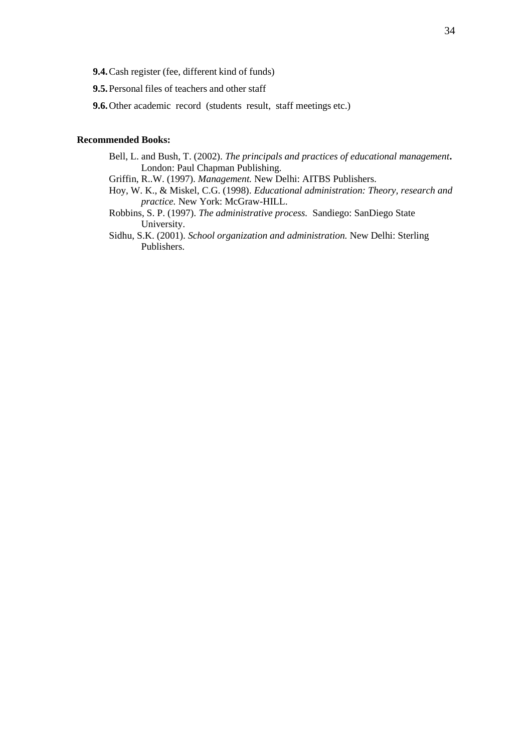**9.4.** Cash register (fee, different kind of funds)

**9.5.** Personal files of teachers and other staff

**9.6.** Other academic record (students result, staff meetings etc.)

**Recommended Books:**

Bell, L. and Bush, T. (2002). *The principals and practices of educational management***.** London: Paul Chapman Publishing.

Griffin, R..W. (1997). *Management.* New Delhi: AITBS Publishers.

Hoy, W. K., & Miskel, C.G. (1998). *Educational administration: Theory, research and practice.* New York: McGraw-HILL.

Robbins, S. P. (1997). *The administrative process.* Sandiego: SanDiego State University.

Sidhu, S.K. (2001). *School organization and administration.* New Delhi: Sterling Publishers.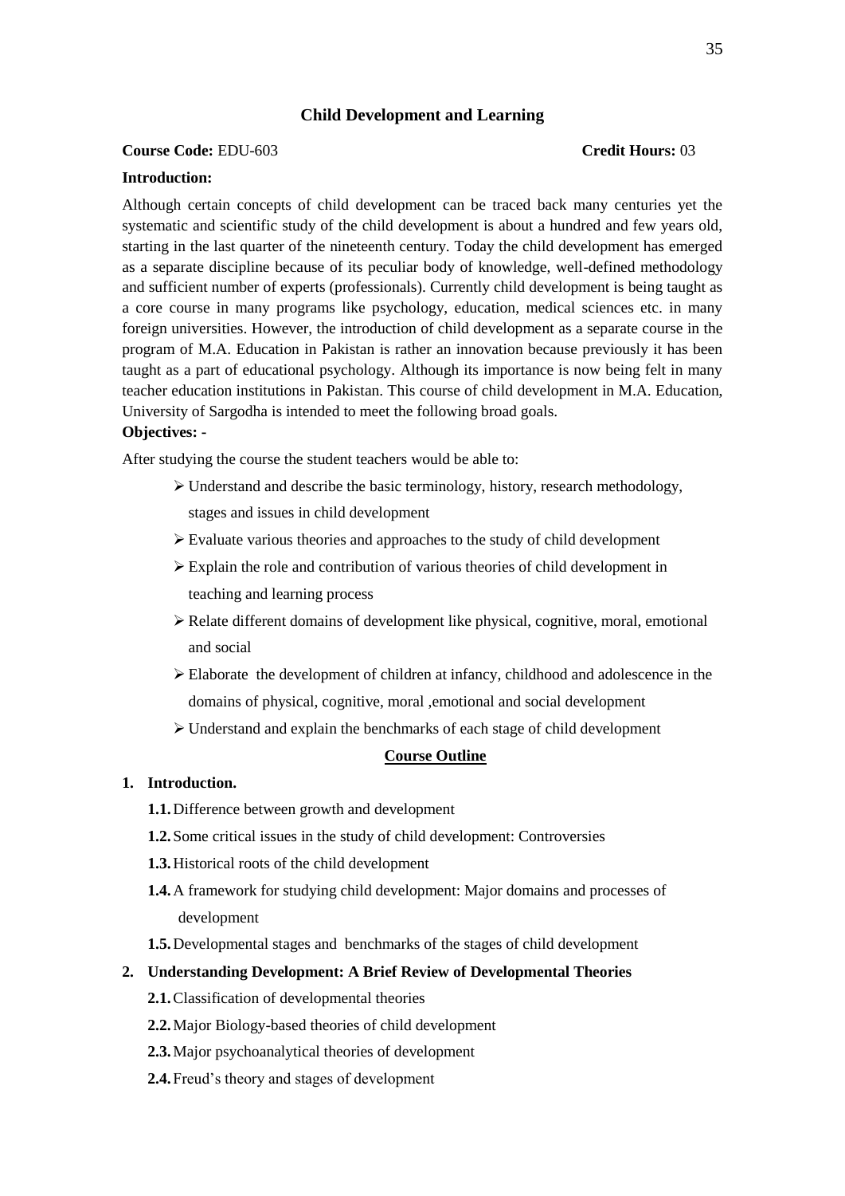## Child Development and Learning

**Course Code:** EDU-603 **Credit Hours:** 03

**Introduction:**

Although certain concepts of child development can be traced back many centuries yet the systematic and scientific study of the child development is about a hundred and few years old, starting in the last quarter of the nineteenth century. Today the child development has emerged as a separate discipline because of its peculiar body of knowledge, well-defined methodology and sufficient number of experts (professionals). Currently child development is being taught as a core course in many programs like psychology, education, medical sciences etc. in many foreign universities. However, the introduction of child development as a separate course in the program of M.A. Education in Pakistan is rather an innovation because previously it has been taught as a part of educational psychology. Although its importance is now being felt in many teacher education institutions in Pakistan. This course of child development in M.A. Education, University of Sargodha is intended to meet the following broad goals.

**Objectives: -**

After studying the course the student teachers would be able to:

- Understand and describe the basic terminology, history, research methodology, stages and issues in child development
- Evaluate various theories and approaches to the study of child development
- Explain the role and contribution of various theories of child development in teaching and learning process
- Relate different domains of development like physical, cognitive, moral, emotional and social
- Elaborate the development of children at infancy, childhood and adolescence in the domains of physical, cognitive, moral ,emotional and social development
- Understand and explain the benchmarks of each stage of child development

### Course Outline

**1. Introduction.**

- **1.1.** Difference between growth and development
- **1.2.** Some critical issues in the study of child development: Controversies
- **1.3.** Historical roots of the child development
- **1.4.** A framework for studying child development: Major domains and processes of development
- **1.5.** Developmental stages and benchmarks of the stages of child development

**2. Understanding Development: A Brief Review of Developmental Theories**

- **2.1.** Classification of developmental theories
- **2.2.** Major Biology-based theories of child development
- **2.3.** Major psychoanalytical theories of development
- **2.4.** Freud's theory and stages of development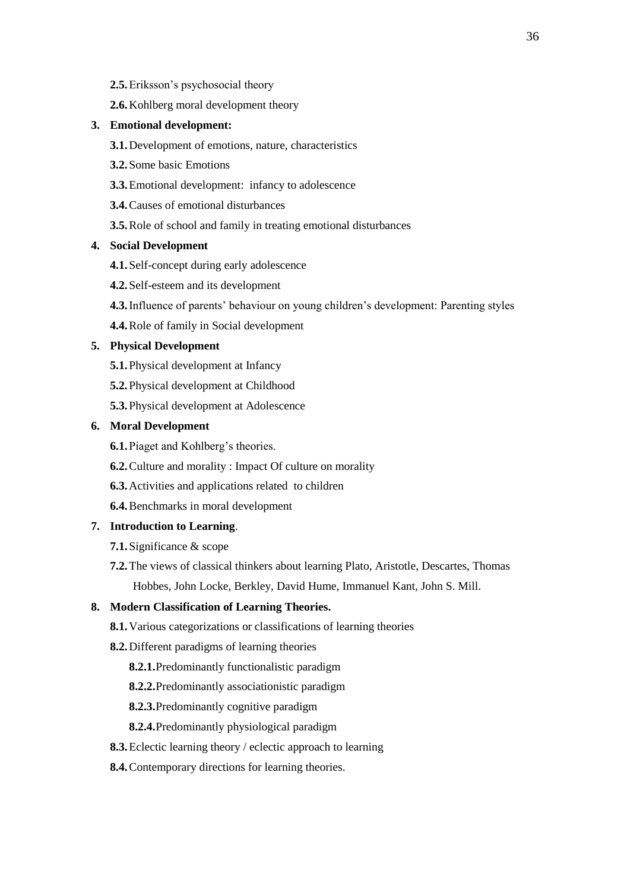- **2.5.** Eriksson's psychosocial theory
- **2.6.** Kohlberg moral development theory

3. **Emotional development:**
   - **3.1.** Development of emotions, nature, characteristics
   - **3.2.** Some basic Emotions
   - **3.3.** Emotional development: infancy to adolescence
   - **3.4.** Causes of emotional disturbances
   - **3.5.** Role of school and family in treating emotional disturbances

4. **Social Development**
   - **4.1.** Self-concept during early adolescence
   - **4.2.** Self-esteem and its development
   - **4.3.** Influence of parents' behaviour on young children's development: Parenting styles
   - **4.4.** Role of family in Social development

5. **Physical Development**
   - **5.1.** Physical development at Infancy
   - **5.2.** Physical development at Childhood
   - **5.3.** Physical development at Adolescence

6. **Moral Development**
   - **6.1.** Piaget and Kohlberg's theories.
   - **6.2.** Culture and morality : Impact Of culture on morality
   - **6.3.** Activities and applications related to children
   - **6.4.** Benchmarks in moral development

7. **Introduction to Learning**.
   - **7.1.** Significance & scope
   - **7.2.** The views of classical thinkers about learning Plato, Aristotle, Descartes, Thomas Hobbes, John Locke, Berkley, David Hume, Immanuel Kant, John S. Mill.

8. **Modern Classification of Learning Theories.**
   - **8.1.** Various categorizations or classifications of learning theories
   - **8.2.** Different paradigms of learning theories
     - **8.2.1.** Predominantly functionalistic paradigm
     - **8.2.2.** Predominantly associationistic paradigm
     - **8.2.3.** Predominantly cognitive paradigm
     - **8.2.4.** Predominantly physiological paradigm
   - **8.3.** Eclectic learning theory / eclectic approach to learning
   - **8.4.** Contemporary directions for learning theories.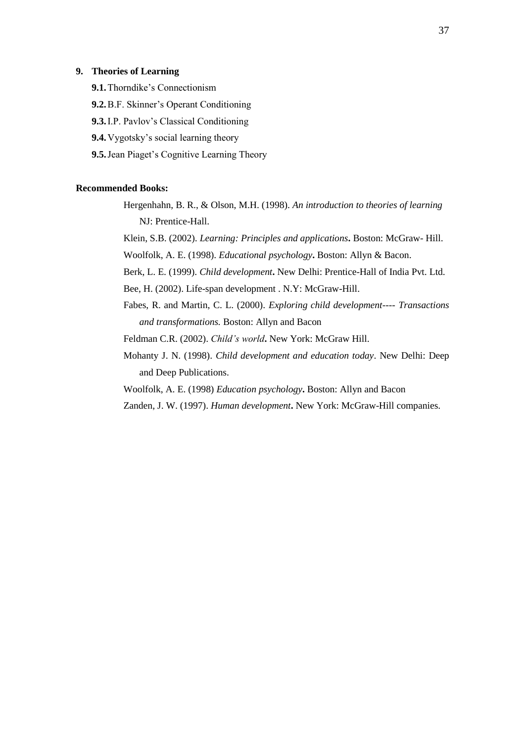**9. Theories of Learning**

**9.1.** Thorndike's Connectionism

**9.2.** B.F. Skinner's Operant Conditioning

**9.3.** I.P. Pavlov's Classical Conditioning

**9.4.** Vygotsky's social learning theory

**9.5.** Jean Piaget's Cognitive Learning Theory

**Recommended Books:**

Hergenhahn, B. R., & Olson, M.H. (1998). *An introduction to theories of learning* NJ: Prentice-Hall.

Klein, S.B. (2002). *Learning: Principles and applications***.** Boston: McGraw- Hill.

Woolfolk, A. E. (1998). *Educational psychology***.** Boston: Allyn & Bacon.

Berk, L. E. (1999). *Child development***.** New Delhi: Prentice-Hall of India Pvt. Ltd.

Bee, H. (2002). Life-span development . N.Y: McGraw-Hill.

Fabes, R. and Martin, C. L. (2000). *Exploring child development---- Transactions and transformations.* Boston: Allyn and Bacon

Feldman C.R. (2002). *Child's world***.** New York: McGraw Hill.

Mohanty J. N. (1998). *Child development and education today*. New Delhi: Deep and Deep Publications.

Woolfolk, A. E. (1998) *Education psychology***.** Boston: Allyn and Bacon

Zanden, J. W. (1997). *Human development***.** New York: McGraw-Hill companies.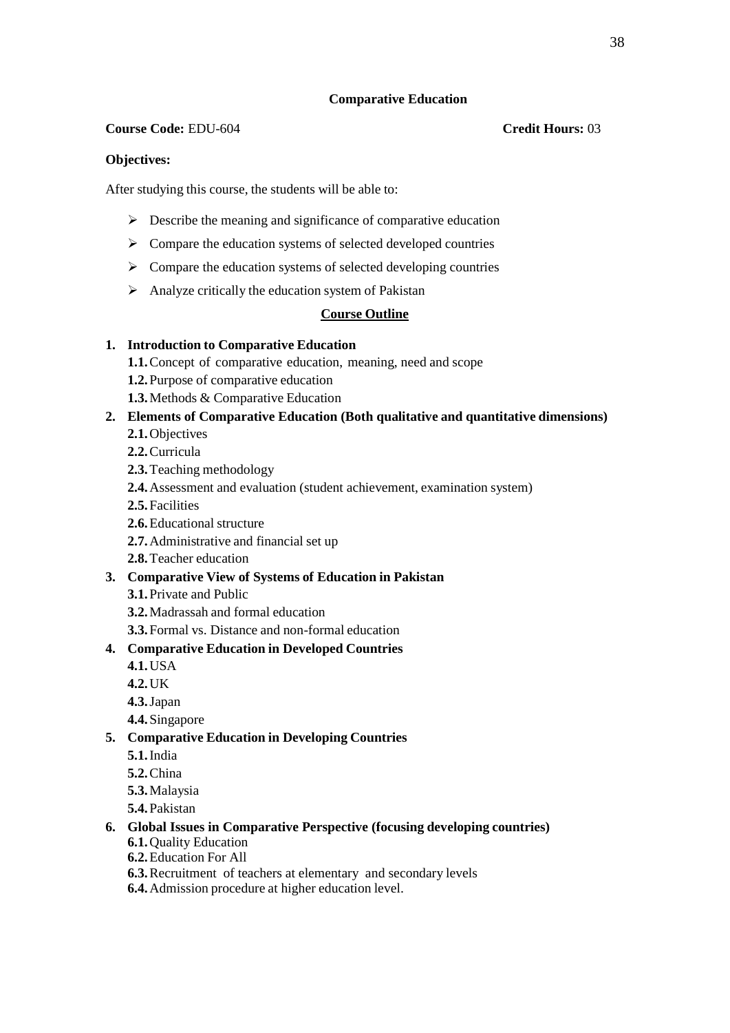## Comparative Education

**Course Code:** EDU-604 **Credit Hours:** 03

**Objectives:**

After studying this course, the students will be able to:

- Describe the meaning and significance of comparative education
- Compare the education systems of selected developed countries
- Compare the education systems of selected developing countries
- Analyze critically the education system of Pakistan

### Course Outline

1. **Introduction to Comparative Education**
   - **1.1.** Concept of comparative education, meaning, need and scope
   - **1.2.** Purpose of comparative education
   - **1.3.** Methods & Comparative Education
2. **Elements of Comparative Education (Both qualitative and quantitative dimensions)**
   - **2.1.** Objectives
   - **2.2.** Curricula
   - **2.3.** Teaching methodology
   - **2.4.** Assessment and evaluation (student achievement, examination system)
   - **2.5.** Facilities
   - **2.6.** Educational structure
   - **2.7.** Administrative and financial set up
   - **2.8.** Teacher education
3. **Comparative View of Systems of Education in Pakistan**
   - **3.1.** Private and Public
   - **3.2.** Madrassah and formal education
   - **3.3.** Formal vs. Distance and non-formal education
4. **Comparative Education in Developed Countries**
   - **4.1.** USA
   - **4.2.** UK
   - **4.3.** Japan
   - **4.4.** Singapore
5. **Comparative Education in Developing Countries**
   - **5.1.** India
   - **5.2.** China
   - **5.3.** Malaysia
   - **5.4.** Pakistan
6. **Global Issues in Comparative Perspective (focusing developing countries)**
   - **6.1.** Quality Education
   - **6.2.** Education For All
   - **6.3.** Recruitment of teachers at elementary and secondary levels
   - **6.4.** Admission procedure at higher education level.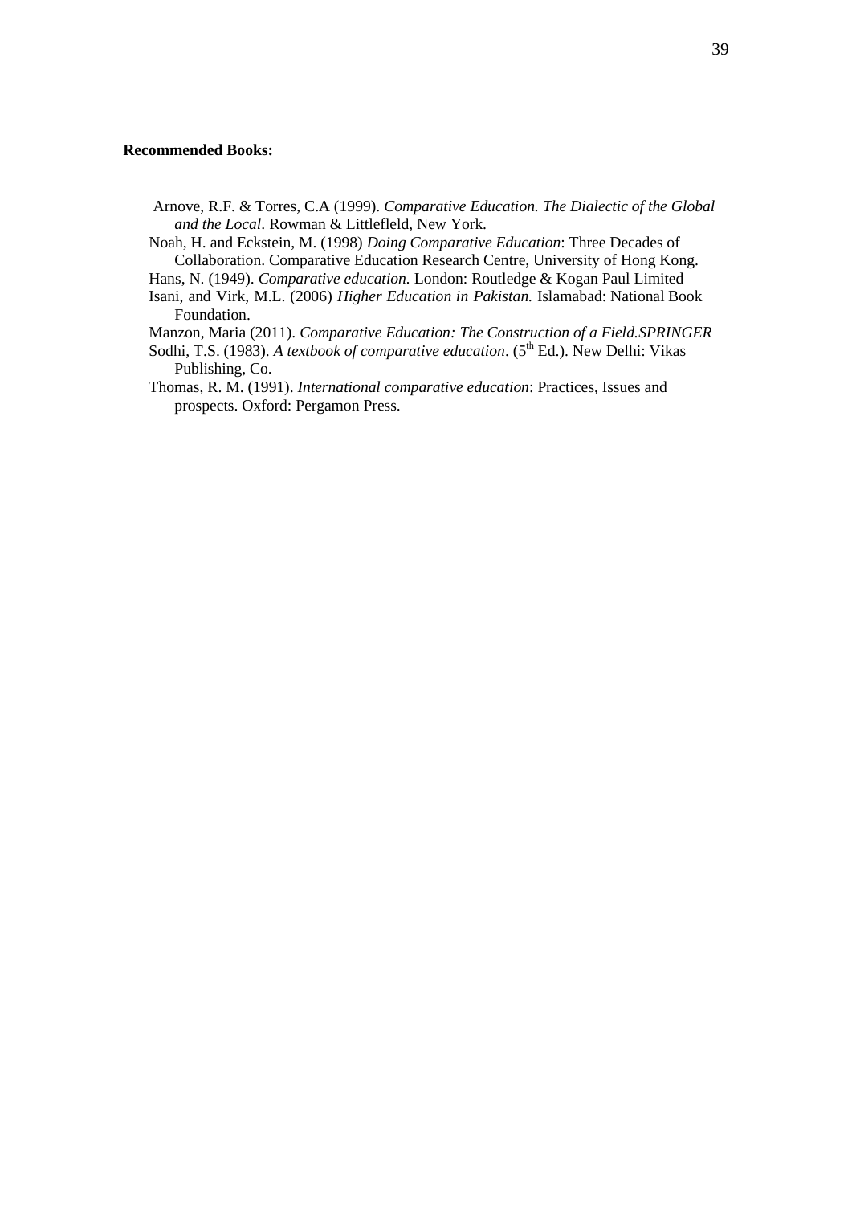**Recommended Books:**

Arnove, R.F. & Torres, C.A (1999). *Comparative Education. The Dialectic of the Global and the Local*. Rowman & Littlefleld, New York.

Noah, H. and Eckstein, M. (1998) *Doing Comparative Education*: Three Decades of Collaboration. Comparative Education Research Centre, University of Hong Kong.

Hans, N. (1949). *Comparative education.* London: Routledge & Kogan Paul Limited

Isani, and Virk, M.L. (2006) *Higher Education in Pakistan.* Islamabad: National Book Foundation.

Manzon, Maria (2011). *Comparative Education: The Construction of a Field.SPRINGER*

Sodhi, T.S. (1983). *A textbook of comparative education*. (5th Ed.). New Delhi: Vikas Publishing, Co.

Thomas, R. M. (1991). *International comparative education*: Practices, Issues and prospects. Oxford: Pergamon Press.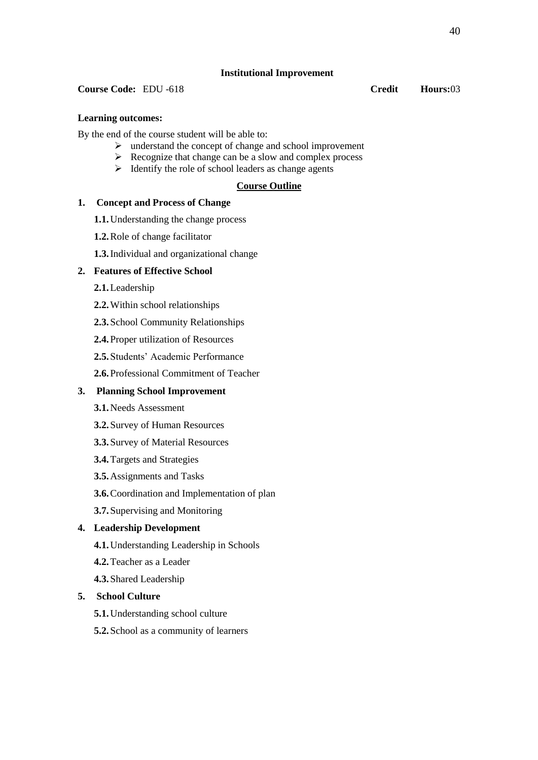## Institutional Improvement

**Course Code:** EDU -618 **Credit Hours:**03

**Learning outcomes:**

By the end of the course student will be able to:

- understand the concept of change and school improvement
- Recognize that change can be a slow and complex process
- Identify the role of school leaders as change agents

### Course Outline

**1. Concept and Process of Change**

- **1.1.** Understanding the change process
- **1.2.** Role of change facilitator
- **1.3.** Individual and organizational change

**2. Features of Effective School**

- **2.1.** Leadership
- **2.2.** Within school relationships
- **2.3.** School Community Relationships
- **2.4.** Proper utilization of Resources
- **2.5.** Students' Academic Performance
- **2.6.** Professional Commitment of Teacher

**3. Planning School Improvement**

- **3.1.** Needs Assessment
- **3.2.** Survey of Human Resources
- **3.3.** Survey of Material Resources
- **3.4.** Targets and Strategies
- **3.5.** Assignments and Tasks
- **3.6.** Coordination and Implementation of plan
- **3.7.** Supervising and Monitoring

**4. Leadership Development**

- **4.1.** Understanding Leadership in Schools
- **4.2.** Teacher as a Leader
- **4.3.** Shared Leadership

**5. School Culture**

- **5.1.** Understanding school culture
- **5.2.** School as a community of learners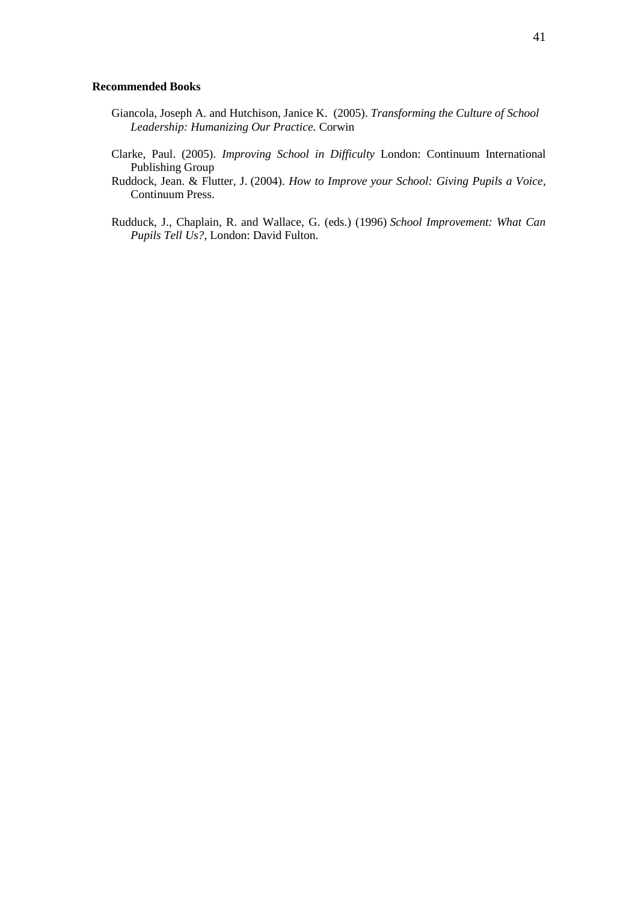**Recommended Books**

Giancola, Joseph A. and Hutchison, Janice K. (2005). *Transforming the Culture of School Leadership: Humanizing Our Practice.* Corwin

Clarke, Paul. (2005). *Improving School in Difficulty* London: Continuum International Publishing Group

Ruddock, Jean. & Flutter, J. (2004). *How to Improve your School: Giving Pupils a Voice*, Continuum Press.

Rudduck, J., Chaplain, R. and Wallace, G. (eds.) (1996) *School Improvement: What Can Pupils Tell Us?*, London: David Fulton.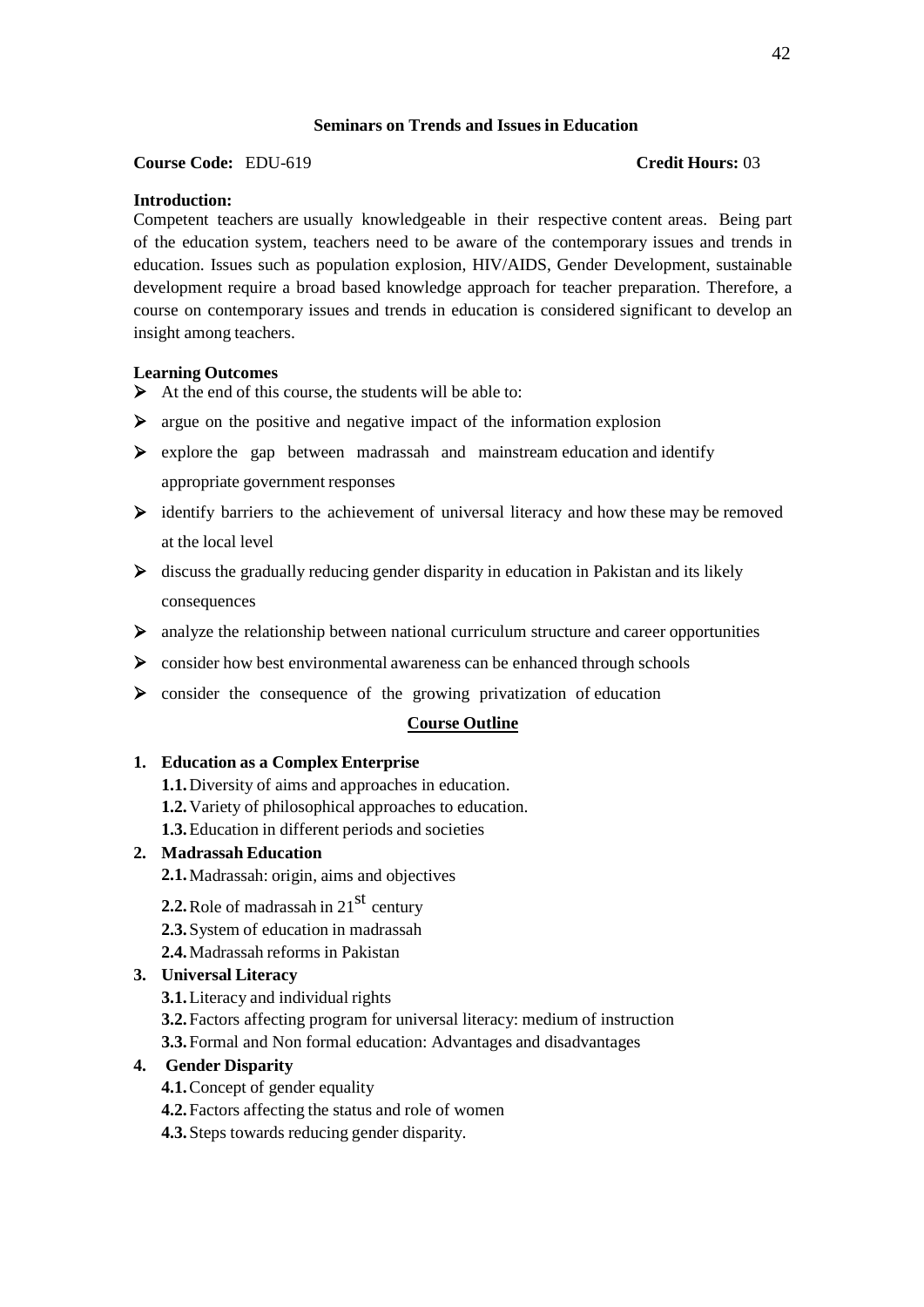## Seminars on Trends and Issues in Education

**Course Code:** EDU-619 **Credit Hours:** 03

**Introduction:**

Competent teachers are usually knowledgeable in their respective content areas. Being part of the education system, teachers need to be aware of the contemporary issues and trends in education. Issues such as population explosion, HIV/AIDS, Gender Development, sustainable development require a broad based knowledge approach for teacher preparation. Therefore, a course on contemporary issues and trends in education is considered significant to develop an insight among teachers.

**Learning Outcomes**

- At the end of this course, the students will be able to:
- argue on the positive and negative impact of the information explosion
- explore the gap between madrassah and mainstream education and identify appropriate government responses
- identify barriers to the achievement of universal literacy and how these may be removed at the local level
- discuss the gradually reducing gender disparity in education in Pakistan and its likely consequences
- analyze the relationship between national curriculum structure and career opportunities
- consider how best environmental awareness can be enhanced through schools
- consider the consequence of the growing privatization of education

### Course Outline

1. **Education as a Complex Enterprise**
   - **1.1.** Diversity of aims and approaches in education.
   - **1.2.** Variety of philosophical approaches to education.
   - **1.3.** Education in different periods and societies
2. **Madrassah Education**
   - **2.1.** Madrassah: origin, aims and objectives
   - **2.2.** Role of madrassah in 21st century
   - **2.3.** System of education in madrassah
   - **2.4.** Madrassah reforms in Pakistan
3. **Universal Literacy**
   - **3.1.** Literacy and individual rights
   - **3.2.** Factors affecting program for universal literacy: medium of instruction
   - **3.3.** Formal and Non formal education: Advantages and disadvantages
4. **Gender Disparity**
   - **4.1.** Concept of gender equality
   - **4.2.** Factors affecting the status and role of women
   - **4.3.** Steps towards reducing gender disparity.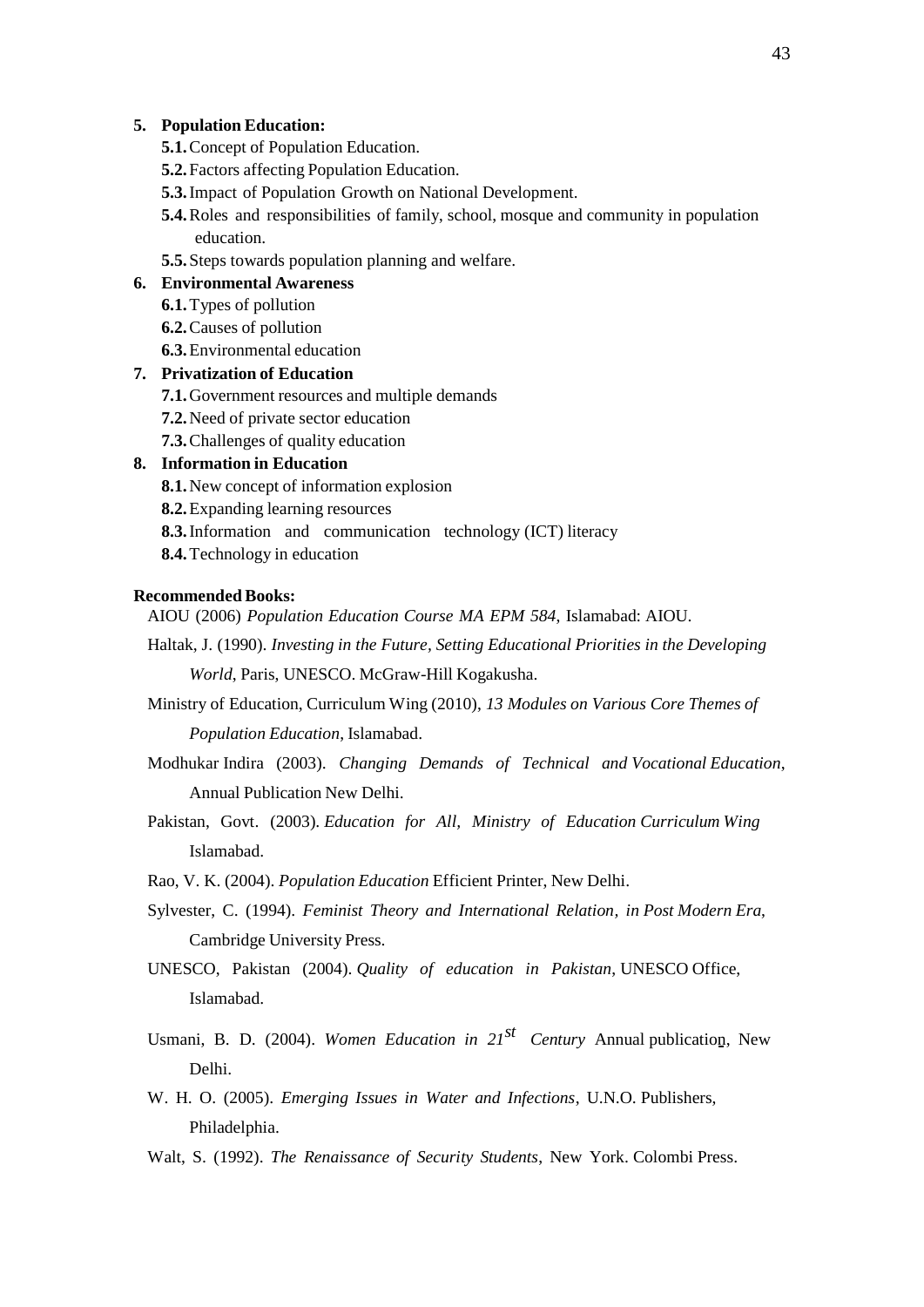5. **Population Education:**
    - **5.1.** Concept of Population Education.
    - **5.2.** Factors affecting Population Education.
    - **5.3.** Impact of Population Growth on National Development.
    - **5.4.** Roles and responsibilities of family, school, mosque and community in population education.
    - **5.5.** Steps towards population planning and welfare.
6. **Environmental Awareness**
    - **6.1.** Types of pollution
    - **6.2.** Causes of pollution
    - **6.3.** Environmental education
7. **Privatization of Education**
    - **7.1.** Government resources and multiple demands
    - **7.2.** Need of private sector education
    - **7.3.** Challenges of quality education
8. **Information in Education**
    - **8.1.** New concept of information explosion
    - **8.2.** Expanding learning resources
    - **8.3.** Information and communication technology (ICT) literacy
    - **8.4.** Technology in education

**Recommended Books:**

AIOU (2006) *Population Education Course MA EPM 584*, Islamabad: AIOU.

Haltak, J. (1990). *Investing in the Future, Setting Educational Priorities in the Developing World*, Paris, UNESCO. McGraw-Hill Kogakusha.

Ministry of Education, Curriculum Wing (2010), *13 Modules on Various Core Themes of Population Education*, Islamabad.

Modhukar Indira (2003). *Changing Demands of Technical and Vocational Education*, Annual Publication New Delhi.

Pakistan, Govt. (2003). *Education for All, Ministry of Education Curriculum Wing* Islamabad.

Rao, V. K. (2004). *Population Education* Efficient Printer, New Delhi.

Sylvester, C. (1994). *Feminist Theory and International Relation, in Post Modern Era*, Cambridge University Press.

UNESCO, Pakistan (2004). *Quality of education in Pakistan*, UNESCO Office, Islamabad.

Usmani, B. D. (2004). *Women Education in 21st Century* Annual publication, New Delhi.

W. H. O. (2005). *Emerging Issues in Water and Infections*, U.N.O. Publishers, Philadelphia.

Walt, S. (1992). *The Renaissance of Security Students*, New York. Colombi Press.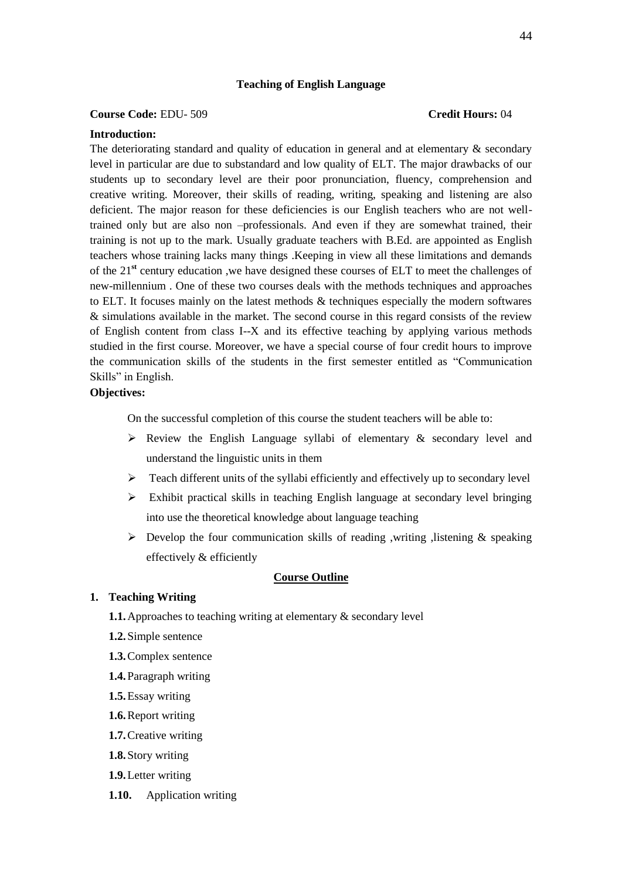## Teaching of English Language

**Course Code:** EDU- 509 **Credit Hours:** 04

**Introduction:**

The deteriorating standard and quality of education in general and at elementary & secondary level in particular are due to substandard and low quality of ELT. The major drawbacks of our students up to secondary level are their poor pronunciation, fluency, comprehension and creative writing. Moreover, their skills of reading, writing, speaking and listening are also deficient. The major reason for these deficiencies is our English teachers who are not well-trained only but are also non –professionals. And even if they are somewhat trained, their training is not up to the mark. Usually graduate teachers with B.Ed. are appointed as English teachers whose training lacks many things .Keeping in view all these limitations and demands of the 21st century education ,we have designed these courses of ELT to meet the challenges of new-millennium . One of these two courses deals with the methods techniques and approaches to ELT. It focuses mainly on the latest methods & techniques especially the modern softwares & simulations available in the market. The second course in this regard consists of the review of English content from class I--X and its effective teaching by applying various methods studied in the first course. Moreover, we have a special course of four credit hours to improve the communication skills of the students in the first semester entitled as "Communication Skills" in English.

**Objectives:**

On the successful completion of this course the student teachers will be able to:

- Review the English Language syllabi of elementary & secondary level and understand the linguistic units in them
- Teach different units of the syllabi efficiently and effectively up to secondary level
- Exhibit practical skills in teaching English language at secondary level bringing into use the theoretical knowledge about language teaching
- Develop the four communication skills of reading ,writing ,listening & speaking effectively & efficiently

### Course Outline

**1. Teaching Writing**

- **1.1.** Approaches to teaching writing at elementary & secondary level
- **1.2.** Simple sentence
- **1.3.** Complex sentence
- **1.4.** Paragraph writing
- **1.5.** Essay writing
- **1.6.** Report writing
- **1.7.** Creative writing
- **1.8.** Story writing
- **1.9.** Letter writing
- **1.10.** Application writing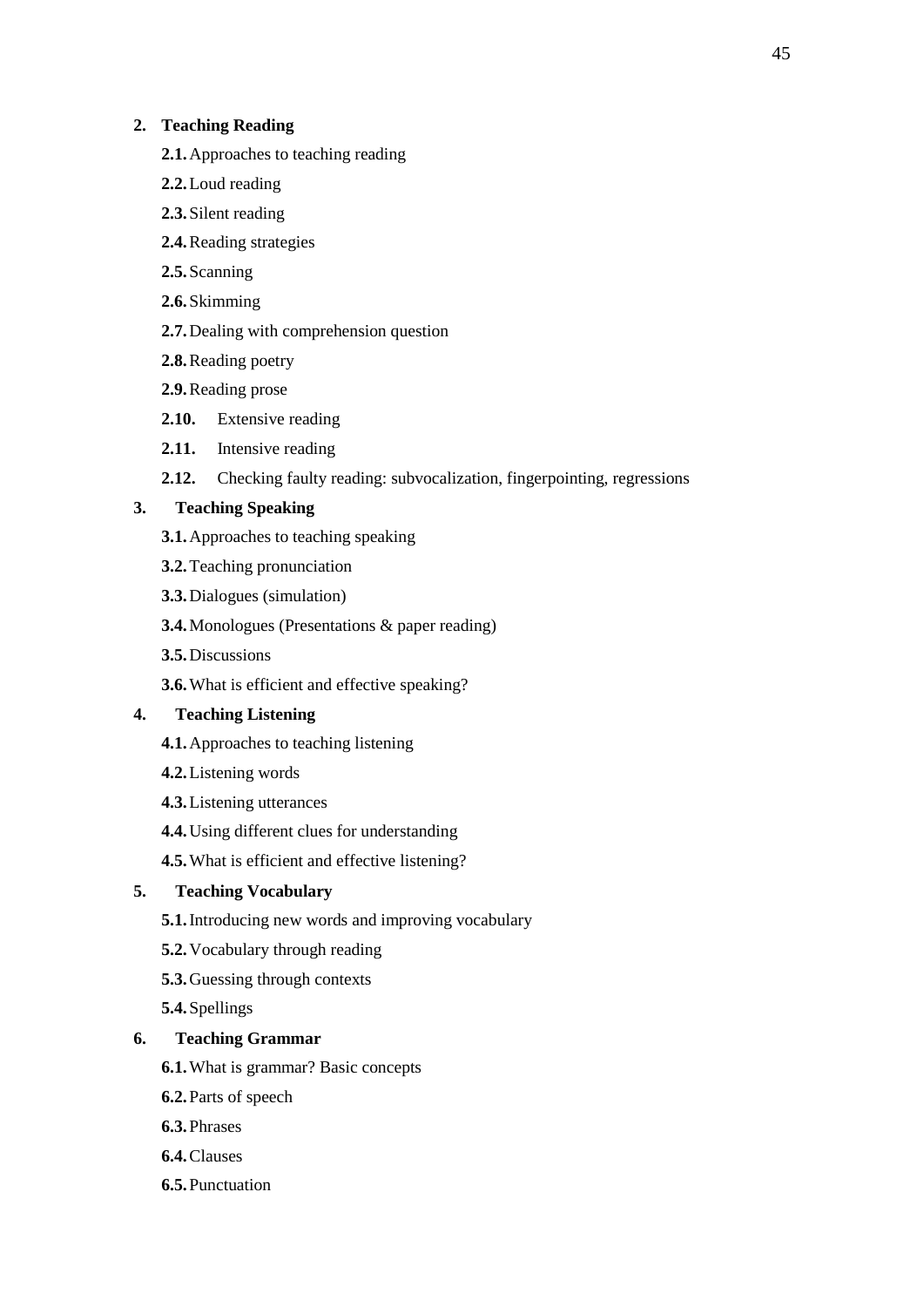**2. Teaching Reading**

- **2.1.** Approaches to teaching reading
- **2.2.** Loud reading
- **2.3.** Silent reading
- **2.4.** Reading strategies
- **2.5.** Scanning
- **2.6.** Skimming
- **2.7.** Dealing with comprehension question
- **2.8.** Reading poetry
- **2.9.** Reading prose
- **2.10.** Extensive reading
- **2.11.** Intensive reading
- **2.12.** Checking faulty reading: subvocalization, fingerpointing, regressions

**3. Teaching Speaking**

- **3.1.** Approaches to teaching speaking
- **3.2.** Teaching pronunciation
- **3.3.** Dialogues (simulation)
- **3.4.** Monologues (Presentations & paper reading)
- **3.5.** Discussions
- **3.6.** What is efficient and effective speaking?

**4. Teaching Listening**

- **4.1.** Approaches to teaching listening
- **4.2.** Listening words
- **4.3.** Listening utterances
- **4.4.** Using different clues for understanding
- **4.5.** What is efficient and effective listening?

**5. Teaching Vocabulary**

- **5.1.** Introducing new words and improving vocabulary
- **5.2.** Vocabulary through reading
- **5.3.** Guessing through contexts
- **5.4.** Spellings

**6. Teaching Grammar**

- **6.1.** What is grammar? Basic concepts
- **6.2.** Parts of speech
- **6.3.** Phrases
- **6.4.** Clauses
- **6.5.** Punctuation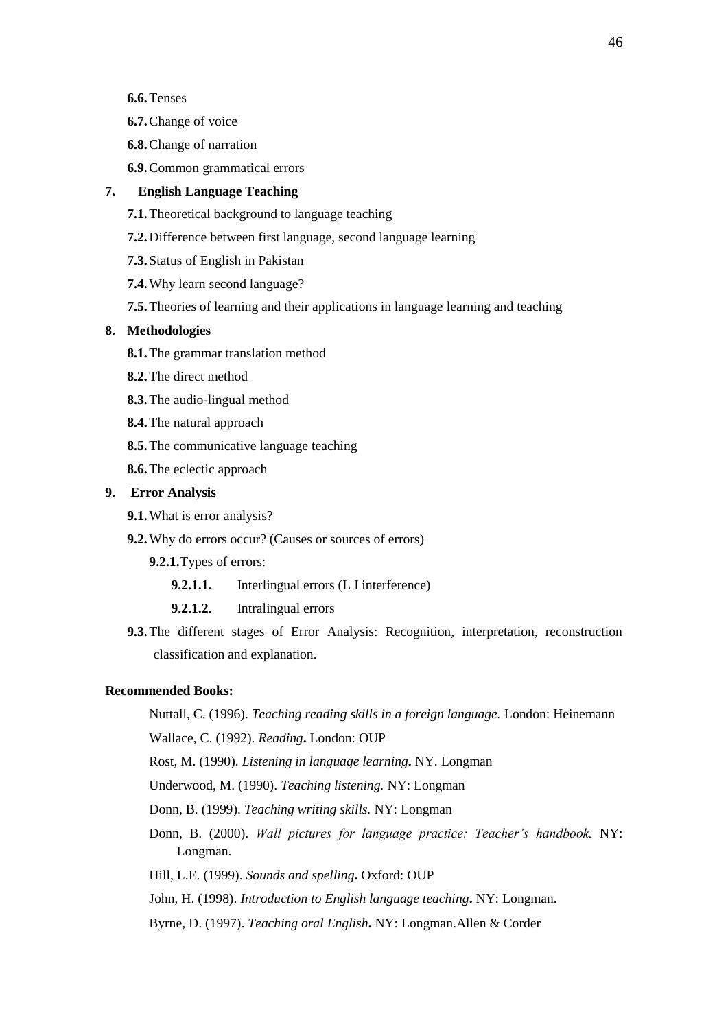- **6.6.** Tenses
- **6.7.** Change of voice
- **6.8.** Change of narration
- **6.9.** Common grammatical errors

**7. English Language Teaching**

- **7.1.** Theoretical background to language teaching
- **7.2.** Difference between first language, second language learning
- **7.3.** Status of English in Pakistan
- **7.4.** Why learn second language?
- **7.5.** Theories of learning and their applications in language learning and teaching

**8. Methodologies**

- **8.1.** The grammar translation method
- **8.2.** The direct method
- **8.3.** The audio-lingual method
- **8.4.** The natural approach
- **8.5.** The communicative language teaching
- **8.6.** The eclectic approach

**9. Error Analysis**

- **9.1.** What is error analysis?
- **9.2.** Why do errors occur? (Causes or sources of errors)
  - **9.2.1.** Types of errors:
    - **9.2.1.1.** Interlingual errors (L I interference)
    - **9.2.1.2.** Intralingual errors
- **9.3.** The different stages of Error Analysis: Recognition, interpretation, reconstruction classification and explanation.

**Recommended Books:**

Nuttall, C. (1996). *Teaching reading skills in a foreign language.* London: Heinemann

Wallace, C. (1992). *Reading***.** London: OUP

Rost, M. (1990). *Listening in language learning***.** NY. Longman

Underwood, M. (1990). *Teaching listening.* NY: Longman

Donn, B. (1999). *Teaching writing skills.* NY: Longman

Donn, B. (2000). *Wall pictures for language practice: Teacher's handbook.* NY: Longman.

Hill, L.E. (1999). *Sounds and spelling***.** Oxford: OUP

John, H. (1998). *Introduction to English language teaching***.** NY: Longman.

Byrne, D. (1997). *Teaching oral English***.** NY: Longman.Allen & Corder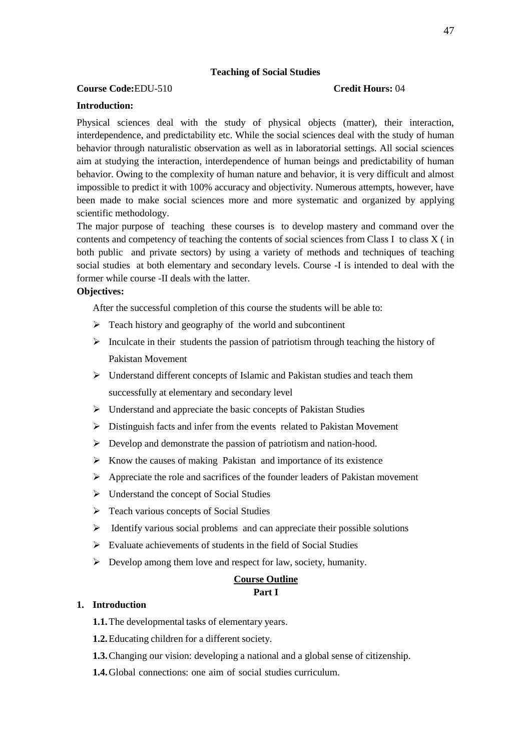## Teaching of Social Studies

**Course Code:** EDU-510 **Credit Hours:** 04

**Introduction:**

Physical sciences deal with the study of physical objects (matter), their interaction, interdependence, and predictability etc. While the social sciences deal with the study of human behavior through naturalistic observation as well as in laboratorial settings. All social sciences aim at studying the interaction, interdependence of human beings and predictability of human behavior. Owing to the complexity of human nature and behavior, it is very difficult and almost impossible to predict it with 100% accuracy and objectivity. Numerous attempts, however, have been made to make social sciences more and more systematic and organized by applying scientific methodology.

The major purpose of teaching these courses is to develop mastery and command over the contents and competency of teaching the contents of social sciences from Class I to class X ( in both public and private sectors) by using a variety of methods and techniques of teaching social studies at both elementary and secondary levels. Course -I is intended to deal with the former while course -II deals with the latter.

**Objectives:**

After the successful completion of this course the students will be able to:

- Teach history and geography of the world and subcontinent
- Inculcate in their students the passion of patriotism through teaching the history of Pakistan Movement
- Understand different concepts of Islamic and Pakistan studies and teach them successfully at elementary and secondary level
- Understand and appreciate the basic concepts of Pakistan Studies
- Distinguish facts and infer from the events related to Pakistan Movement
- Develop and demonstrate the passion of patriotism and nation-hood.
- Know the causes of making Pakistan and importance of its existence
- Appreciate the role and sacrifices of the founder leaders of Pakistan movement
- Understand the concept of Social Studies
- Teach various concepts of Social Studies
- Identify various social problems and can appreciate their possible solutions
- Evaluate achievements of students in the field of Social Studies
- Develop among them love and respect for law, society, humanity.

### Course Outline

**Part I**

**1. Introduction**

**1.1.** The developmental tasks of elementary years.

**1.2.** Educating children for a different society.

**1.3.** Changing our vision: developing a national and a global sense of citizenship.

**1.4.** Global connections: one aim of social studies curriculum.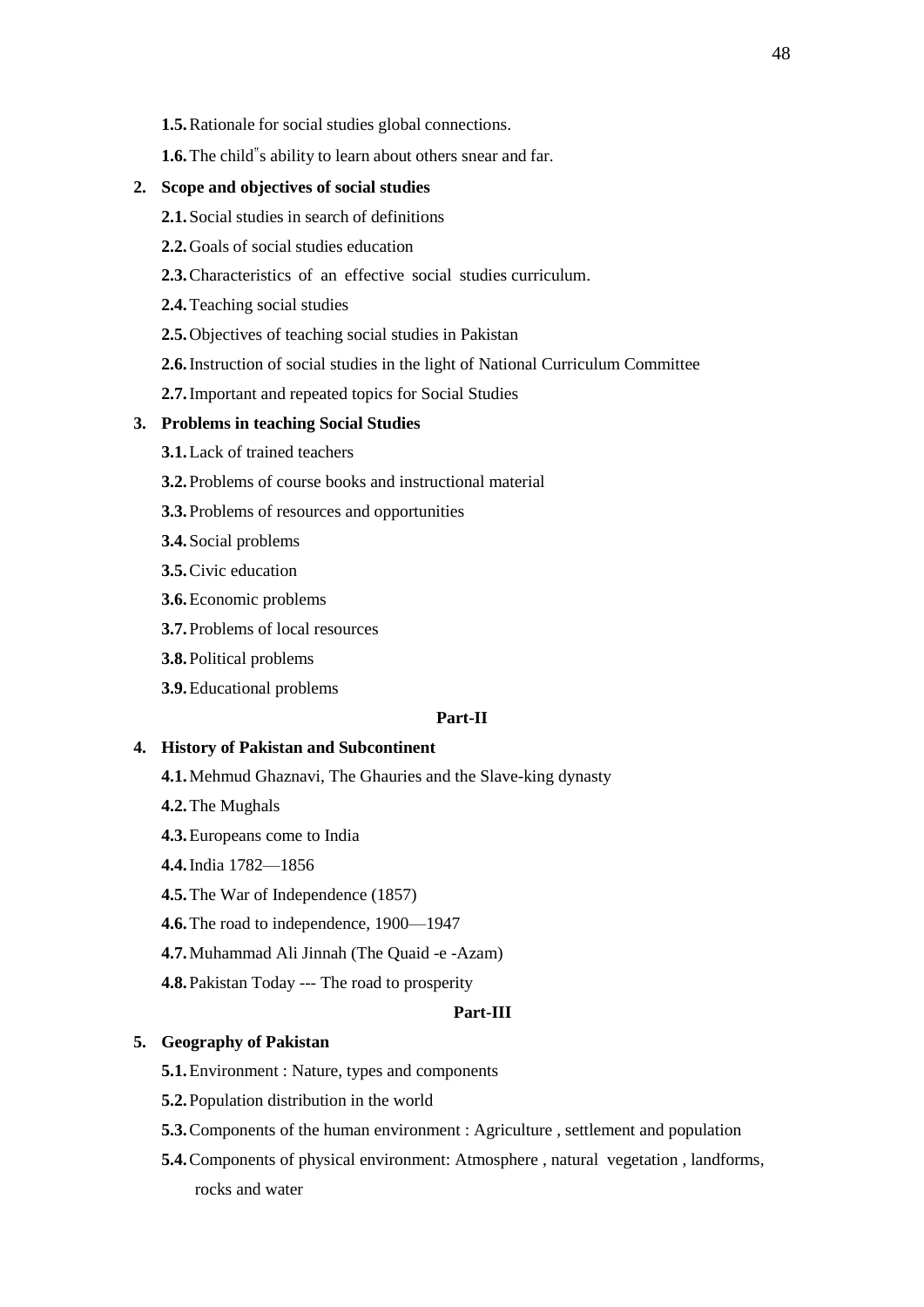**1.5.** Rationale for social studies global connections.

**1.6.** The child"s ability to learn about others snear and far.

**2. Scope and objectives of social studies**

**2.1.** Social studies in search of definitions

**2.2.** Goals of social studies education

**2.3.** Characteristics of an effective social studies curriculum.

**2.4.** Teaching social studies

**2.5.** Objectives of teaching social studies in Pakistan

**2.6.** Instruction of social studies in the light of National Curriculum Committee

**2.7.** Important and repeated topics for Social Studies

**3. Problems in teaching Social Studies**

**3.1.** Lack of trained teachers

**3.2.** Problems of course books and instructional material

**3.3.** Problems of resources and opportunities

**3.4.** Social problems

**3.5.** Civic education

**3.6.** Economic problems

**3.7.** Problems of local resources

**3.8.** Political problems

**3.9.** Educational problems

**Part-II**

**4. History of Pakistan and Subcontinent**

**4.1.** Mehmud Ghaznavi, The Ghauries and the Slave-king dynasty

**4.2.** The Mughals

**4.3.** Europeans come to India

**4.4.** India 1782—1856

**4.5.** The War of Independence (1857)

**4.6.** The road to independence, 1900—1947

**4.7.** Muhammad Ali Jinnah (The Quaid -e -Azam)

**4.8.** Pakistan Today --- The road to prosperity

**Part-III**

**5. Geography of Pakistan**

**5.1.** Environment : Nature, types and components

**5.2.** Population distribution in the world

**5.3.** Components of the human environment : Agriculture , settlement and population

**5.4.** Components of physical environment: Atmosphere , natural vegetation , landforms, rocks and water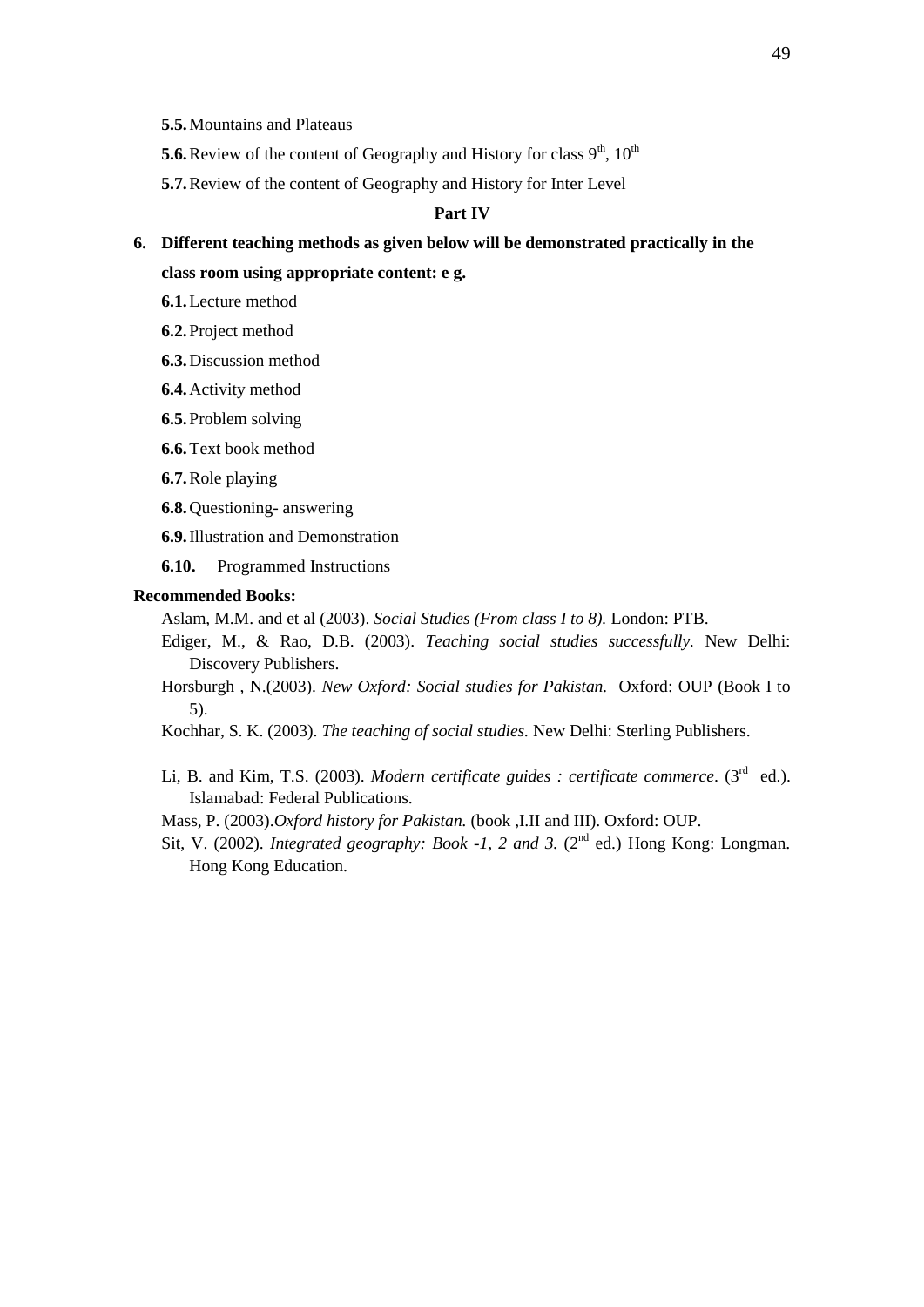**5.5.** Mountains and Plateaus

**5.6.** Review of the content of Geography and History for class 9th, 10th

**5.7.** Review of the content of Geography and History for Inter Level

**Part IV**

**6. Different teaching methods as given below will be demonstrated practically in the class room using appropriate content: e g.**

**6.1.** Lecture method

**6.2.** Project method

**6.3.** Discussion method

**6.4.** Activity method

**6.5.** Problem solving

**6.6.** Text book method

**6.7.** Role playing

**6.8.** Questioning- answering

**6.9.** Illustration and Demonstration

**6.10.** Programmed Instructions

**Recommended Books:**

Aslam, M.M. and et al (2003). *Social Studies (From class I to 8).* London: PTB.

Ediger, M., & Rao, D.B. (2003). *Teaching social studies successfully*. New Delhi: Discovery Publishers.

Horsburgh , N.(2003). *New Oxford: Social studies for Pakistan.* Oxford: OUP (Book I to 5).

Kochhar, S. K. (2003). *The teaching of social studies.* New Delhi: Sterling Publishers.

Li, B. and Kim, T.S. (2003). *Modern certificate guides : certificate commerce*. (3rd ed.). Islamabad: Federal Publications.

Mass, P. (2003).*Oxford history for Pakistan.* (book ,I.II and III). Oxford: OUP.

Sit, V. (2002). *Integrated geography: Book -1, 2 and 3.* (2nd ed.) Hong Kong: Longman. Hong Kong Education.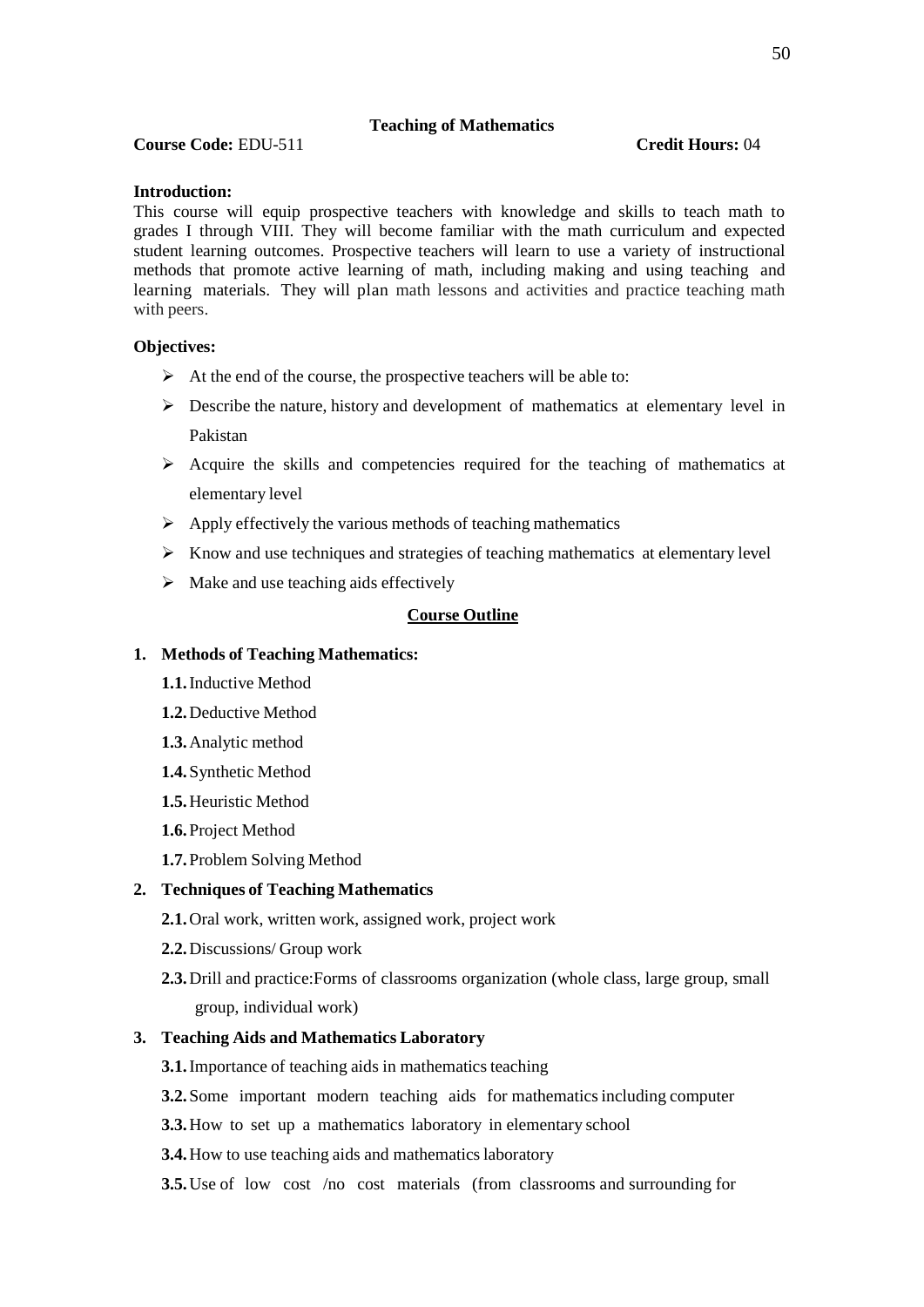## Teaching of Mathematics

**Course Code:** EDU-511 **Credit Hours:** 04

**Introduction:**

This course will equip prospective teachers with knowledge and skills to teach math to grades I through VIII. They will become familiar with the math curriculum and expected student learning outcomes. Prospective teachers will learn to use a variety of instructional methods that promote active learning of math, including making and using teaching and learning materials. They will plan math lessons and activities and practice teaching math with peers.

**Objectives:**

- At the end of the course, the prospective teachers will be able to:
- Describe the nature, history and development of mathematics at elementary level in Pakistan
- Acquire the skills and competencies required for the teaching of mathematics at elementary level
- Apply effectively the various methods of teaching mathematics
- Know and use techniques and strategies of teaching mathematics at elementary level
- Make and use teaching aids effectively

### Course Outline

**1. Methods of Teaching Mathematics:**

- **1.1.** Inductive Method
- **1.2.** Deductive Method
- **1.3.** Analytic method
- **1.4.** Synthetic Method
- **1.5.** Heuristic Method
- **1.6.** Project Method
- **1.7.** Problem Solving Method

**2. Techniques of Teaching Mathematics**

- **2.1.** Oral work, written work, assigned work, project work
- **2.2.** Discussions/ Group work
- **2.3.** Drill and practice:Forms of classrooms organization (whole class, large group, small group, individual work)

**3. Teaching Aids and Mathematics Laboratory**

- **3.1.** Importance of teaching aids in mathematics teaching
- **3.2.** Some important modern teaching aids for mathematics including computer
- **3.3.** How to set up a mathematics laboratory in elementary school
- **3.4.** How to use teaching aids and mathematics laboratory
- **3.5.** Use of low cost /no cost materials (from classrooms and surrounding for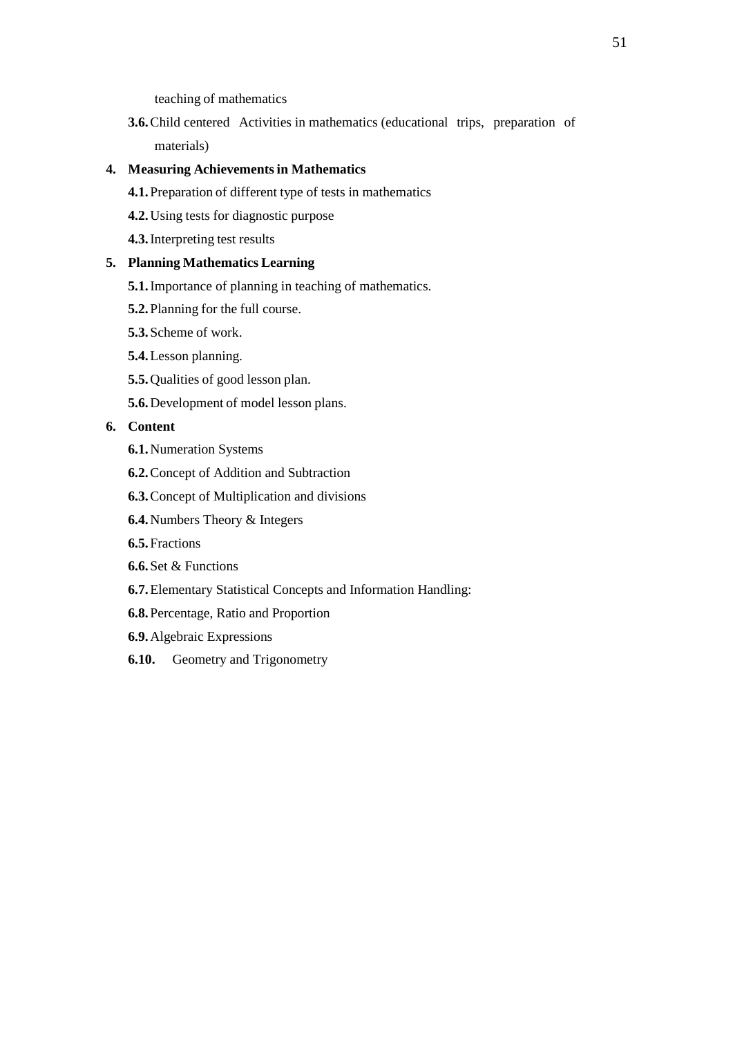teaching of mathematics

**3.6.** Child centered Activities in mathematics (educational trips, preparation of materials)

**4. Measuring Achievements in Mathematics**

**4.1.** Preparation of different type of tests in mathematics

**4.2.** Using tests for diagnostic purpose

**4.3.** Interpreting test results

**5. Planning Mathematics Learning**

**5.1.** Importance of planning in teaching of mathematics.

**5.2.** Planning for the full course.

**5.3.** Scheme of work.

**5.4.** Lesson planning.

**5.5.** Qualities of good lesson plan.

**5.6.** Development of model lesson plans.

**6. Content**

**6.1.** Numeration Systems

**6.2.** Concept of Addition and Subtraction

**6.3.** Concept of Multiplication and divisions

**6.4.** Numbers Theory & Integers

**6.5.** Fractions

**6.6.** Set & Functions

**6.7.** Elementary Statistical Concepts and Information Handling:

**6.8.** Percentage, Ratio and Proportion

**6.9.** Algebraic Expressions

**6.10.** Geometry and Trigonometry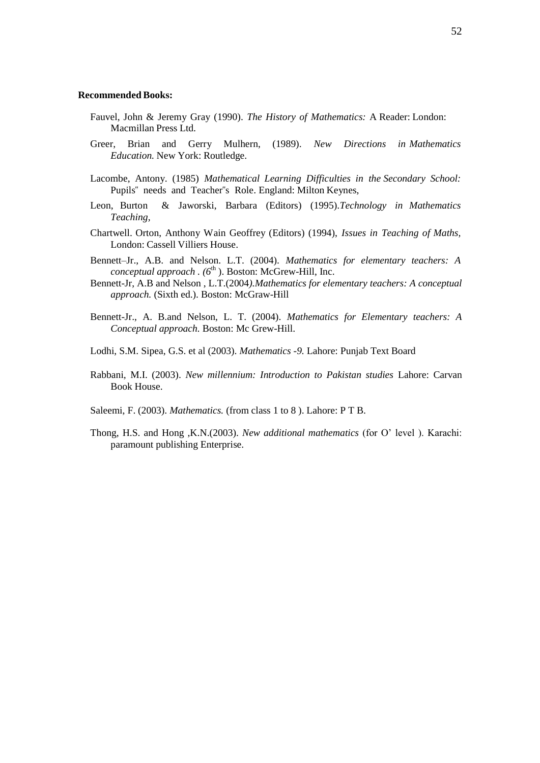**Recommended Books:**

Fauvel, John & Jeremy Gray (1990). *The History of Mathematics:* A Reader: London: Macmillan Press Ltd.

Greer, Brian and Gerry Mulhern, (1989). *New Directions in Mathematics Education.* New York: Routledge.

Lacombe, Antony. (1985) *Mathematical Learning Difficulties in the Secondary School:* Pupils" needs and Teacher"s Role. England: Milton Keynes,

Leon, Burton & Jaworski, Barbara (Editors) (1995).*Technology in Mathematics Teaching,*

Chartwell. Orton, Anthony Wain Geoffrey (Editors) (1994), *Issues in Teaching of Maths,* London: Cassell Villiers House.

Bennett–Jr., A.B. and Nelson. L.T. (2004). *Mathematics for elementary teachers: A conceptual approach . (6th ).* Boston: McGrew-Hill, Inc.

Bennett-Jr, A.B and Nelson , L.T.(2004*).Mathematics for elementary teachers: A conceptual approach.* (Sixth ed.). Boston: McGraw-Hill

Bennett-Jr., A. B.and Nelson, L. T. (2004). *Mathematics for Elementary teachers: A Conceptual approach.* Boston: Mc Grew-Hill.

Lodhi, S.M. Sipea, G.S. et al (2003). *Mathematics -9.* Lahore: Punjab Text Board

Rabbani, M.I. (2003). *New millennium: Introduction to Pakistan studies* Lahore: Carvan Book House.

Saleemi, F. (2003). *Mathematics.* (from class 1 to 8 ). Lahore: P T B.

Thong, H.S. and Hong ,K.N.(2003). *New additional mathematics* (for O' level ). Karachi: paramount publishing Enterprise.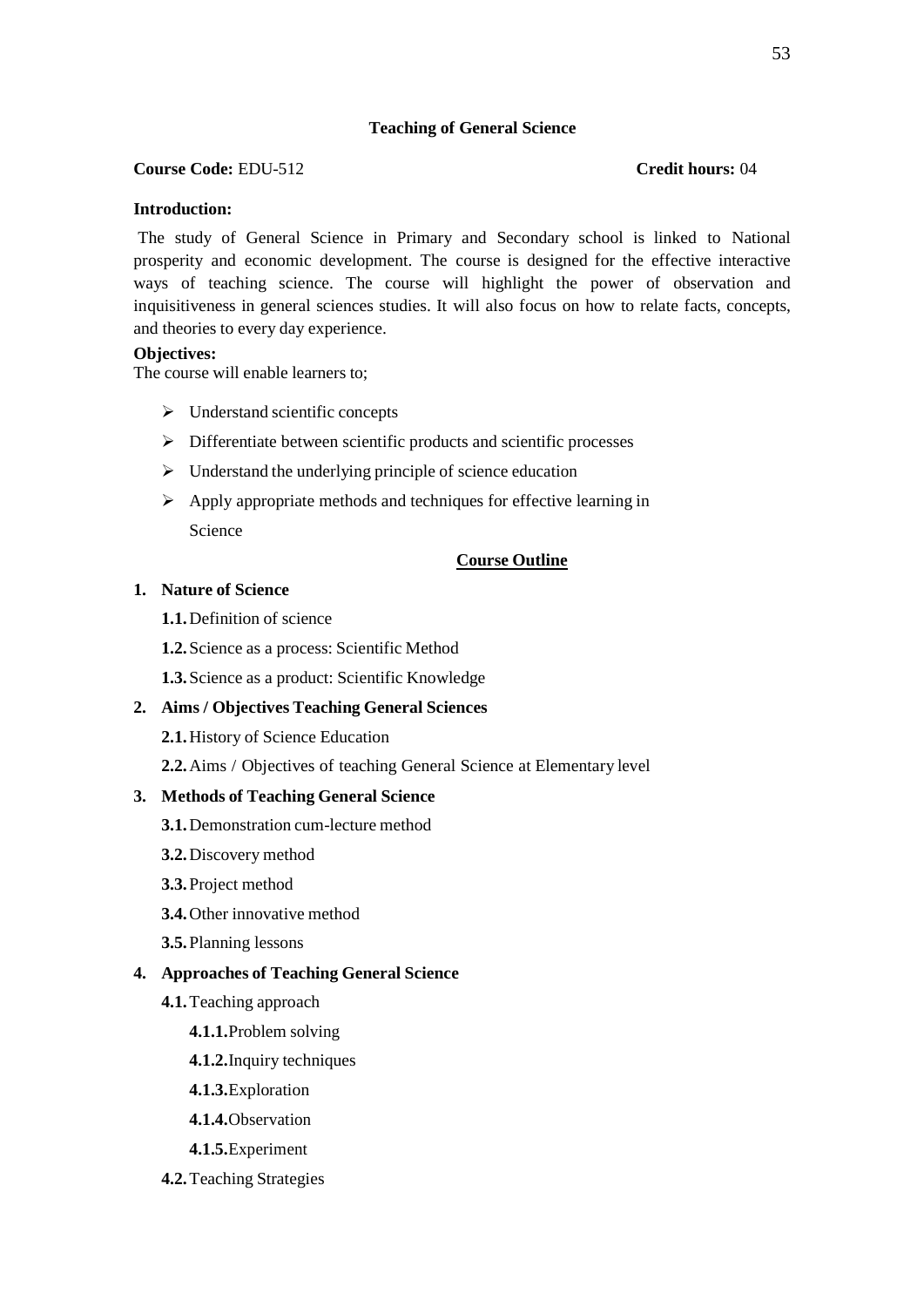## Teaching of General Science

**Course Code:** EDU-512 **Credit hours:** 04

**Introduction:**

The study of General Science in Primary and Secondary school is linked to National prosperity and economic development. The course is designed for the effective interactive ways of teaching science. The course will highlight the power of observation and inquisitiveness in general sciences studies. It will also focus on how to relate facts, concepts, and theories to every day experience.

**Objectives:**

The course will enable learners to;

- Understand scientific concepts
- Differentiate between scientific products and scientific processes
- Understand the underlying principle of science education
- Apply appropriate methods and techniques for effective learning in Science

### Course Outline

1. **Nature of Science**
   - **1.1.** Definition of science
   - **1.2.** Science as a process: Scientific Method
   - **1.3.** Science as a product: Scientific Knowledge
2. **Aims / Objectives Teaching General Sciences**
   - **2.1.** History of Science Education
   - **2.2.** Aims / Objectives of teaching General Science at Elementary level
3. **Methods of Teaching General Science**
   - **3.1.** Demonstration cum-lecture method
   - **3.2.** Discovery method
   - **3.3.** Project method
   - **3.4.** Other innovative method
   - **3.5.** Planning lessons
4. **Approaches of Teaching General Science**
   - **4.1.** Teaching approach
     - **4.1.1.** Problem solving
     - **4.1.2.** Inquiry techniques
     - **4.1.3.** Exploration
     - **4.1.4.** Observation
     - **4.1.5.** Experiment
   - **4.2.** Teaching Strategies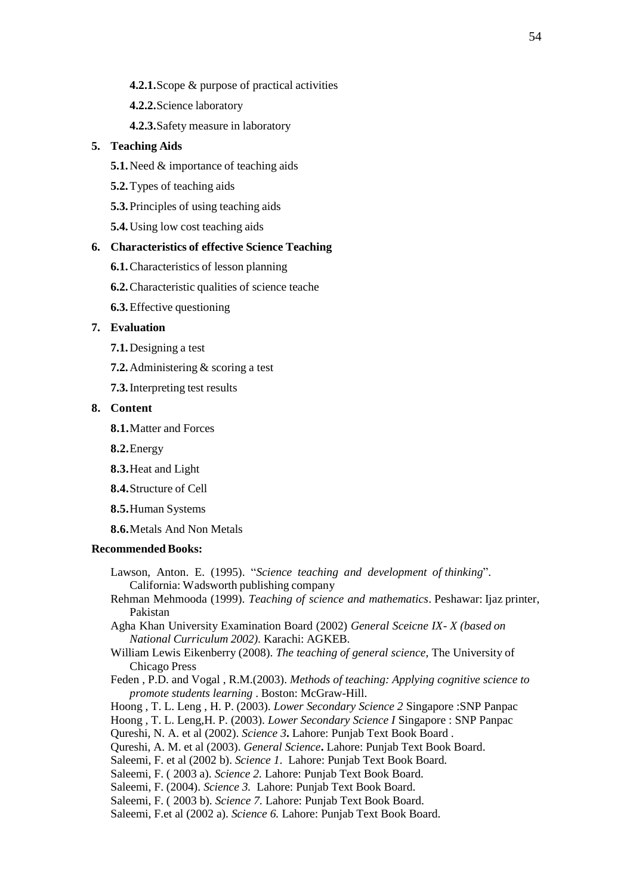**4.2.1.** Scope & purpose of practical activities

**4.2.2.** Science laboratory

**4.2.3.** Safety measure in laboratory

5. **Teaching Aids**

   **5.1.** Need & importance of teaching aids

   **5.2.** Types of teaching aids

   **5.3.** Principles of using teaching aids

   **5.4.** Using low cost teaching aids

6. **Characteristics of effective Science Teaching**

   **6.1.** Characteristics of lesson planning

   **6.2.** Characteristic qualities of science teache

   **6.3.** Effective questioning

7. **Evaluation**

   **7.1.** Designing a test

   **7.2.** Administering & scoring a test

   **7.3.** Interpreting test results

8. **Content**

   **8.1.** Matter and Forces

   **8.2.** Energy

   **8.3.** Heat and Light

   **8.4.** Structure of Cell

   **8.5.** Human Systems

   **8.6.** Metals And Non Metals

**Recommended Books:**

Lawson, Anton. E. (1995). "*Science teaching and development of thinking*". California: Wadsworth publishing company

Rehman Mehmooda (1999). *Teaching of science and mathematics*. Peshawar: Ijaz printer, Pakistan

Agha Khan University Examination Board (2002) *General Sceicne IX- X (based on National Curriculum 2002).* Karachi: AGKEB.

William Lewis Eikenberry (2008). *The teaching of general science,* The University of Chicago Press

Feden , P.D. and Vogal , R.M.(2003). *Methods of teaching: Applying cognitive science to promote students learning* . Boston: McGraw-Hill.

Hoong , T. L. Leng , H. P. (2003). *Lower Secondary Science 2* Singapore :SNP Panpac

Hoong , T. L. Leng,H. P. (2003). *Lower Secondary Science I* Singapore : SNP Panpac

Qureshi, N. A. et al (2002). *Science 3***.** Lahore: Punjab Text Book Board .

Qureshi, A. M. et al (2003). *General Science***.** Lahore: Punjab Text Book Board.

Saleemi, F. et al (2002 b). *Science 1.* Lahore: Punjab Text Book Board.

Saleemi, F. ( 2003 a). *Science 2.* Lahore: Punjab Text Book Board.

Saleemi, F. (2004). *Science 3.* Lahore: Punjab Text Book Board.

Saleemi, F. ( 2003 b). *Science 7.* Lahore: Punjab Text Book Board.

Saleemi, F.et al (2002 a). *Science 6.* Lahore: Punjab Text Book Board.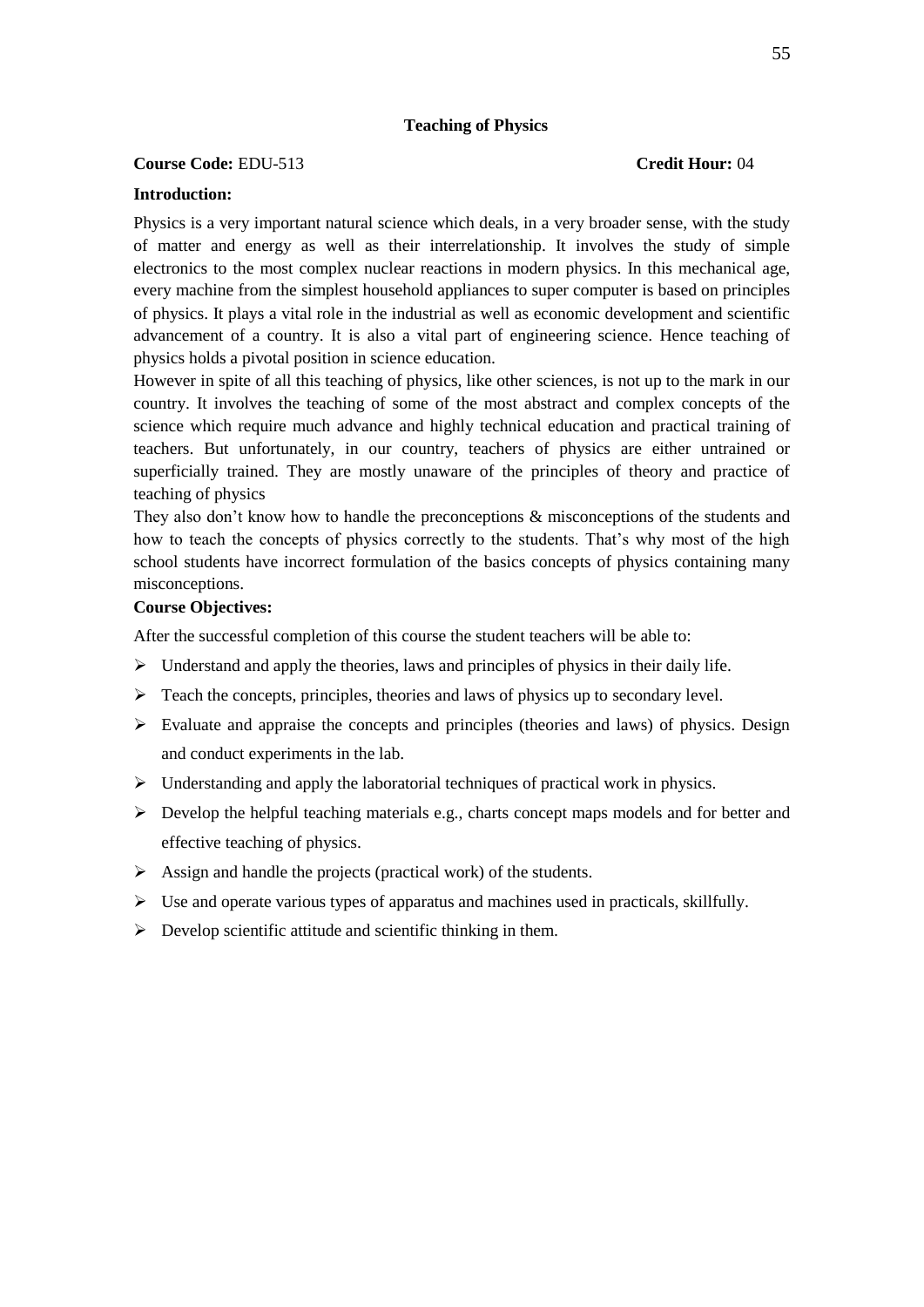## Teaching of Physics

**Course Code:** EDU-513 **Credit Hour:** 04

**Introduction:**

Physics is a very important natural science which deals, in a very broader sense, with the study of matter and energy as well as their interrelationship. It involves the study of simple electronics to the most complex nuclear reactions in modern physics. In this mechanical age, every machine from the simplest household appliances to super computer is based on principles of physics. It plays a vital role in the industrial as well as economic development and scientific advancement of a country. It is also a vital part of engineering science. Hence teaching of physics holds a pivotal position in science education.

However in spite of all this teaching of physics, like other sciences, is not up to the mark in our country. It involves the teaching of some of the most abstract and complex concepts of the science which require much advance and highly technical education and practical training of teachers. But unfortunately, in our country, teachers of physics are either untrained or superficially trained. They are mostly unaware of the principles of theory and practice of teaching of physics

They also don't know how to handle the preconceptions & misconceptions of the students and how to teach the concepts of physics correctly to the students. That's why most of the high school students have incorrect formulation of the basics concepts of physics containing many misconceptions.

**Course Objectives:**

After the successful completion of this course the student teachers will be able to:

- Understand and apply the theories, laws and principles of physics in their daily life.
- Teach the concepts, principles, theories and laws of physics up to secondary level.
- Evaluate and appraise the concepts and principles (theories and laws) of physics. Design and conduct experiments in the lab.
- Understanding and apply the laboratorial techniques of practical work in physics.
- Develop the helpful teaching materials e.g., charts concept maps models and for better and effective teaching of physics.
- Assign and handle the projects (practical work) of the students.
- Use and operate various types of apparatus and machines used in practicals, skillfully.
- Develop scientific attitude and scientific thinking in them.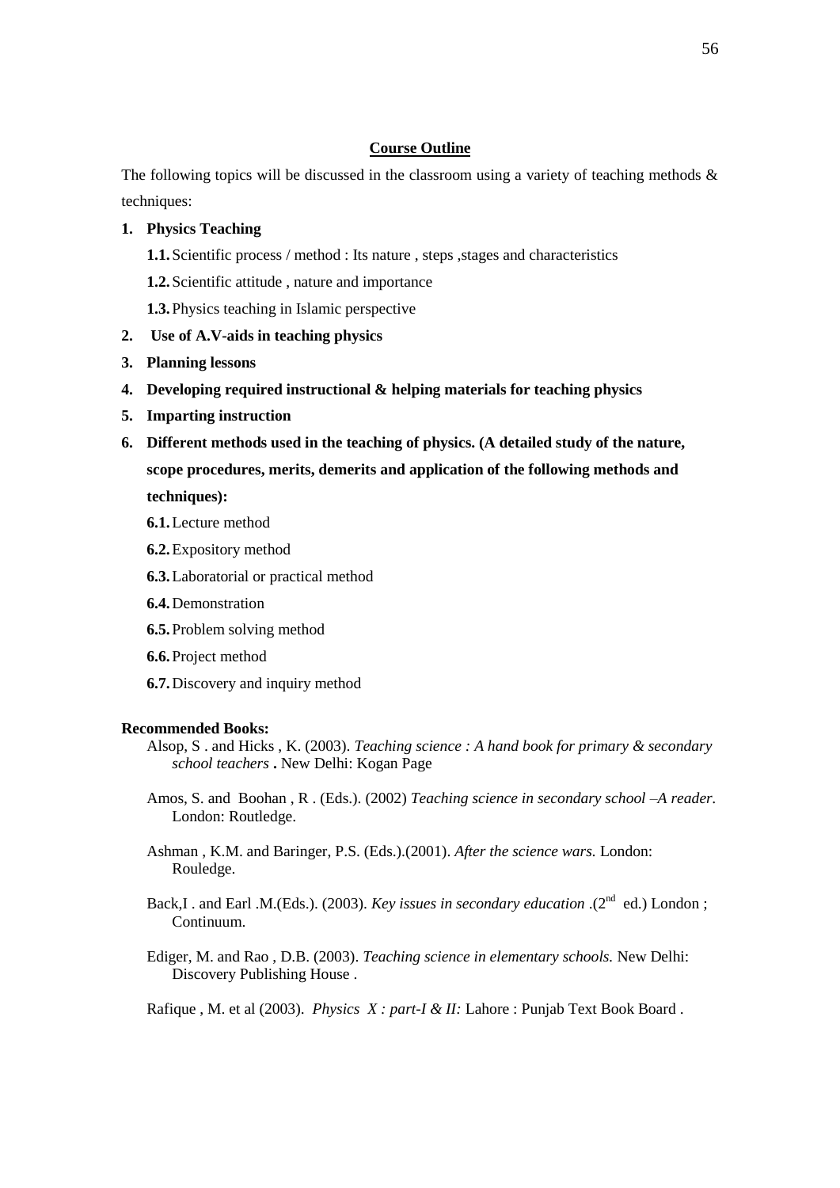## Course Outline

The following topics will be discussed in the classroom using a variety of teaching methods & techniques:

1. **Physics Teaching**
   - **1.1.** Scientific process / method : Its nature , steps ,stages and characteristics
   - **1.2.** Scientific attitude , nature and importance
   - **1.3.** Physics teaching in Islamic perspective
2. **Use of A.V-aids in teaching physics**
3. **Planning lessons**
4. **Developing required instructional & helping materials for teaching physics**
5. **Imparting instruction**
6. **Different methods used in the teaching of physics. (A detailed study of the nature, scope procedures, merits, demerits and application of the following methods and techniques):**
   - **6.1.** Lecture method
   - **6.2.** Expository method
   - **6.3.** Laboratorial or practical method
   - **6.4.** Demonstration
   - **6.5.** Problem solving method
   - **6.6.** Project method
   - **6.7.** Discovery and inquiry method

**Recommended Books:**

Alsop, S . and Hicks , K. (2003). *Teaching science : A hand book for primary & secondary school teachers* **.** New Delhi: Kogan Page

Amos, S. and Boohan , R . (Eds.). (2002) *Teaching science in secondary school –A reader.* London: Routledge.

Ashman , K.M. and Baringer, P.S. (Eds.).(2001). *After the science wars.* London: Rouledge.

Back,I . and Earl .M.(Eds.). (2003). *Key issues in secondary education* .(2nd ed.) London ; Continuum.

Ediger, M. and Rao , D.B. (2003). *Teaching science in elementary schools.* New Delhi: Discovery Publishing House .

Rafique , M. et al (2003). *Physics X : part-I & II:* Lahore : Punjab Text Book Board .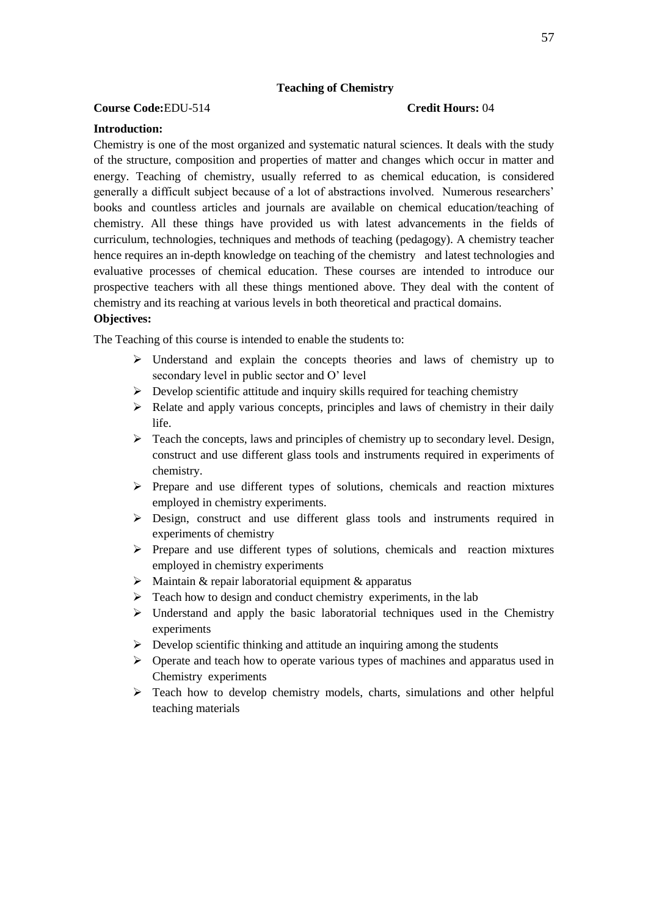## Teaching of Chemistry

**Course Code:**EDU-514 **Credit Hours:** 04

**Introduction:**

Chemistry is one of the most organized and systematic natural sciences. It deals with the study of the structure, composition and properties of matter and changes which occur in matter and energy. Teaching of chemistry, usually referred to as chemical education, is considered generally a difficult subject because of a lot of abstractions involved. Numerous researchers' books and countless articles and journals are available on chemical education/teaching of chemistry. All these things have provided us with latest advancements in the fields of curriculum, technologies, techniques and methods of teaching (pedagogy). A chemistry teacher hence requires an in-depth knowledge on teaching of the chemistry and latest technologies and evaluative processes of chemical education. These courses are intended to introduce our prospective teachers with all these things mentioned above. They deal with the content of chemistry and its reaching at various levels in both theoretical and practical domains.

**Objectives:**

The Teaching of this course is intended to enable the students to:

- Understand and explain the concepts theories and laws of chemistry up to secondary level in public sector and O' level
- Develop scientific attitude and inquiry skills required for teaching chemistry
- Relate and apply various concepts, principles and laws of chemistry in their daily life.
- Teach the concepts, laws and principles of chemistry up to secondary level. Design, construct and use different glass tools and instruments required in experiments of chemistry.
- Prepare and use different types of solutions, chemicals and reaction mixtures employed in chemistry experiments.
- Design, construct and use different glass tools and instruments required in experiments of chemistry
- Prepare and use different types of solutions, chemicals and reaction mixtures employed in chemistry experiments
- Maintain & repair laboratorial equipment & apparatus
- Teach how to design and conduct chemistry experiments, in the lab
- Understand and apply the basic laboratorial techniques used in the Chemistry experiments
- Develop scientific thinking and attitude an inquiring among the students
- Operate and teach how to operate various types of machines and apparatus used in Chemistry experiments
- Teach how to develop chemistry models, charts, simulations and other helpful teaching materials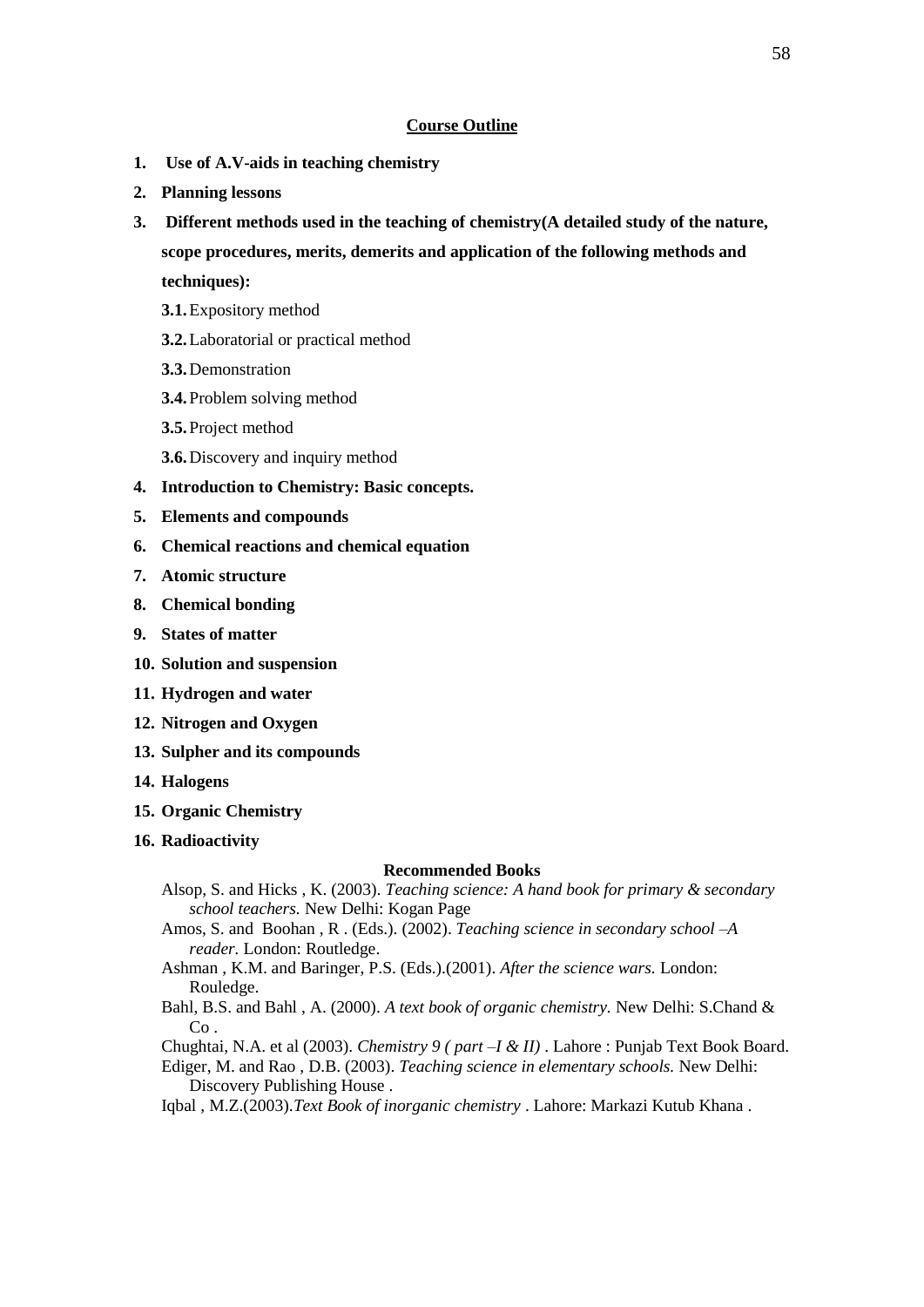## Course Outline

1. **Use of A.V-aids in teaching chemistry**
2. **Planning lessons**
3. **Different methods used in the teaching of chemistry(A detailed study of the nature, scope procedures, merits, demerits and application of the following methods and techniques):**
   - **3.1.** Expository method
   - **3.2.** Laboratorial or practical method
   - **3.3.** Demonstration
   - **3.4.** Problem solving method
   - **3.5.** Project method
   - **3.6.** Discovery and inquiry method
4. **Introduction to Chemistry: Basic concepts.**
5. **Elements and compounds**
6. **Chemical reactions and chemical equation**
7. **Atomic structure**
8. **Chemical bonding**
9. **States of matter**
10. **Solution and suspension**
11. **Hydrogen and water**
12. **Nitrogen and Oxygen**
13. **Sulpher and its compounds**
14. **Halogens**
15. **Organic Chemistry**
16. **Radioactivity**

### Recommended Books

Alsop, S. and Hicks , K. (2003). *Teaching science: A hand book for primary & secondary school teachers.* New Delhi: Kogan Page

Amos, S. and Boohan , R . (Eds.). (2002). *Teaching science in secondary school –A reader.* London: Routledge.

Ashman , K.M. and Baringer, P.S. (Eds.).(2001). *After the science wars.* London: Rouledge.

Bahl, B.S. and Bahl , A. (2000). *A text book of organic chemistry.* New Delhi: S.Chand & Co .

Chughtai, N.A. et al (2003). *Chemistry 9 ( part –I & II)* . Lahore : Punjab Text Book Board.

Ediger, M. and Rao , D.B. (2003). *Teaching science in elementary schools.* New Delhi: Discovery Publishing House .

Iqbal , M.Z.(2003).*Text Book of inorganic chemistry* . Lahore: Markazi Kutub Khana .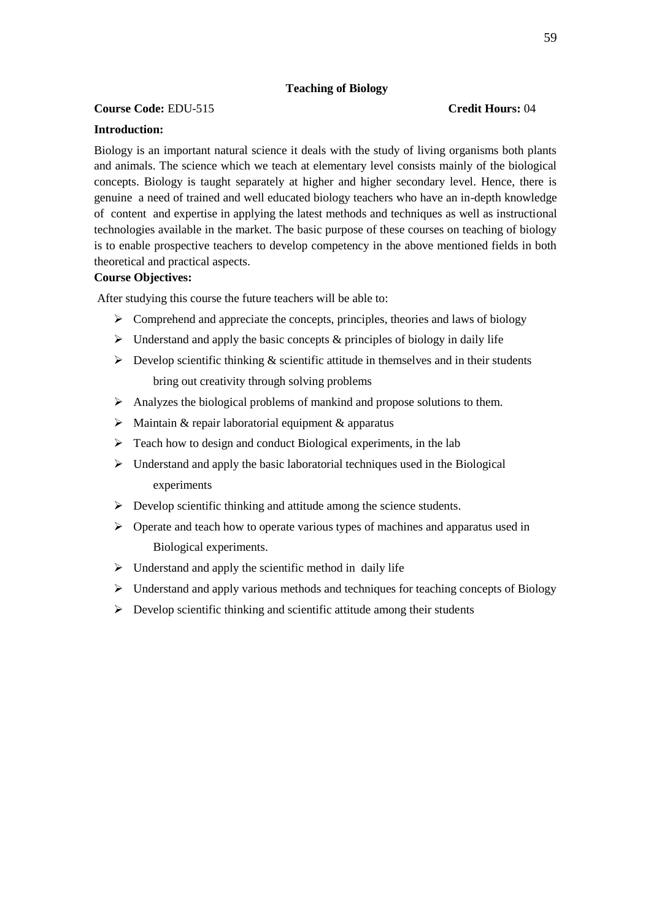## Teaching of Biology

**Course Code:** EDU-515 **Credit Hours:** 04

**Introduction:**

Biology is an important natural science it deals with the study of living organisms both plants and animals. The science which we teach at elementary level consists mainly of the biological concepts. Biology is taught separately at higher and higher secondary level. Hence, there is genuine a need of trained and well educated biology teachers who have an in-depth knowledge of content and expertise in applying the latest methods and techniques as well as instructional technologies available in the market. The basic purpose of these courses on teaching of biology is to enable prospective teachers to develop competency in the above mentioned fields in both theoretical and practical aspects.

**Course Objectives:**

After studying this course the future teachers will be able to:

- Comprehend and appreciate the concepts, principles, theories and laws of biology
- Understand and apply the basic concepts & principles of biology in daily life
- Develop scientific thinking & scientific attitude in themselves and in their students bring out creativity through solving problems
- Analyzes the biological problems of mankind and propose solutions to them.
- Maintain & repair laboratorial equipment & apparatus
- Teach how to design and conduct Biological experiments, in the lab
- Understand and apply the basic laboratorial techniques used in the Biological experiments
- Develop scientific thinking and attitude among the science students.
- Operate and teach how to operate various types of machines and apparatus used in Biological experiments.
- Understand and apply the scientific method in daily life
- Understand and apply various methods and techniques for teaching concepts of Biology
- Develop scientific thinking and scientific attitude among their students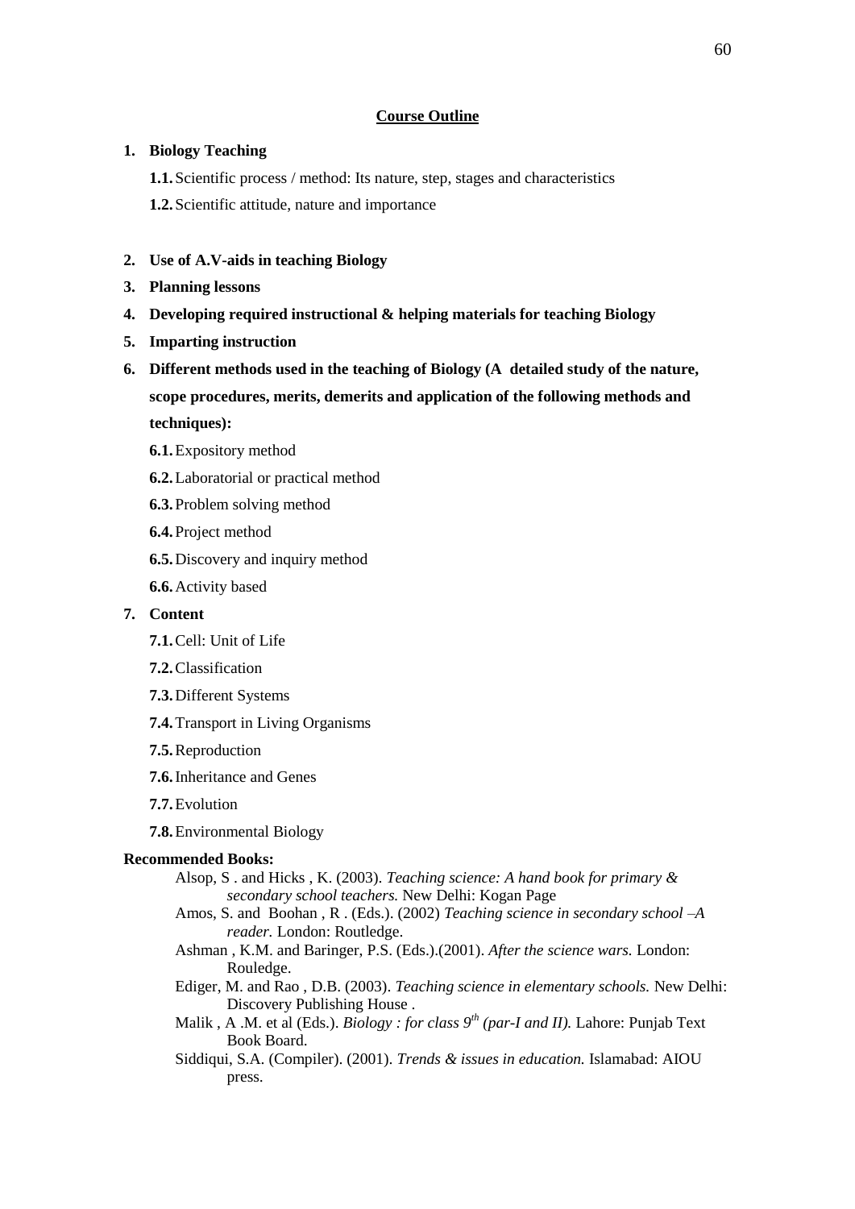## Course Outline

1. **Biology Teaching**
   - **1.1.** Scientific process / method: Its nature, step, stages and characteristics
   - **1.2.** Scientific attitude, nature and importance

2. **Use of A.V-aids in teaching Biology**
3. **Planning lessons**
4. **Developing required instructional & helping materials for teaching Biology**
5. **Imparting instruction**
6. **Different methods used in the teaching of Biology (A detailed study of the nature, scope procedures, merits, demerits and application of the following methods and techniques):**
   - **6.1.** Expository method
   - **6.2.** Laboratorial or practical method
   - **6.3.** Problem solving method
   - **6.4.** Project method
   - **6.5.** Discovery and inquiry method
   - **6.6.** Activity based
7. **Content**
   - **7.1.** Cell: Unit of Life
   - **7.2.** Classification
   - **7.3.** Different Systems
   - **7.4.** Transport in Living Organisms
   - **7.5.** Reproduction
   - **7.6.** Inheritance and Genes
   - **7.7.** Evolution
   - **7.8.** Environmental Biology

**Recommended Books:**

Alsop, S . and Hicks , K. (2003). *Teaching science: A hand book for primary & secondary school teachers.* New Delhi: Kogan Page

Amos, S. and Boohan , R . (Eds.). (2002) *Teaching science in secondary school –A reader.* London: Routledge.

Ashman , K.M. and Baringer, P.S. (Eds.).(2001). *After the science wars.* London: Rouledge.

Ediger, M. and Rao , D.B. (2003). *Teaching science in elementary schools.* New Delhi: Discovery Publishing House .

Malik , A .M. et al (Eds.). *Biology : for class 9th (par-I and II).* Lahore: Punjab Text Book Board.

Siddiqui, S.A. (Compiler). (2001). *Trends & issues in education.* Islamabad: AIOU press.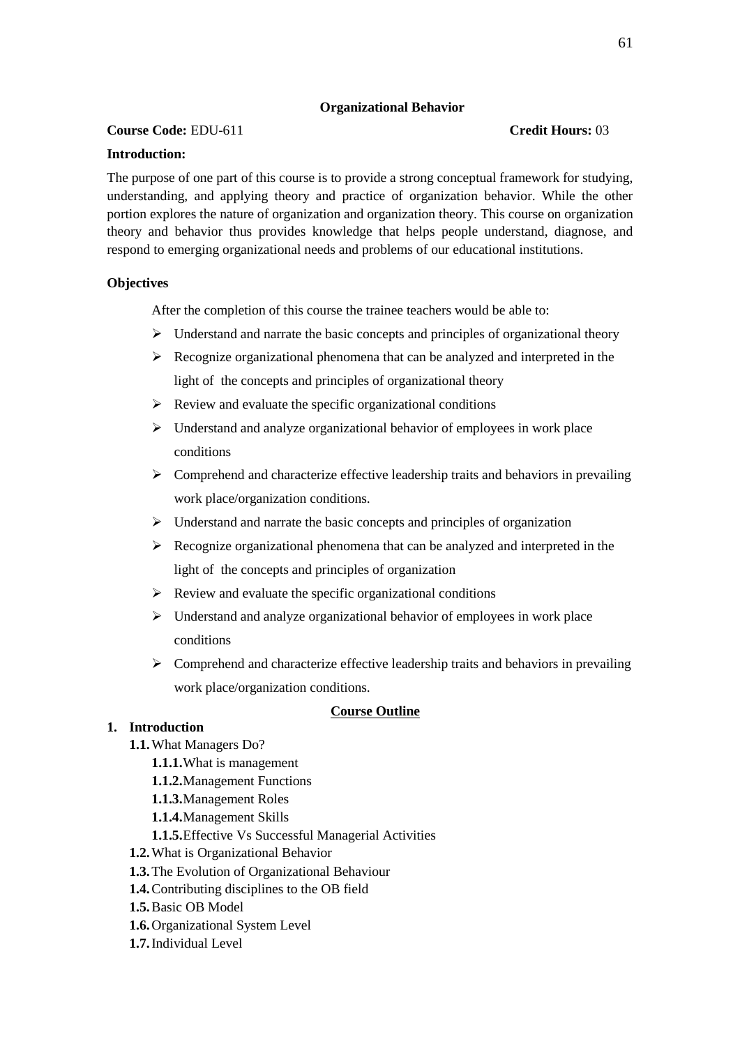## Organizational Behavior

**Course Code:** EDU-611 **Credit Hours:** 03

**Introduction:**

The purpose of one part of this course is to provide a strong conceptual framework for studying, understanding, and applying theory and practice of organization behavior. While the other portion explores the nature of organization and organization theory. This course on organization theory and behavior thus provides knowledge that helps people understand, diagnose, and respond to emerging organizational needs and problems of our educational institutions.

**Objectives**

After the completion of this course the trainee teachers would be able to:

- Understand and narrate the basic concepts and principles of organizational theory
- Recognize organizational phenomena that can be analyzed and interpreted in the light of the concepts and principles of organizational theory
- Review and evaluate the specific organizational conditions
- Understand and analyze organizational behavior of employees in work place conditions
- Comprehend and characterize effective leadership traits and behaviors in prevailing work place/organization conditions.
- Understand and narrate the basic concepts and principles of organization
- Recognize organizational phenomena that can be analyzed and interpreted in the light of the concepts and principles of organization
- Review and evaluate the specific organizational conditions
- Understand and analyze organizational behavior of employees in work place conditions
- Comprehend and characterize effective leadership traits and behaviors in prevailing work place/organization conditions.

**Course Outline**

1. **Introduction**
   - **1.1.** What Managers Do?
     - **1.1.1.** What is management
     - **1.1.2.** Management Functions
     - **1.1.3.** Management Roles
     - **1.1.4.** Management Skills
     - **1.1.5.** Effective Vs Successful Managerial Activities
   - **1.2.** What is Organizational Behavior
   - **1.3.** The Evolution of Organizational Behaviour
   - **1.4.** Contributing disciplines to the OB field
   - **1.5.** Basic OB Model
   - **1.6.** Organizational System Level
   - **1.7.** Individual Level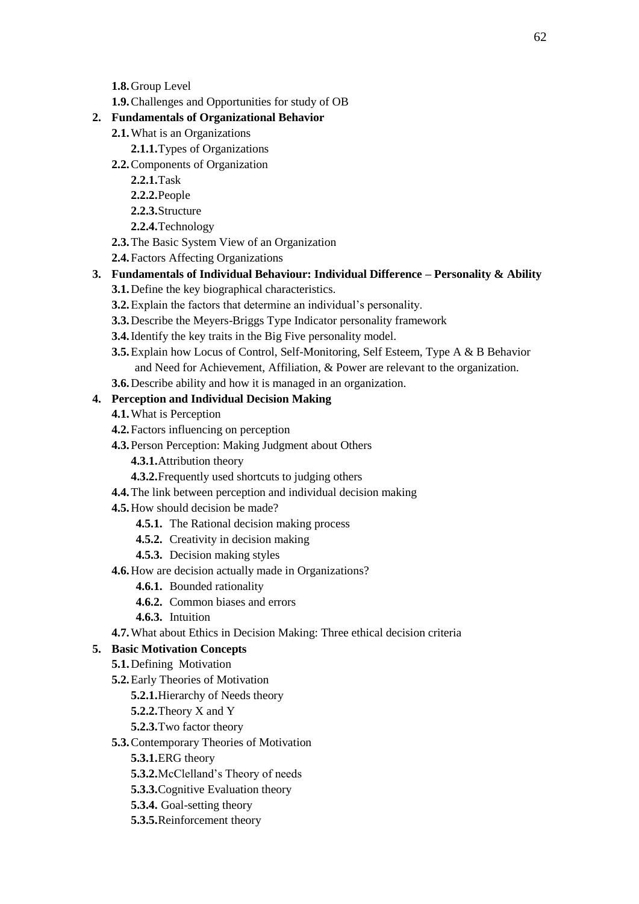- **1.8.** Group Level
- **1.9.** Challenges and Opportunities for study of OB

**2. Fundamentals of Organizational Behavior**

- **2.1.** What is an Organizations
  - **2.1.1.** Types of Organizations
- **2.2.** Components of Organization
  - **2.2.1.** Task
  - **2.2.2.** People
  - **2.2.3.** Structure
  - **2.2.4.** Technology
- **2.3.** The Basic System View of an Organization
- **2.4.** Factors Affecting Organizations

**3. Fundamentals of Individual Behaviour: Individual Difference – Personality & Ability**

- **3.1.** Define the key biographical characteristics.
- **3.2.** Explain the factors that determine an individual's personality.
- **3.3.** Describe the Meyers-Briggs Type Indicator personality framework
- **3.4.** Identify the key traits in the Big Five personality model.
- **3.5.** Explain how Locus of Control, Self-Monitoring, Self Esteem, Type A & B Behavior and Need for Achievement, Affiliation, & Power are relevant to the organization.
- **3.6.** Describe ability and how it is managed in an organization.

**4. Perception and Individual Decision Making**

- **4.1.** What is Perception
- **4.2.** Factors influencing on perception
- **4.3.** Person Perception: Making Judgment about Others
  - **4.3.1.** Attribution theory
  - **4.3.2.** Frequently used shortcuts to judging others
- **4.4.** The link between perception and individual decision making
- **4.5.** How should decision be made?
  - **4.5.1.** The Rational decision making process
  - **4.5.2.** Creativity in decision making
  - **4.5.3.** Decision making styles
- **4.6.** How are decision actually made in Organizations?
  - **4.6.1.** Bounded rationality
  - **4.6.2.** Common biases and errors
  - **4.6.3.** Intuition
- **4.7.** What about Ethics in Decision Making: Three ethical decision criteria

**5. Basic Motivation Concepts**

- **5.1.** Defining Motivation
- **5.2.** Early Theories of Motivation
  - **5.2.1.** Hierarchy of Needs theory
  - **5.2.2.** Theory X and Y
  - **5.2.3.** Two factor theory
- **5.3.** Contemporary Theories of Motivation
  - **5.3.1.** ERG theory
  - **5.3.2.** McClelland's Theory of needs
  - **5.3.3.** Cognitive Evaluation theory
  - **5.3.4.** Goal-setting theory
  - **5.3.5.** Reinforcement theory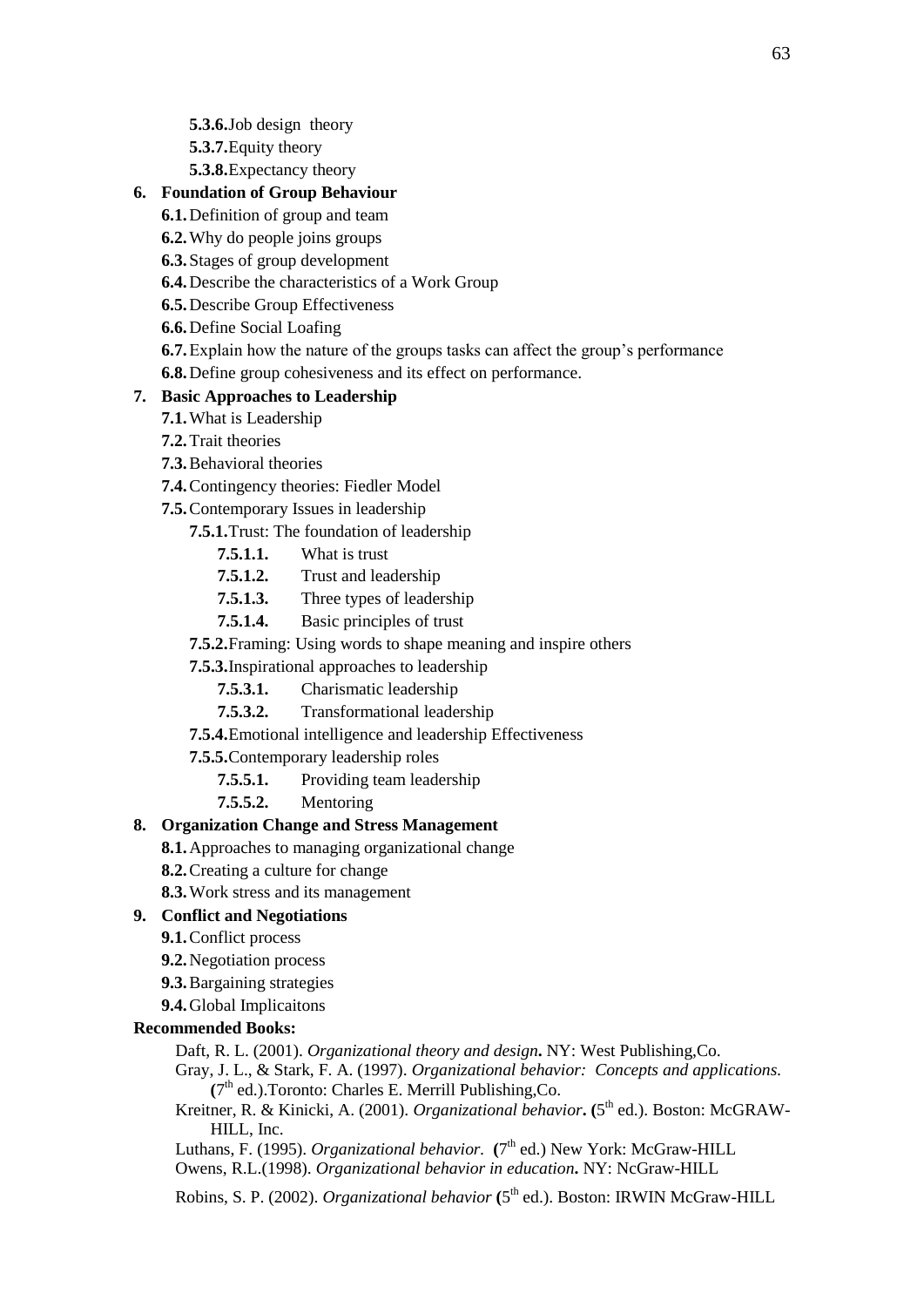**5.3.6.** Job design theory

**5.3.7.** Equity theory

**5.3.8.** Expectancy theory

**6. Foundation of Group Behaviour**

- **6.1.** Definition of group and team
- **6.2.** Why do people joins groups
- **6.3.** Stages of group development
- **6.4.** Describe the characteristics of a Work Group
- **6.5.** Describe Group Effectiveness
- **6.6.** Define Social Loafing
- **6.7.** Explain how the nature of the groups tasks can affect the group's performance
- **6.8.** Define group cohesiveness and its effect on performance.

**7. Basic Approaches to Leadership**

- **7.1.** What is Leadership
- **7.2.** Trait theories
- **7.3.** Behavioral theories
- **7.4.** Contingency theories: Fiedler Model
- **7.5.** Contemporary Issues in leadership
  - **7.5.1.** Trust: The foundation of leadership
    - **7.5.1.1.** What is trust
    - **7.5.1.2.** Trust and leadership
    - **7.5.1.3.** Three types of leadership
    - **7.5.1.4.** Basic principles of trust
  - **7.5.2.** Framing: Using words to shape meaning and inspire others
  - **7.5.3.** Inspirational approaches to leadership
    - **7.5.3.1.** Charismatic leadership
    - **7.5.3.2.** Transformational leadership
  - **7.5.4.** Emotional intelligence and leadership Effectiveness
  - **7.5.5.** Contemporary leadership roles
    - **7.5.5.1.** Providing team leadership
    - **7.5.5.2.** Mentoring

**8. Organization Change and Stress Management**

- **8.1.** Approaches to managing organizational change
- **8.2.** Creating a culture for change
- **8.3.** Work stress and its management

**9. Conflict and Negotiations**

- **9.1.** Conflict process
- **9.2.** Negotiation process
- **9.3.** Bargaining strategies
- **9.4.** Global Implicaitons

**Recommended Books:**

Daft, R. L. (2001). *Organizational theory and design***.** NY: West Publishing,Co.

Gray, J. L., & Stark, F. A. (1997). *Organizational behavior: Concepts and applications.* **(**7th ed.).Toronto: Charles E. Merrill Publishing,Co.

Kreitner, R. & Kinicki, A. (2001). *Organizational behavior***. (**5th ed.). Boston: McGRAW-HILL, Inc.

Luthans, F. (1995). *Organizational behavior.* **(**7th ed.) New York: McGraw-HILL

Owens, R.L.(1998). *Organizational behavior in education***.** NY: NcGraw-HILL

Robins, S. P. (2002). *Organizational behavior* **(**5th ed.). Boston: IRWIN McGraw-HILL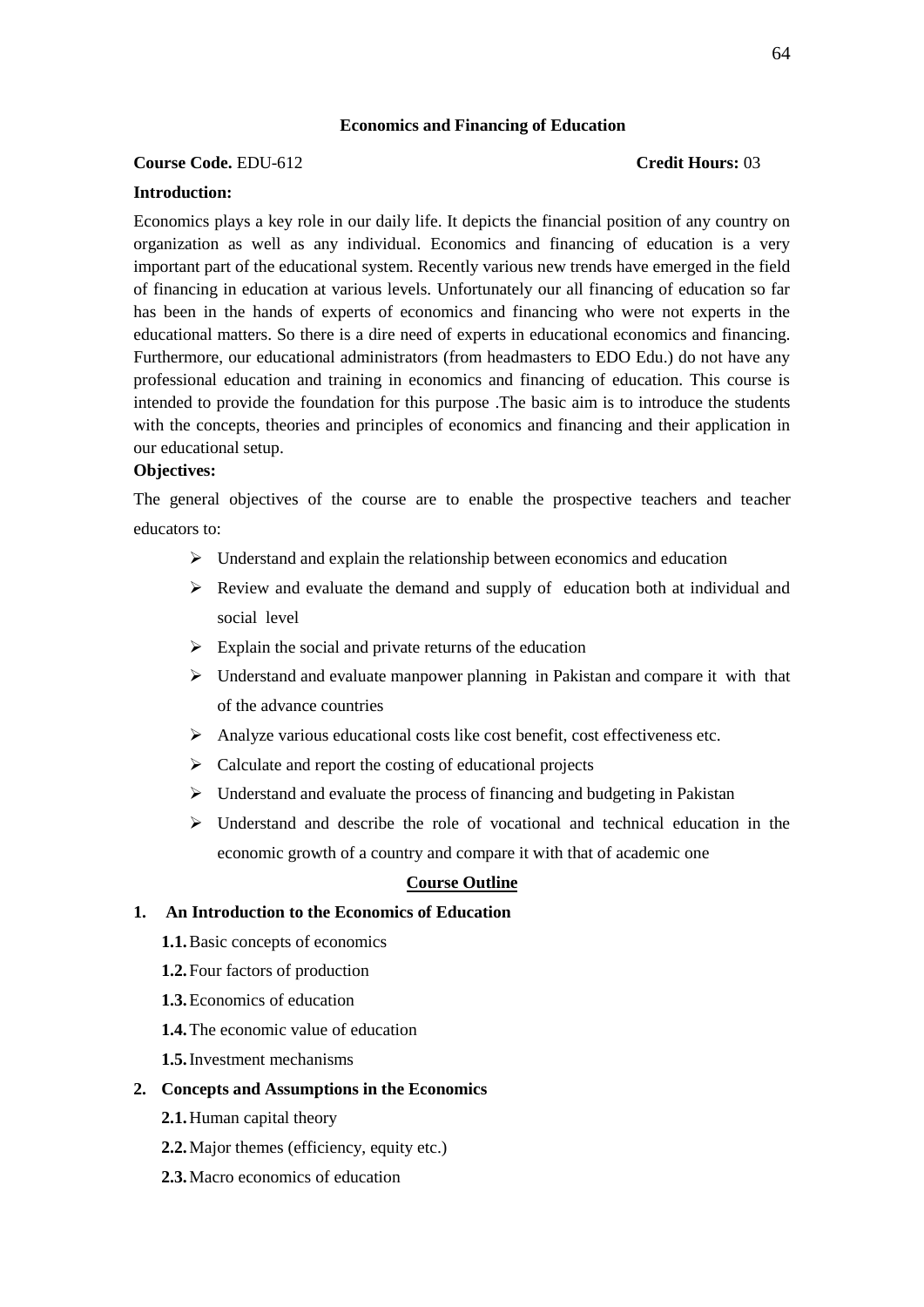## Economics and Financing of Education

**Course Code.** EDU-612 **Credit Hours:** 03

**Introduction:**

Economics plays a key role in our daily life. It depicts the financial position of any country on organization as well as any individual. Economics and financing of education is a very important part of the educational system. Recently various new trends have emerged in the field of financing in education at various levels. Unfortunately our all financing of education so far has been in the hands of experts of economics and financing who were not experts in the educational matters. So there is a dire need of experts in educational economics and financing. Furthermore, our educational administrators (from headmasters to EDO Edu.) do not have any professional education and training in economics and financing of education. This course is intended to provide the foundation for this purpose .The basic aim is to introduce the students with the concepts, theories and principles of economics and financing and their application in our educational setup.

**Objectives:**

The general objectives of the course are to enable the prospective teachers and teacher educators to:

- Understand and explain the relationship between economics and education
- Review and evaluate the demand and supply of education both at individual and social level
- Explain the social and private returns of the education
- Understand and evaluate manpower planning in Pakistan and compare it with that of the advance countries
- Analyze various educational costs like cost benefit, cost effectiveness etc.
- Calculate and report the costing of educational projects
- Understand and evaluate the process of financing and budgeting in Pakistan
- Understand and describe the role of vocational and technical education in the economic growth of a country and compare it with that of academic one

### Course Outline

**1. An Introduction to the Economics of Education**

- **1.1.** Basic concepts of economics
- **1.2.** Four factors of production
- **1.3.** Economics of education
- **1.4.** The economic value of education
- **1.5.** Investment mechanisms

**2. Concepts and Assumptions in the Economics**

- **2.1.** Human capital theory
- **2.2.** Major themes (efficiency, equity etc.)
- **2.3.** Macro economics of education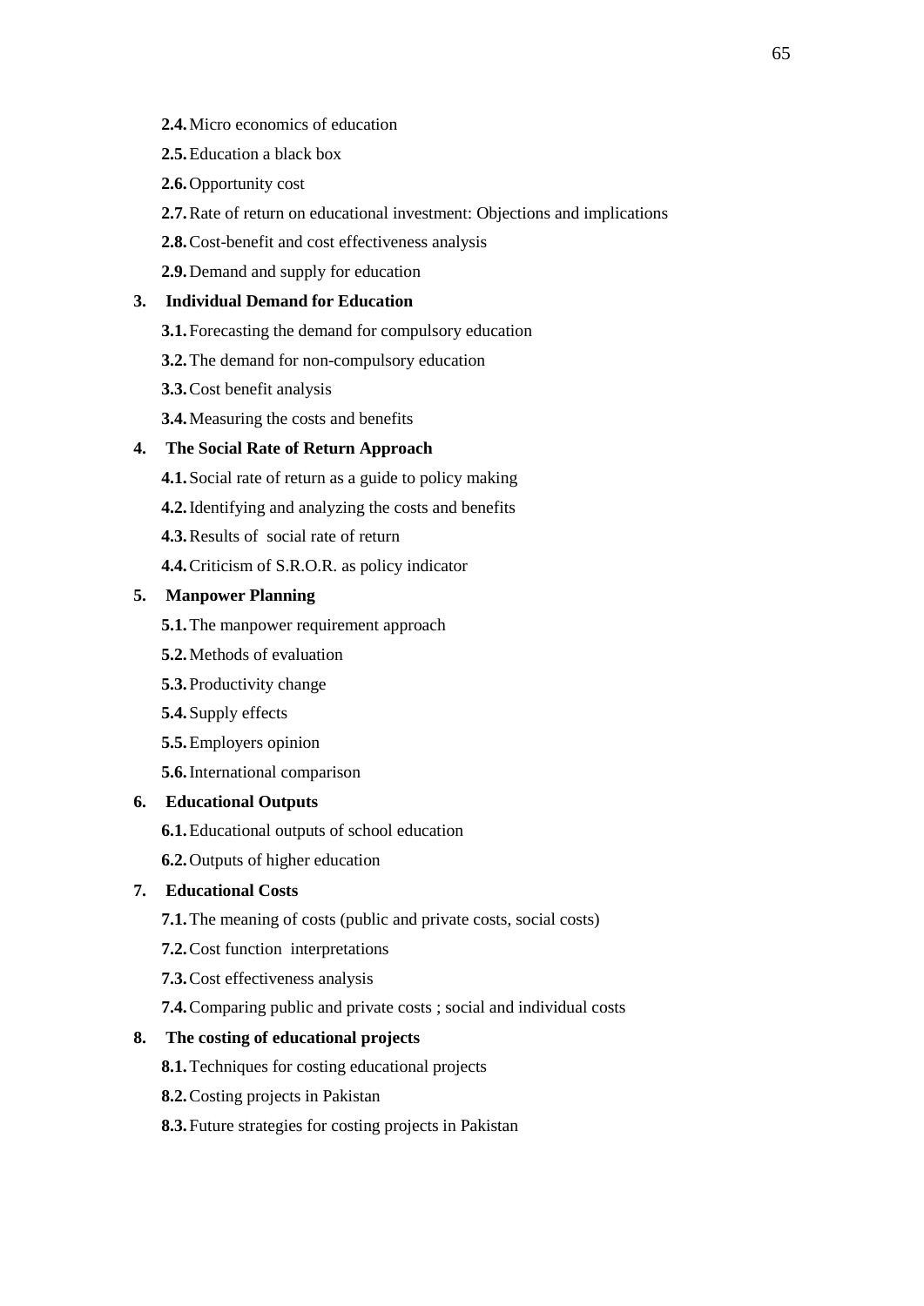- **2.4.** Micro economics of education
- **2.5.** Education a black box
- **2.6.** Opportunity cost
- **2.7.** Rate of return on educational investment: Objections and implications
- **2.8.** Cost-benefit and cost effectiveness analysis
- **2.9.** Demand and supply for education

**3. Individual Demand for Education**

- **3.1.** Forecasting the demand for compulsory education
- **3.2.** The demand for non-compulsory education
- **3.3.** Cost benefit analysis
- **3.4.** Measuring the costs and benefits

**4. The Social Rate of Return Approach**

- **4.1.** Social rate of return as a guide to policy making
- **4.2.** Identifying and analyzing the costs and benefits
- **4.3.** Results of social rate of return
- **4.4.** Criticism of S.R.O.R. as policy indicator

**5. Manpower Planning**

- **5.1.** The manpower requirement approach
- **5.2.** Methods of evaluation
- **5.3.** Productivity change
- **5.4.** Supply effects
- **5.5.** Employers opinion
- **5.6.** International comparison

**6. Educational Outputs**

- **6.1.** Educational outputs of school education
- **6.2.** Outputs of higher education

**7. Educational Costs**

- **7.1.** The meaning of costs (public and private costs, social costs)
- **7.2.** Cost function interpretations
- **7.3.** Cost effectiveness analysis
- **7.4.** Comparing public and private costs ; social and individual costs

**8. The costing of educational projects**

- **8.1.** Techniques for costing educational projects
- **8.2.** Costing projects in Pakistan
- **8.3.** Future strategies for costing projects in Pakistan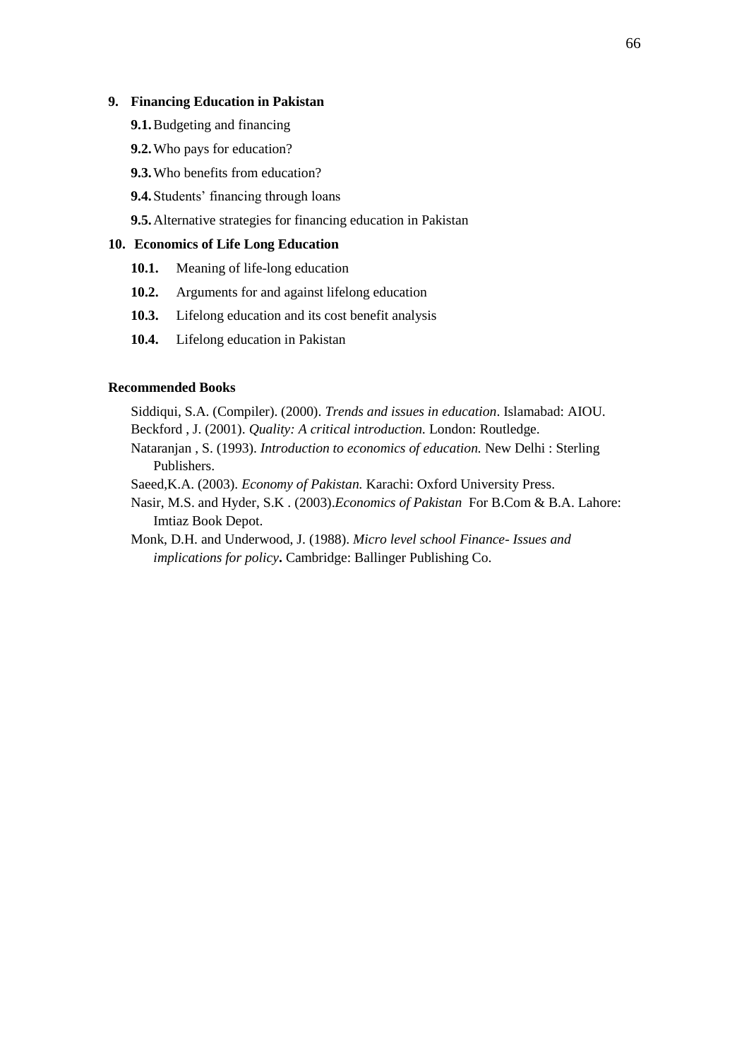**9. Financing Education in Pakistan**

**9.1.** Budgeting and financing

**9.2.** Who pays for education?

**9.3.** Who benefits from education?

**9.4.** Students' financing through loans

**9.5.** Alternative strategies for financing education in Pakistan

**10. Economics of Life Long Education**

**10.1.** Meaning of life-long education

**10.2.** Arguments for and against lifelong education

**10.3.** Lifelong education and its cost benefit analysis

**10.4.** Lifelong education in Pakistan

**Recommended Books**

Siddiqui, S.A. (Compiler). (2000). *Trends and issues in education*. Islamabad: AIOU.

Beckford , J. (2001). *Quality: A critical introduction.* London: Routledge.

Nataranjan , S. (1993). *Introduction to economics of education.* New Delhi : Sterling Publishers.

Saeed,K.A. (2003). *Economy of Pakistan.* Karachi: Oxford University Press.

Nasir, M.S. and Hyder, S.K . (2003).*Economics of Pakistan* For B.Com & B.A. Lahore: Imtiaz Book Depot.

Monk, D.H. and Underwood, J. (1988). *Micro level school Finance- Issues and implications for policy***.** Cambridge: Ballinger Publishing Co.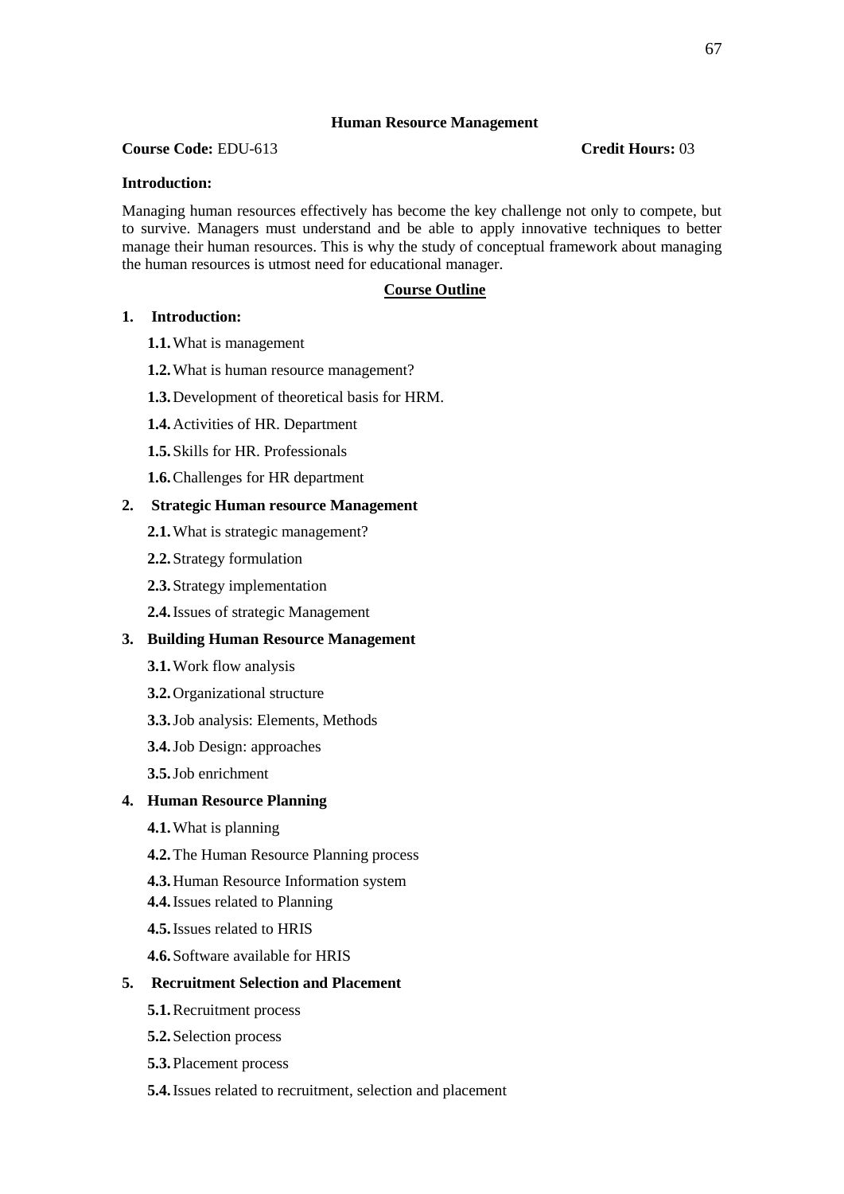## Human Resource Management

**Course Code:** EDU-613 **Credit Hours:** 03

**Introduction:**

Managing human resources effectively has become the key challenge not only to compete, but to survive. Managers must understand and be able to apply innovative techniques to better manage their human resources. This is why the study of conceptual framework about managing the human resources is utmost need for educational manager.

### Course Outline

**1. Introduction:**

- **1.1.** What is management
- **1.2.** What is human resource management?
- **1.3.** Development of theoretical basis for HRM.
- **1.4.** Activities of HR. Department
- **1.5.** Skills for HR. Professionals
- **1.6.** Challenges for HR department

**2. Strategic Human resource Management**

- **2.1.** What is strategic management?
- **2.2.** Strategy formulation
- **2.3.** Strategy implementation
- **2.4.** Issues of strategic Management

**3. Building Human Resource Management**

- **3.1.** Work flow analysis
- **3.2.** Organizational structure
- **3.3.** Job analysis: Elements, Methods
- **3.4.** Job Design: approaches
- **3.5.** Job enrichment

**4. Human Resource Planning**

- **4.1.** What is planning
- **4.2.** The Human Resource Planning process
- **4.3.** Human Resource Information system
- **4.4.** Issues related to Planning
- **4.5.** Issues related to HRIS
- **4.6.** Software available for HRIS

**5. Recruitment Selection and Placement**

- **5.1.** Recruitment process
- **5.2.** Selection process
- **5.3.** Placement process
- **5.4.** Issues related to recruitment, selection and placement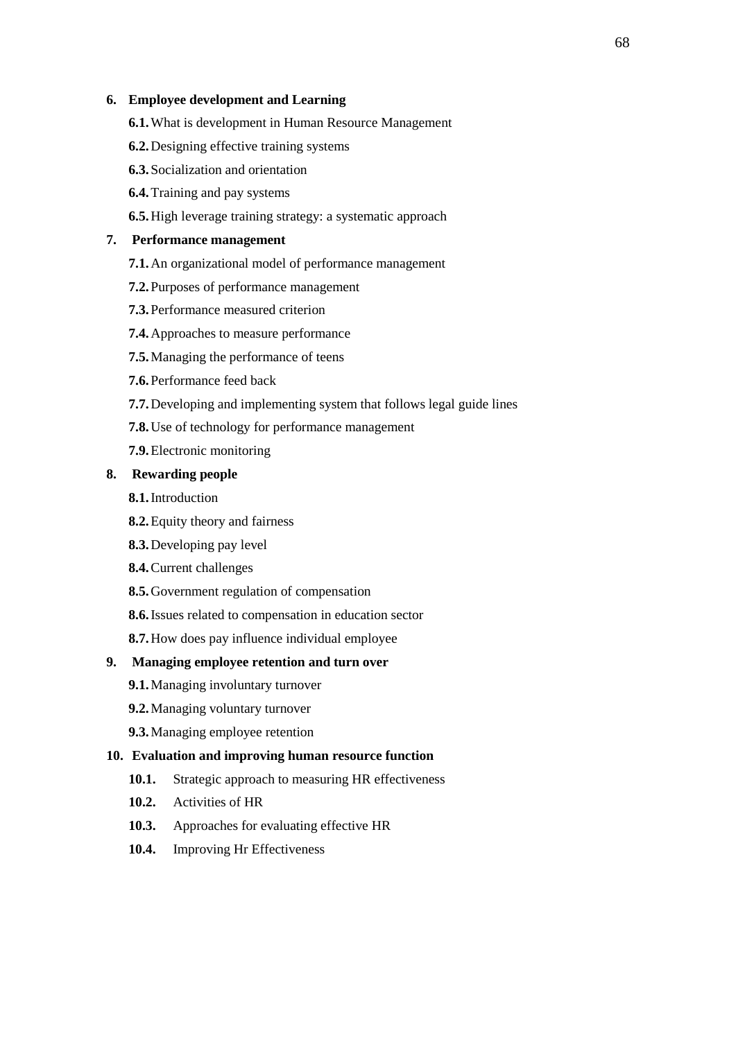**6. Employee development and Learning**

- **6.1.** What is development in Human Resource Management
- **6.2.** Designing effective training systems
- **6.3.** Socialization and orientation
- **6.4.** Training and pay systems
- **6.5.** High leverage training strategy: a systematic approach

**7. Performance management**

- **7.1.** An organizational model of performance management
- **7.2.** Purposes of performance management
- **7.3.** Performance measured criterion
- **7.4.** Approaches to measure performance
- **7.5.** Managing the performance of teens
- **7.6.** Performance feed back
- **7.7.** Developing and implementing system that follows legal guide lines
- **7.8.** Use of technology for performance management
- **7.9.** Electronic monitoring

**8. Rewarding people**

- **8.1.** Introduction
- **8.2.** Equity theory and fairness
- **8.3.** Developing pay level
- **8.4.** Current challenges
- **8.5.** Government regulation of compensation
- **8.6.** Issues related to compensation in education sector
- **8.7.** How does pay influence individual employee

**9. Managing employee retention and turn over**

- **9.1.** Managing involuntary turnover
- **9.2.** Managing voluntary turnover
- **9.3.** Managing employee retention

**10. Evaluation and improving human resource function**

- **10.1.** Strategic approach to measuring HR effectiveness
- **10.2.** Activities of HR
- **10.3.** Approaches for evaluating effective HR
- **10.4.** Improving Hr Effectiveness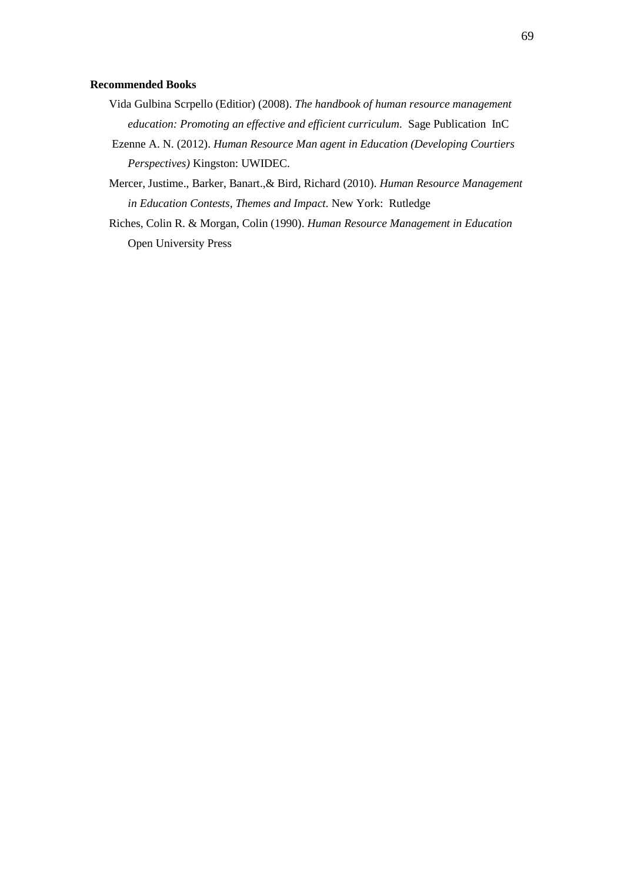**Recommended Books**

Vida Gulbina Scrpello (Editior) (2008). *The handbook of human resource management education: Promoting an effective and efficient curriculum.* Sage Publication InC

Ezenne A. N. (2012). *Human Resource Man agent in Education (Developing Courtiers Perspectives)* Kingston: UWIDEC.

Mercer, Justime., Barker, Banart.,& Bird, Richard (2010). *Human Resource Management in Education Contests, Themes and Impact*. New York: Rutledge

Riches, Colin R. & Morgan, Colin (1990). *Human Resource Management in Education* Open University Press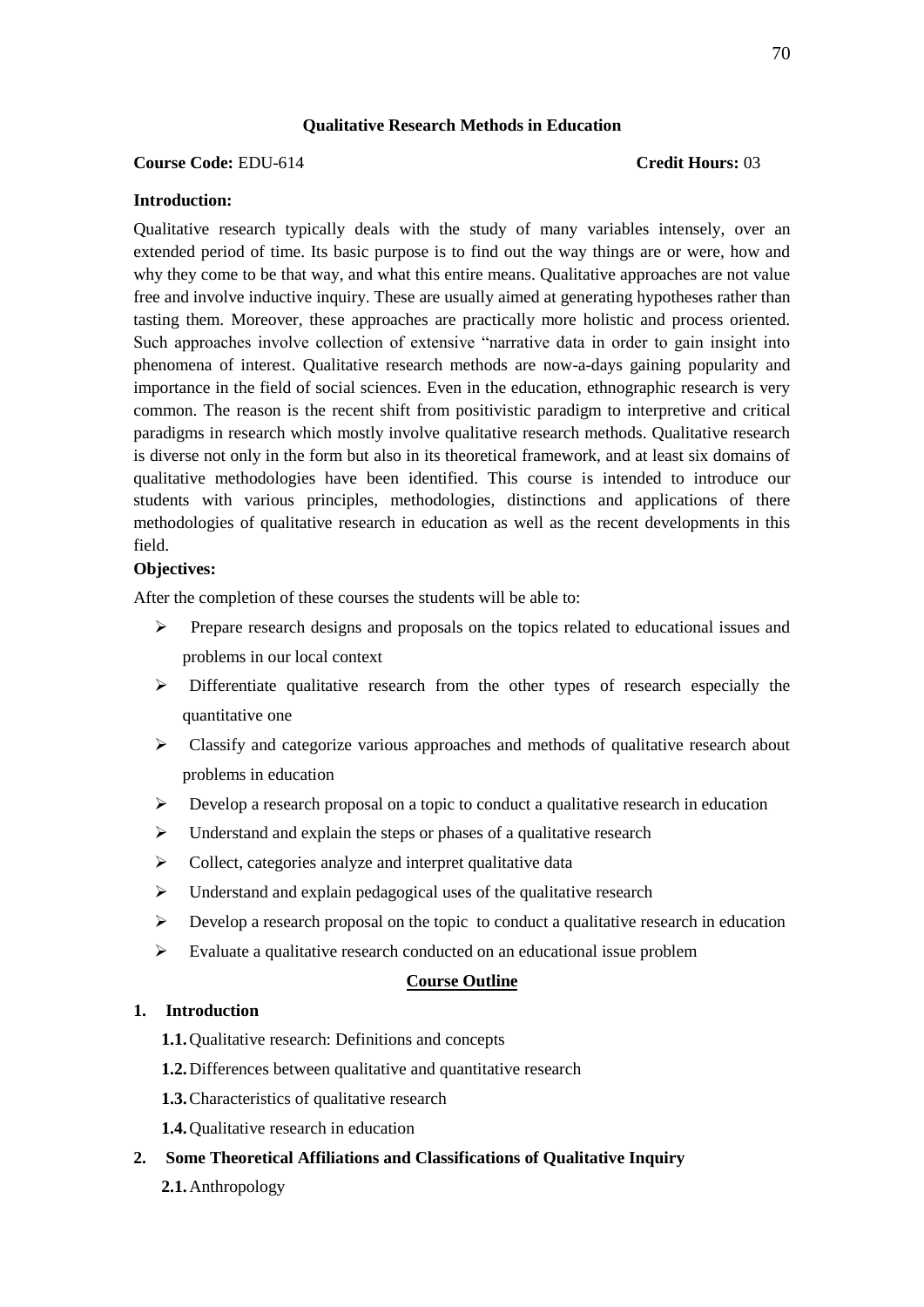## Qualitative Research Methods in Education

**Course Code:** EDU-614 **Credit Hours:** 03

**Introduction:**

Qualitative research typically deals with the study of many variables intensely, over an extended period of time. Its basic purpose is to find out the way things are or were, how and why they come to be that way, and what this entire means. Qualitative approaches are not value free and involve inductive inquiry. These are usually aimed at generating hypotheses rather than tasting them. Moreover, these approaches are practically more holistic and process oriented. Such approaches involve collection of extensive "narrative data in order to gain insight into phenomena of interest. Qualitative research methods are now-a-days gaining popularity and importance in the field of social sciences. Even in the education, ethnographic research is very common. The reason is the recent shift from positivistic paradigm to interpretive and critical paradigms in research which mostly involve qualitative research methods. Qualitative research is diverse not only in the form but also in its theoretical framework, and at least six domains of qualitative methodologies have been identified. This course is intended to introduce our students with various principles, methodologies, distinctions and applications of there methodologies of qualitative research in education as well as the recent developments in this field.

**Objectives:**

After the completion of these courses the students will be able to:

- Prepare research designs and proposals on the topics related to educational issues and problems in our local context
- Differentiate qualitative research from the other types of research especially the quantitative one
- Classify and categorize various approaches and methods of qualitative research about problems in education
- Develop a research proposal on a topic to conduct a qualitative research in education
- Understand and explain the steps or phases of a qualitative research
- Collect, categories analyze and interpret qualitative data
- Understand and explain pedagogical uses of the qualitative research
- Develop a research proposal on the topic to conduct a qualitative research in education
- Evaluate a qualitative research conducted on an educational issue problem

### Course Outline

**1. Introduction**

- **1.1.** Qualitative research: Definitions and concepts
- **1.2.** Differences between qualitative and quantitative research
- **1.3.** Characteristics of qualitative research
- **1.4.** Qualitative research in education

**2. Some Theoretical Affiliations and Classifications of Qualitative Inquiry**

- **2.1.** Anthropology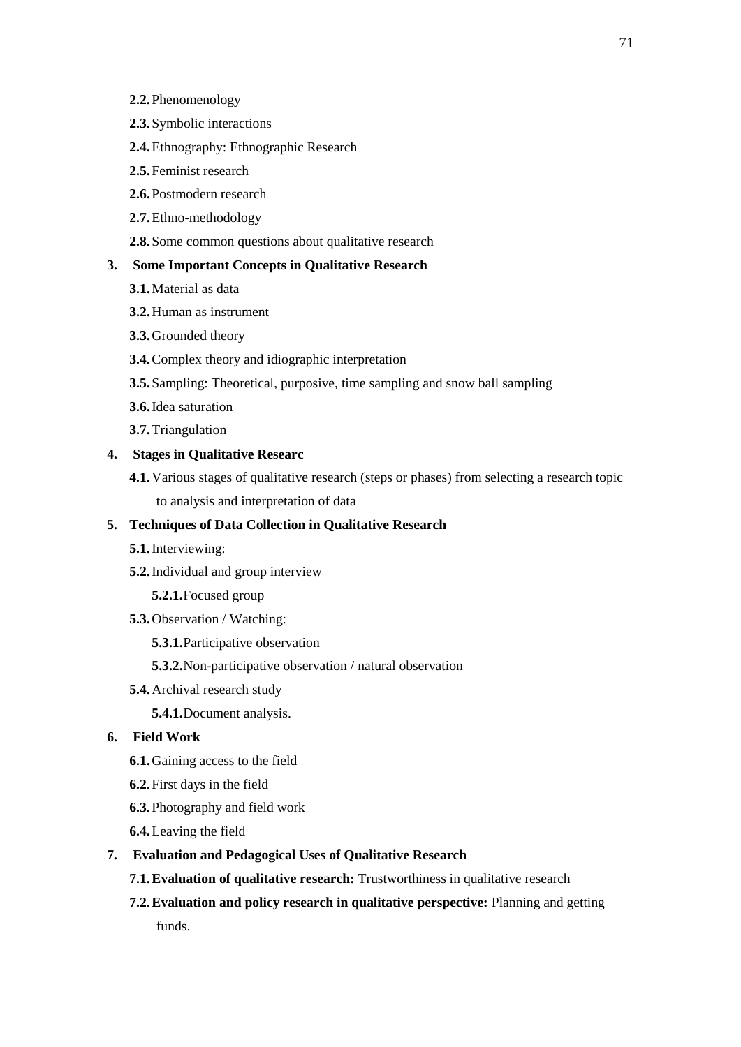- **2.2.** Phenomenology
- **2.3.** Symbolic interactions
- **2.4.** Ethnography: Ethnographic Research
- **2.5.** Feminist research
- **2.6.** Postmodern research
- **2.7.** Ethno-methodology
- **2.8.** Some common questions about qualitative research

**3. Some Important Concepts in Qualitative Research**

- **3.1.** Material as data
- **3.2.** Human as instrument
- **3.3.** Grounded theory
- **3.4.** Complex theory and idiographic interpretation
- **3.5.** Sampling: Theoretical, purposive, time sampling and snow ball sampling
- **3.6.** Idea saturation
- **3.7.** Triangulation

**4. Stages in Qualitative Researc**

- **4.1.** Various stages of qualitative research (steps or phases) from selecting a research topic to analysis and interpretation of data

**5. Techniques of Data Collection in Qualitative Research**

- **5.1.** Interviewing:
- **5.2.** Individual and group interview
  - **5.2.1.** Focused group
- **5.3.** Observation / Watching:
  - **5.3.1.** Participative observation
  - **5.3.2.** Non-participative observation / natural observation
- **5.4.** Archival research study
  - **5.4.1.** Document analysis.

**6. Field Work**

- **6.1.** Gaining access to the field
- **6.2.** First days in the field
- **6.3.** Photography and field work
- **6.4.** Leaving the field

**7. Evaluation and Pedagogical Uses of Qualitative Research**

- **7.1. Evaluation of qualitative research:** Trustworthiness in qualitative research
- **7.2. Evaluation and policy research in qualitative perspective:** Planning and getting funds.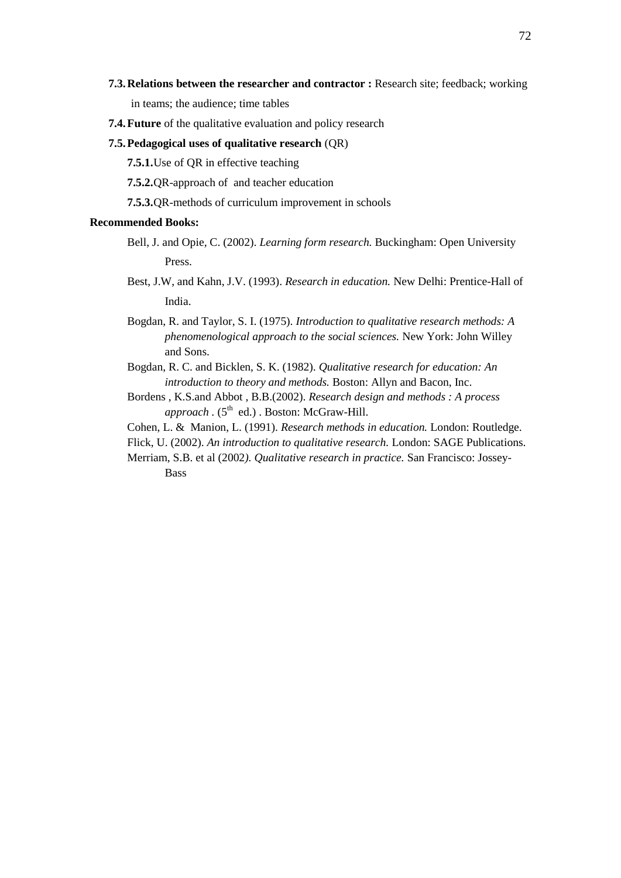**7.3. Relations between the researcher and contractor :** Research site; feedback; working in teams; the audience; time tables

**7.4. Future** of the qualitative evaluation and policy research

**7.5. Pedagogical uses of qualitative research** (QR)

**7.5.1.** Use of QR in effective teaching

**7.5.2.** QR-approach of  and teacher education

**7.5.3.** QR-methods of curriculum improvement in schools

**Recommended Books:**

Bell, J. and Opie, C. (2002). *Learning form research.* Buckingham: Open University Press.

Best, J.W, and Kahn, J.V. (1993). *Research in education.* New Delhi: Prentice-Hall of India.

Bogdan, R. and Taylor, S. I. (1975). *Introduction to qualitative research methods: A phenomenological approach to the social sciences.* New York: John Willey and Sons.

Bogdan, R. C. and Bicklen, S. K. (1982). *Qualitative research for education: An introduction to theory and methods.* Boston: Allyn and Bacon, Inc.

Bordens , K.S.and Abbot , B.B.(2002). *Research design and methods : A process approach* . (5th  ed.) . Boston: McGraw-Hill.

Cohen, L. &  Manion, L. (1991). *Research methods in education.* London: Routledge.

Flick, U. (2002). *An introduction to qualitative research.* London: SAGE Publications.

Merriam, S.B. et al (2002*). Qualitative research in practice.* San Francisco: Jossey-Bass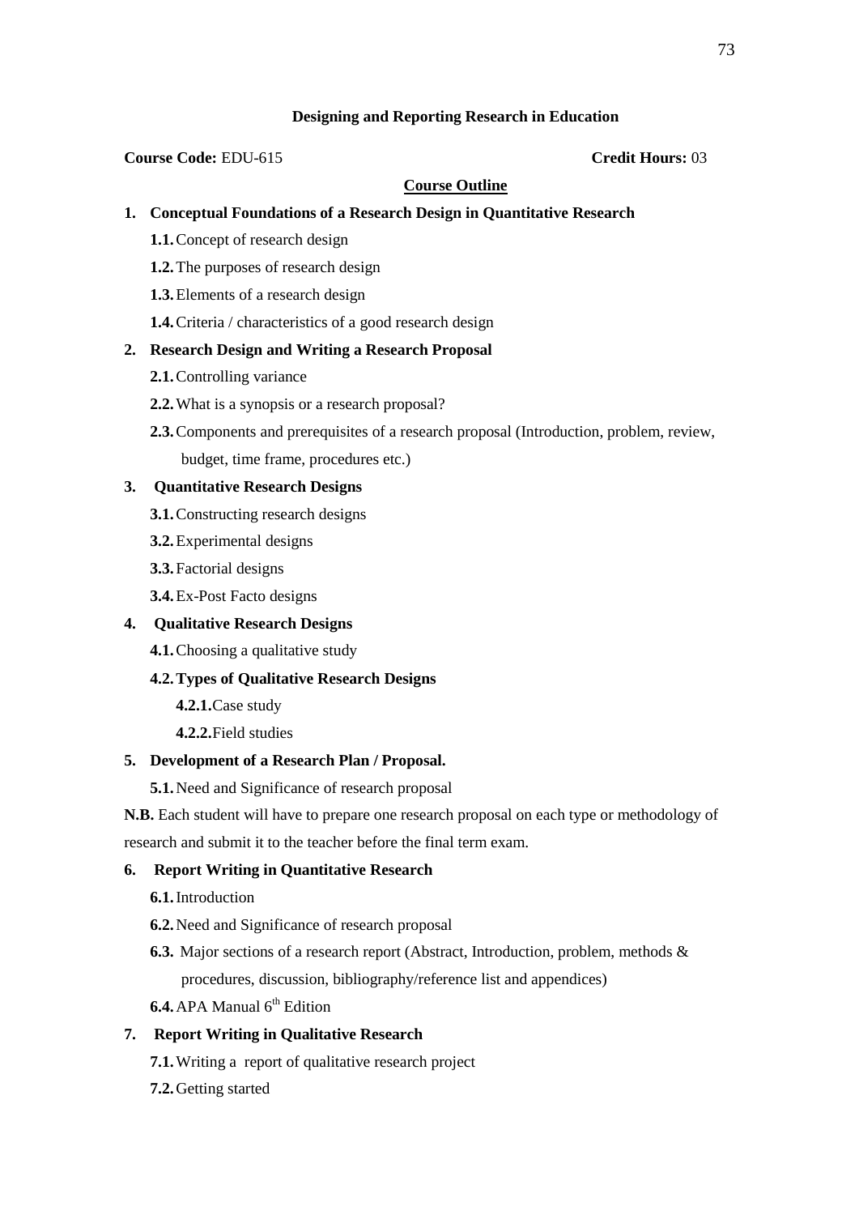## Designing and Reporting Research in Education

**Course Code:** EDU-615 **Credit Hours:** 03

### Course Outline

1. **Conceptual Foundations of a Research Design in Quantitative Research**
   - **1.1.** Concept of research design
   - **1.2.** The purposes of research design
   - **1.3.** Elements of a research design
   - **1.4.** Criteria / characteristics of a good research design
2. **Research Design and Writing a Research Proposal**
   - **2.1.** Controlling variance
   - **2.2.** What is a synopsis or a research proposal?
   - **2.3.** Components and prerequisites of a research proposal (Introduction, problem, review, budget, time frame, procedures etc.)
3. **Quantitative Research Designs**
   - **3.1.** Constructing research designs
   - **3.2.** Experimental designs
   - **3.3.** Factorial designs
   - **3.4.** Ex-Post Facto designs
4. **Qualitative Research Designs**
   - **4.1.** Choosing a qualitative study
   - **4.2. Types of Qualitative Research Designs**
     - **4.2.1.** Case study
     - **4.2.2.** Field studies
5. **Development of a Research Plan / Proposal.**
   - **5.1.** Need and Significance of research proposal

**N.B.** Each student will have to prepare one research proposal on each type or methodology of research and submit it to the teacher before the final term exam.

6. **Report Writing in Quantitative Research**
   - **6.1.** Introduction
   - **6.2.** Need and Significance of research proposal
   - **6.3.** Major sections of a research report (Abstract, Introduction, problem, methods & procedures, discussion, bibliography/reference list and appendices)
   - **6.4.** APA Manual 6th Edition
7. **Report Writing in Qualitative Research**
   - **7.1.** Writing a report of qualitative research project
   - **7.2.** Getting started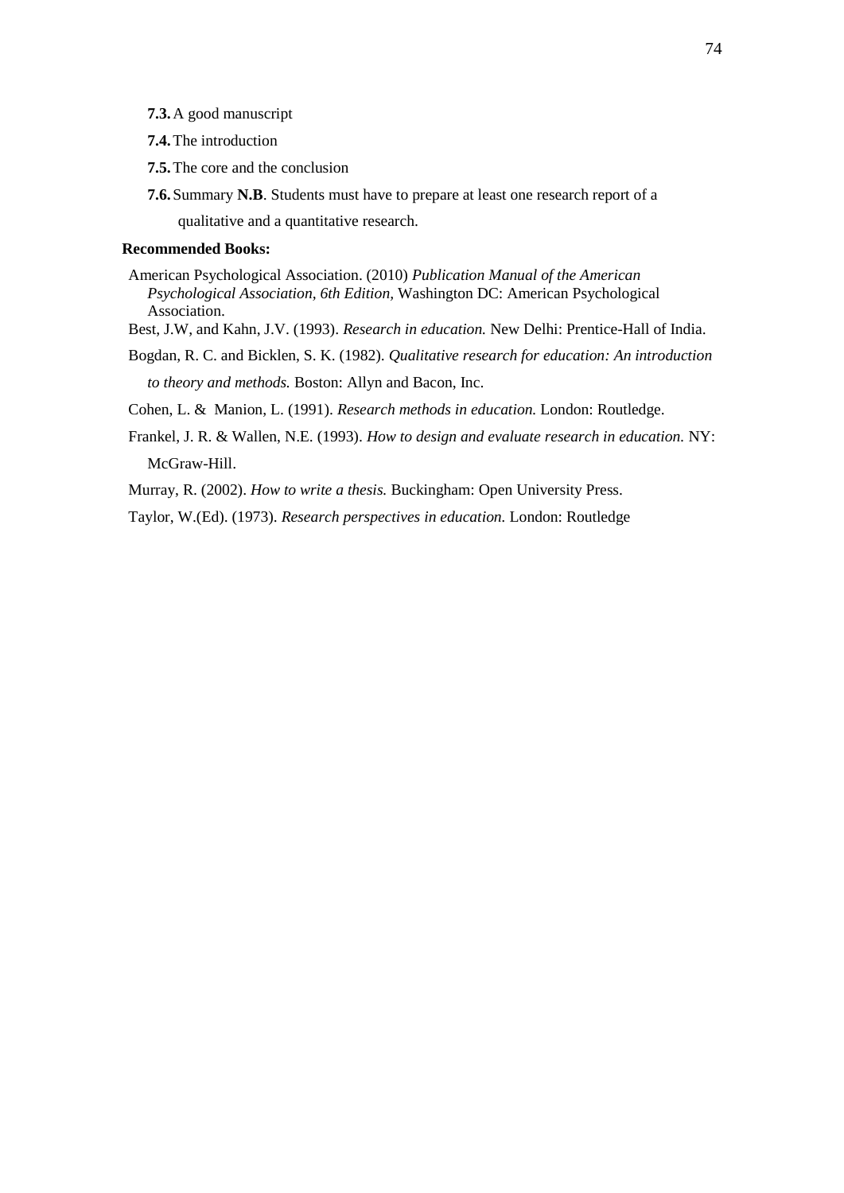- **7.3.** A good manuscript
- **7.4.** The introduction
- **7.5.** The core and the conclusion
- **7.6.** Summary **N.B**. Students must have to prepare at least one research report of a qualitative and a quantitative research.

**Recommended Books:**

American Psychological Association. (2010) *Publication Manual of the American Psychological Association, 6th Edition,* Washington DC: American Psychological Association.

Best, J.W, and Kahn, J.V. (1993). *Research in education.* New Delhi: Prentice-Hall of India.

Bogdan, R. C. and Bicklen, S. K. (1982). *Qualitative research for education: An introduction to theory and methods.* Boston: Allyn and Bacon, Inc.

Cohen, L. & Manion, L. (1991). *Research methods in education.* London: Routledge.

Frankel, J. R. & Wallen, N.E. (1993). *How to design and evaluate research in education.* NY: McGraw-Hill.

Murray, R. (2002). *How to write a thesis.* Buckingham: Open University Press.

Taylor, W.(Ed). (1973). *Research perspectives in education.* London: Routledge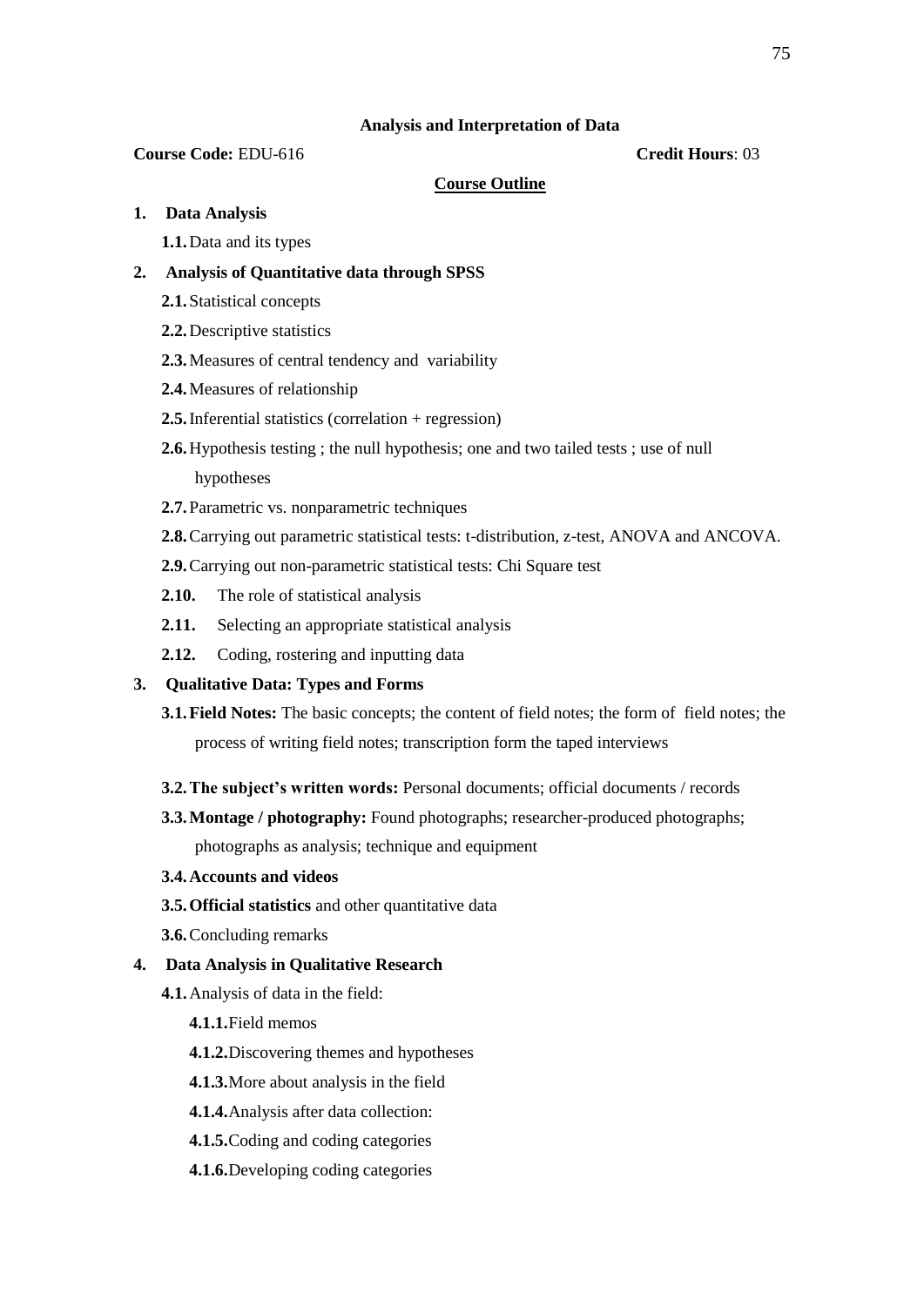### Analysis and Interpretation of Data

**Course Code:** EDU-616 **Credit Hours**: 03

**Course Outline**

1. **Data Analysis**
    - **1.1.** Data and its types
2. **Analysis of Quantitative data through SPSS**
    - **2.1.** Statistical concepts
    - **2.2.** Descriptive statistics
    - **2.3.** Measures of central tendency and variability
    - **2.4.** Measures of relationship
    - **2.5.** Inferential statistics (correlation + regression)
    - **2.6.** Hypothesis testing ; the null hypothesis; one and two tailed tests ; use of null hypotheses
    - **2.7.** Parametric vs. nonparametric techniques
    - **2.8.** Carrying out parametric statistical tests: t-distribution, z-test, ANOVA and ANCOVA.
    - **2.9.** Carrying out non-parametric statistical tests: Chi Square test
    - **2.10.** The role of statistical analysis
    - **2.11.** Selecting an appropriate statistical analysis
    - **2.12.** Coding, rostering and inputting data
3. **Qualitative Data: Types and Forms**
    - **3.1. Field Notes:** The basic concepts; the content of field notes; the form of field notes; the process of writing field notes; transcription form the taped interviews
    - **3.2. The subject's written words:** Personal documents; official documents / records
    - **3.3. Montage / photography:** Found photographs; researcher-produced photographs; photographs as analysis; technique and equipment
    - **3.4. Accounts and videos**
    - **3.5. Official statistics** and other quantitative data
    - **3.6.** Concluding remarks
4. **Data Analysis in Qualitative Research**
    - **4.1.** Analysis of data in the field:
        - **4.1.1.** Field memos
        - **4.1.2.** Discovering themes and hypotheses
        - **4.1.3.** More about analysis in the field
        - **4.1.4.** Analysis after data collection:
        - **4.1.5.** Coding and coding categories
        - **4.1.6.** Developing coding categories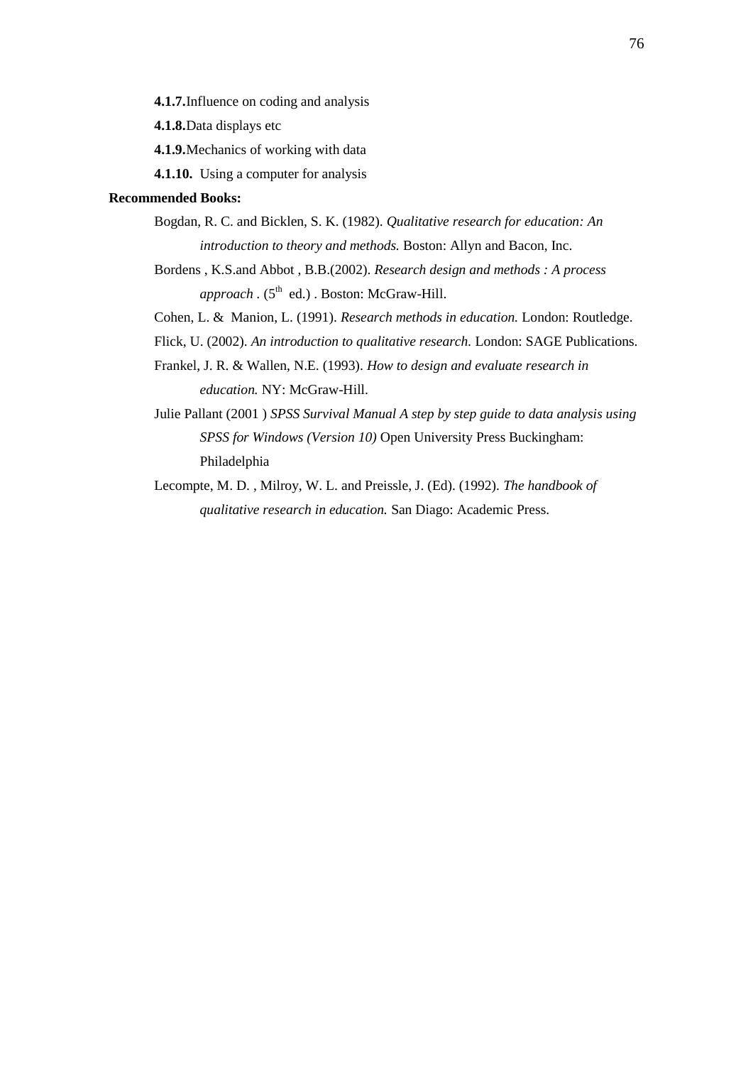**4.1.7.** Influence on coding and analysis

**4.1.8.** Data displays etc

**4.1.9.** Mechanics of working with data

**4.1.10.** Using a computer for analysis

**Recommended Books:**

Bogdan, R. C. and Bicklen, S. K. (1982). *Qualitative research for education: An introduction to theory and methods.* Boston: Allyn and Bacon, Inc.

Bordens , K.S.and Abbot , B.B.(2002). *Research design and methods : A process approach* . (5th ed.) . Boston: McGraw-Hill.

Cohen, L. & Manion, L. (1991). *Research methods in education.* London: Routledge.

Flick, U. (2002). *An introduction to qualitative research.* London: SAGE Publications.

Frankel, J. R. & Wallen, N.E. (1993). *How to design and evaluate research in education.* NY: McGraw-Hill.

Julie Pallant (2001 ) *SPSS Survival Manual A step by step guide to data analysis using SPSS for Windows (Version 10)* Open University Press Buckingham: Philadelphia

Lecompte, M. D. , Milroy, W. L. and Preissle, J. (Ed). (1992). *The handbook of qualitative research in education.* San Diago: Academic Press.